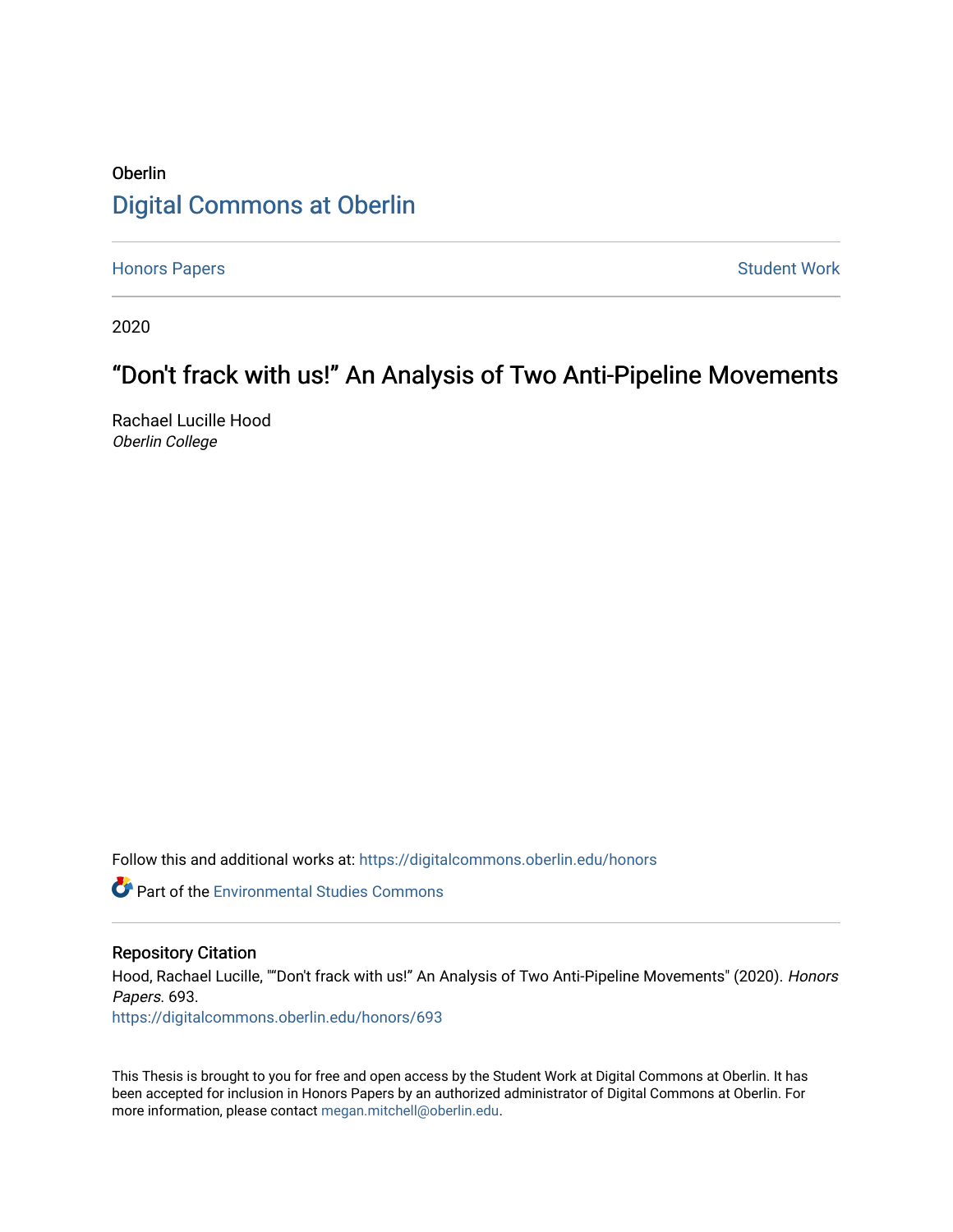Oberlin

# Digital Commons at Oberlin

Honors Papers Student Work

2020

## "Don't frack with us!" An Analysis of Two Anti-Pipeline Movements

Rachael Lucille Hood
*Oberlin College*

Follow this and additional works at: https://digitalcommons.oberlin.edu/honors

Part of the Environmental Studies Commons

### Repository Citation

Hood, Rachael Lucille, ""Don't frack with us!" An Analysis of Two Anti-Pipeline Movements" (2020). *Honors Papers.* 693.
https://digitalcommons.oberlin.edu/honors/693

This Thesis is brought to you for free and open access by the Student Work at Digital Commons at Oberlin. It has been accepted for inclusion in Honors Papers by an authorized administrator of Digital Commons at Oberlin. For more information, please contact megan.mitchell@oberlin.edu.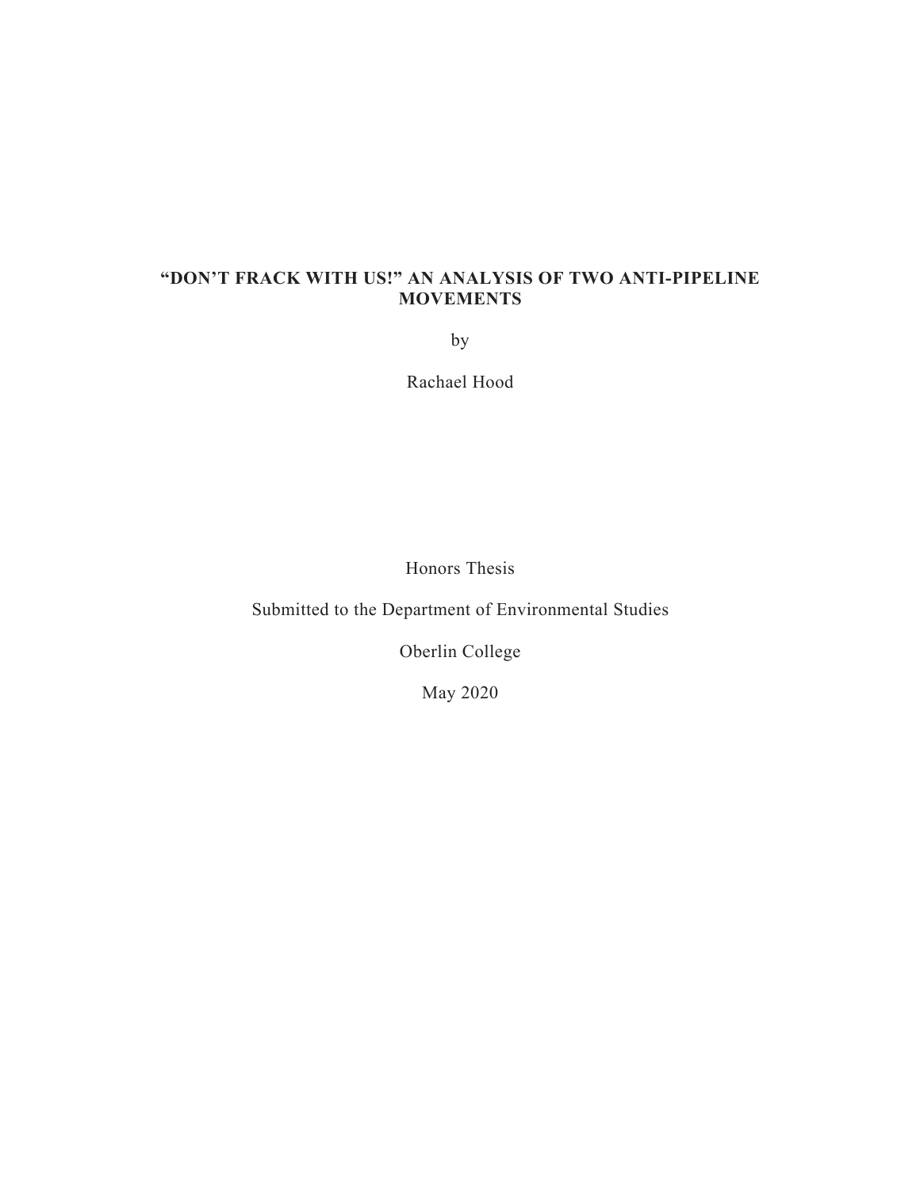# "DON'T FRACK WITH US!" AN ANALYSIS OF TWO ANTI-PIPELINE MOVEMENTS

by

Rachael Hood

Honors Thesis

Submitted to the Department of Environmental Studies

Oberlin College

May 2020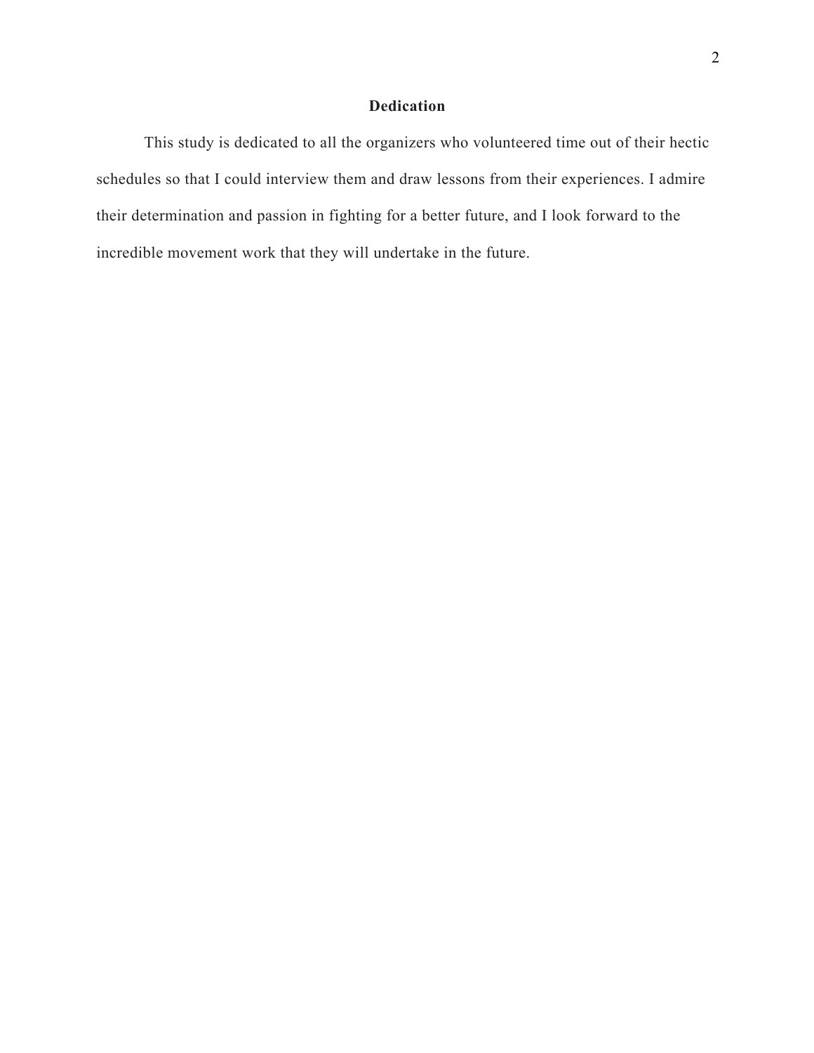# Dedication

This study is dedicated to all the organizers who volunteered time out of their hectic schedules so that I could interview them and draw lessons from their experiences. I admire their determination and passion in fighting for a better future, and I look forward to the incredible movement work that they will undertake in the future.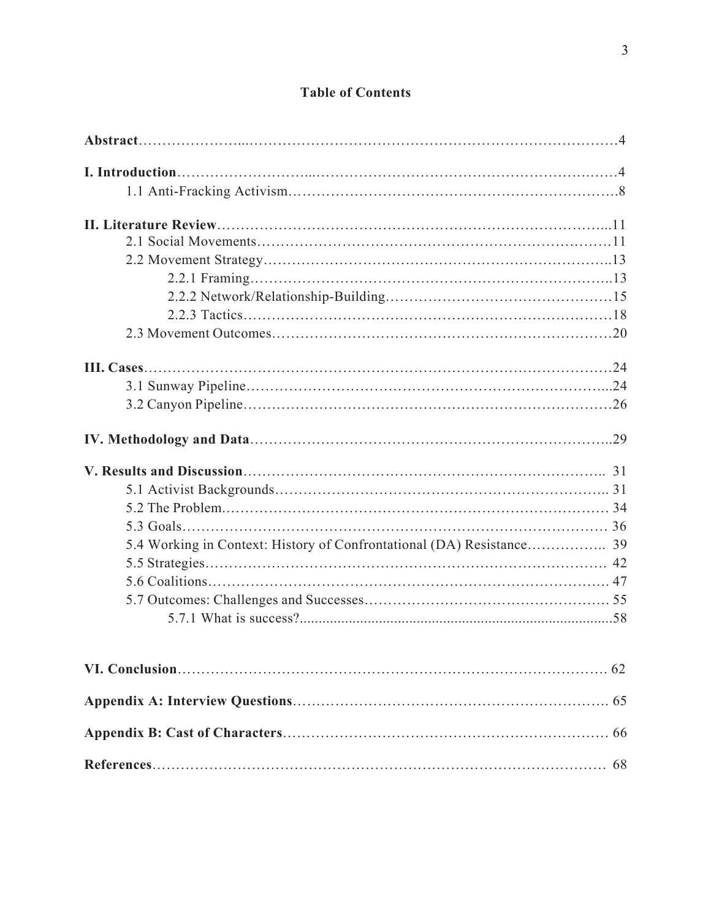## Table of Contents

**Abstract** ........................................................................................................4

**I. Introduction** ...............................................................................................4

1.1 Anti-Fracking Activism.................................................................................8

**II. Literature Review** .....................................................................................11

2.1 Social Movements.......................................................................................11

2.2 Movement Strategy.....................................................................................13

2.2.1 Framing..........................................................................................13

2.2.2 Network/Relationship-Building.......................................................15

2.2.3 Tactics............................................................................................18

2.3 Movement Outcomes...................................................................................20

**III. Cases** ......................................................................................................24

3.1 Sunway Pipeline..........................................................................................24

3.2 Canyon Pipeline..........................................................................................26

**IV. Methodology and Data** ...........................................................................29

**V. Results and Discussion** ............................................................................ 31

5.1 Activist Backgrounds.................................................................................. 31

5.2 The Problem............................................................................................... 34

5.3 Goals.......................................................................................................... 36

5.4 Working in Context: History of Confrontational (DA) Resistance.................. 39

5.5 Strategies.................................................................................................... 42

5.6 Coalitions.................................................................................................... 47

5.7 Outcomes: Challenges and Successes.......................................................... 55

5.7.1 What is success?...............................................................................58

**VI. Conclusion** ............................................................................................. 62

**Appendix A: Interview Questions** ............................................................... 65

**Appendix B: Cast of Characters** ................................................................. 66

**References** ................................................................................................... 68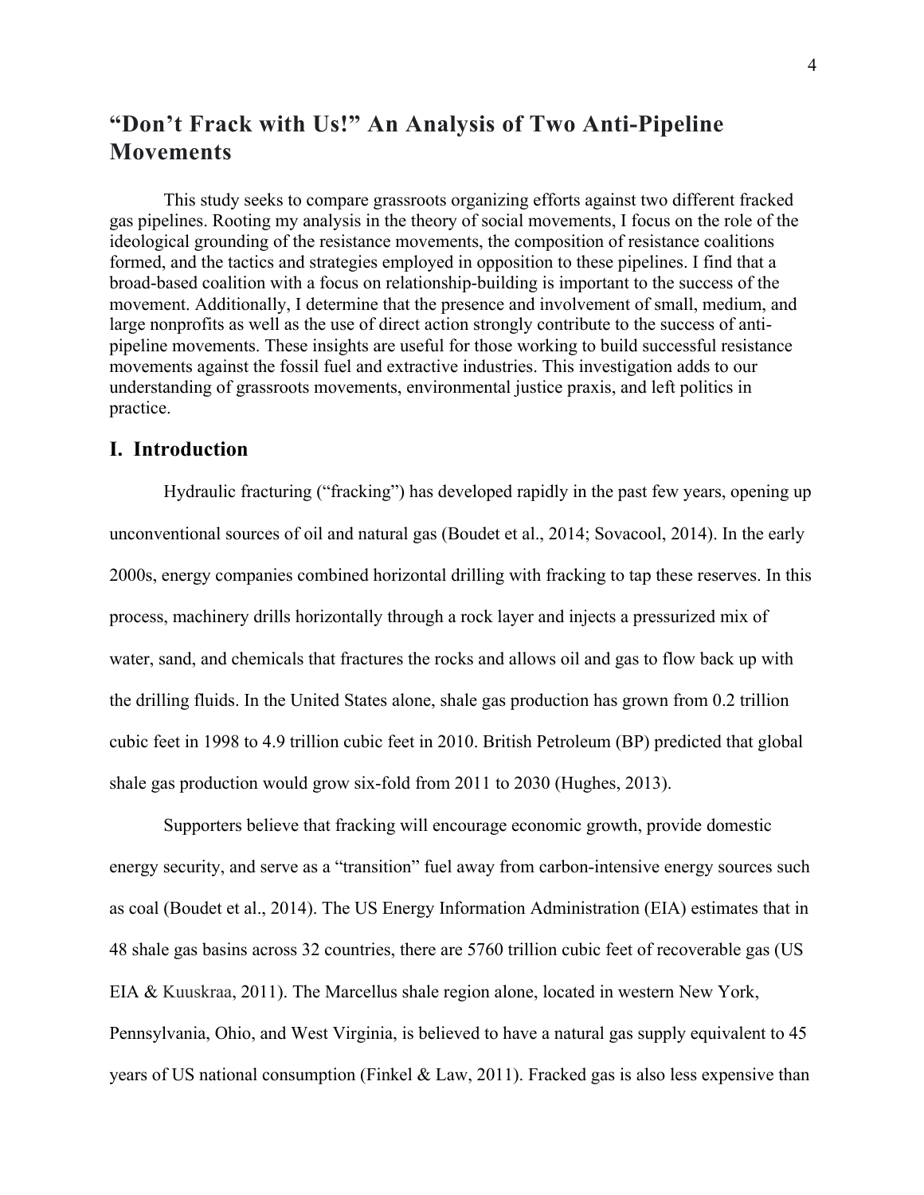# "Don't Frack with Us!" An Analysis of Two Anti-Pipeline Movements

This study seeks to compare grassroots organizing efforts against two different fracked gas pipelines. Rooting my analysis in the theory of social movements, I focus on the role of the ideological grounding of the resistance movements, the composition of resistance coalitions formed, and the tactics and strategies employed in opposition to these pipelines. I find that a broad-based coalition with a focus on relationship-building is important to the success of the movement. Additionally, I determine that the presence and involvement of small, medium, and large nonprofits as well as the use of direct action strongly contribute to the success of anti-pipeline movements. These insights are useful for those working to build successful resistance movements against the fossil fuel and extractive industries. This investigation adds to our understanding of grassroots movements, environmental justice praxis, and left politics in practice.

## I. Introduction

Hydraulic fracturing ("fracking") has developed rapidly in the past few years, opening up unconventional sources of oil and natural gas (Boudet et al., 2014; Sovacool, 2014). In the early 2000s, energy companies combined horizontal drilling with fracking to tap these reserves. In this process, machinery drills horizontally through a rock layer and injects a pressurized mix of water, sand, and chemicals that fractures the rocks and allows oil and gas to flow back up with the drilling fluids. In the United States alone, shale gas production has grown from 0.2 trillion cubic feet in 1998 to 4.9 trillion cubic feet in 2010. British Petroleum (BP) predicted that global shale gas production would grow six-fold from 2011 to 2030 (Hughes, 2013).

Supporters believe that fracking will encourage economic growth, provide domestic energy security, and serve as a "transition" fuel away from carbon-intensive energy sources such as coal (Boudet et al., 2014). The US Energy Information Administration (EIA) estimates that in 48 shale gas basins across 32 countries, there are 5760 trillion cubic feet of recoverable gas (US EIA & Kuuskraa, 2011). The Marcellus shale region alone, located in western New York, Pennsylvania, Ohio, and West Virginia, is believed to have a natural gas supply equivalent to 45 years of US national consumption (Finkel & Law, 2011). Fracked gas is also less expensive than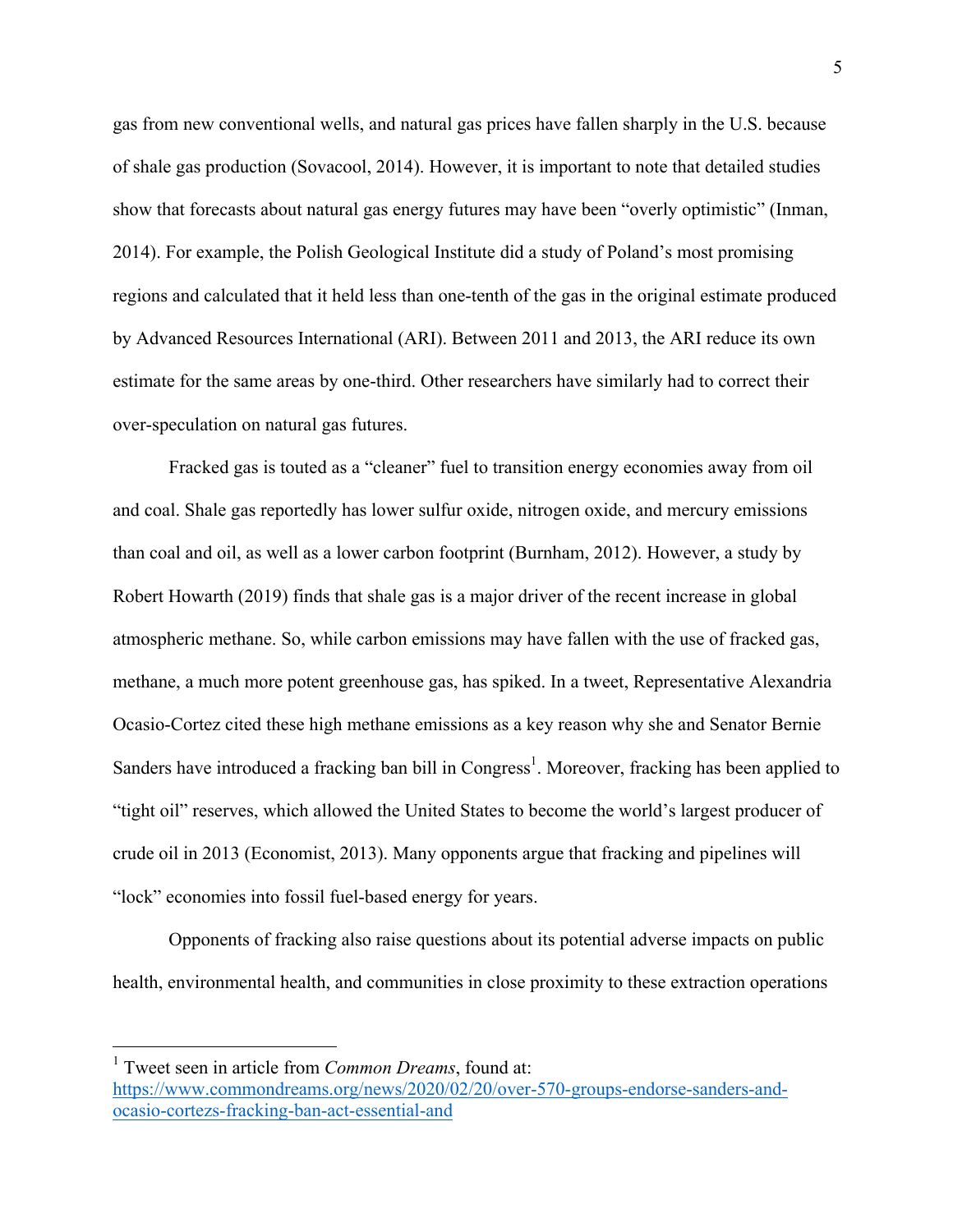gas from new conventional wells, and natural gas prices have fallen sharply in the U.S. because of shale gas production (Sovacool, 2014). However, it is important to note that detailed studies show that forecasts about natural gas energy futures may have been "overly optimistic" (Inman, 2014). For example, the Polish Geological Institute did a study of Poland's most promising regions and calculated that it held less than one-tenth of the gas in the original estimate produced by Advanced Resources International (ARI). Between 2011 and 2013, the ARI reduce its own estimate for the same areas by one-third. Other researchers have similarly had to correct their over-speculation on natural gas futures.

Fracked gas is touted as a "cleaner" fuel to transition energy economies away from oil and coal. Shale gas reportedly has lower sulfur oxide, nitrogen oxide, and mercury emissions than coal and oil, as well as a lower carbon footprint (Burnham, 2012). However, a study by Robert Howarth (2019) finds that shale gas is a major driver of the recent increase in global atmospheric methane. So, while carbon emissions may have fallen with the use of fracked gas, methane, a much more potent greenhouse gas, has spiked. In a tweet, Representative Alexandria Ocasio-Cortez cited these high methane emissions as a key reason why she and Senator Bernie Sanders have introduced a fracking ban bill in Congress[1]. Moreover, fracking has been applied to "tight oil" reserves, which allowed the United States to become the world's largest producer of crude oil in 2013 (Economist, 2013). Many opponents argue that fracking and pipelines will "lock" economies into fossil fuel-based energy for years.

Opponents of fracking also raise questions about its potential adverse impacts on public health, environmental health, and communities in close proximity to these extraction operations

---

[1] Tweet seen in article from *Common Dreams*, found at: https://www.commondreams.org/news/2020/02/20/over-570-groups-endorse-sanders-and-ocasio-cortezs-fracking-ban-act-essential-and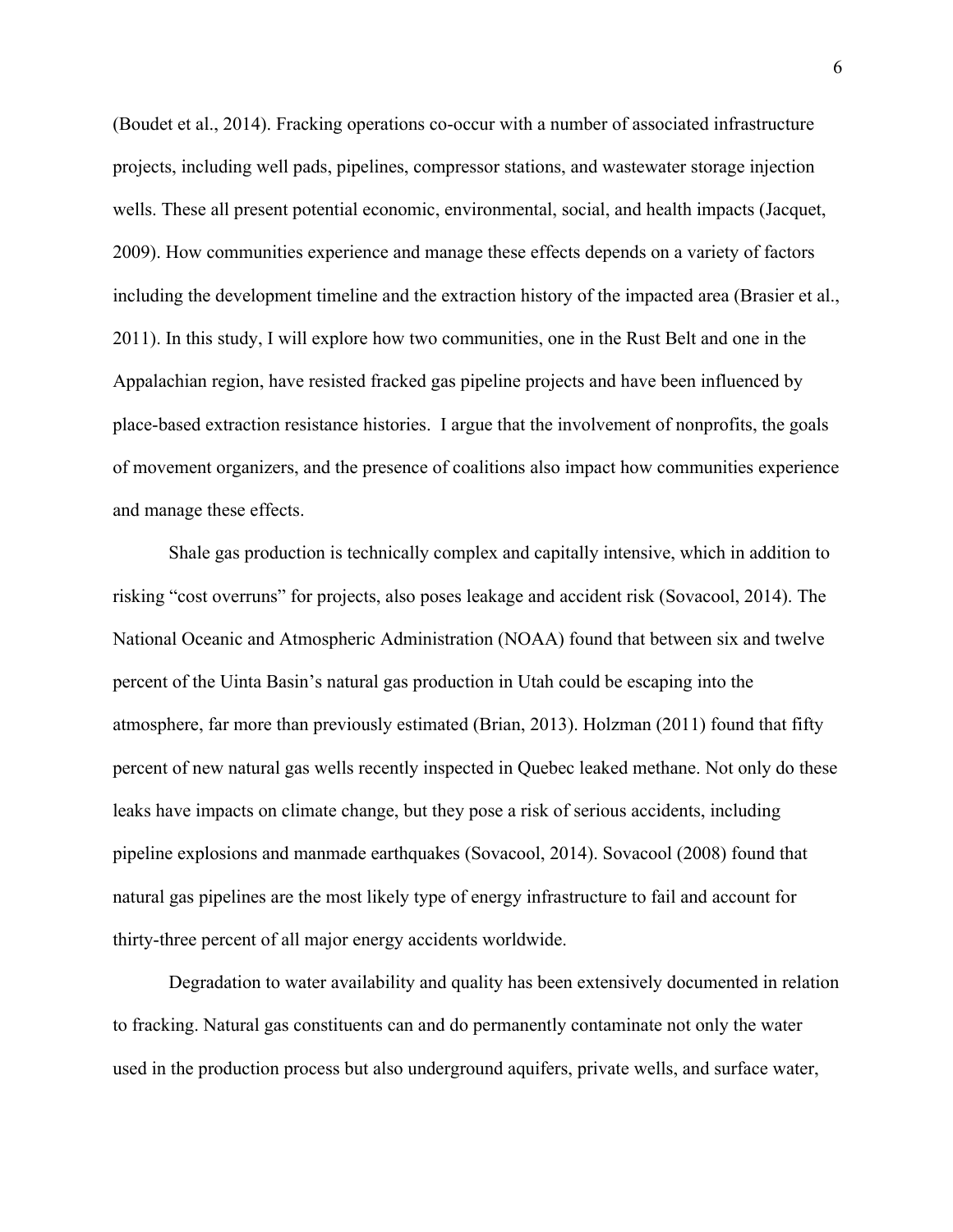(Boudet et al., 2014). Fracking operations co-occur with a number of associated infrastructure projects, including well pads, pipelines, compressor stations, and wastewater storage injection wells. These all present potential economic, environmental, social, and health impacts (Jacquet, 2009). How communities experience and manage these effects depends on a variety of factors including the development timeline and the extraction history of the impacted area (Brasier et al., 2011). In this study, I will explore how two communities, one in the Rust Belt and one in the Appalachian region, have resisted fracked gas pipeline projects and have been influenced by place-based extraction resistance histories. I argue that the involvement of nonprofits, the goals of movement organizers, and the presence of coalitions also impact how communities experience and manage these effects.

Shale gas production is technically complex and capitally intensive, which in addition to risking "cost overruns" for projects, also poses leakage and accident risk (Sovacool, 2014). The National Oceanic and Atmospheric Administration (NOAA) found that between six and twelve percent of the Uinta Basin's natural gas production in Utah could be escaping into the atmosphere, far more than previously estimated (Brian, 2013). Holzman (2011) found that fifty percent of new natural gas wells recently inspected in Quebec leaked methane. Not only do these leaks have impacts on climate change, but they pose a risk of serious accidents, including pipeline explosions and manmade earthquakes (Sovacool, 2014). Sovacool (2008) found that natural gas pipelines are the most likely type of energy infrastructure to fail and account for thirty-three percent of all major energy accidents worldwide.

Degradation to water availability and quality has been extensively documented in relation to fracking. Natural gas constituents can and do permanently contaminate not only the water used in the production process but also underground aquifers, private wells, and surface water,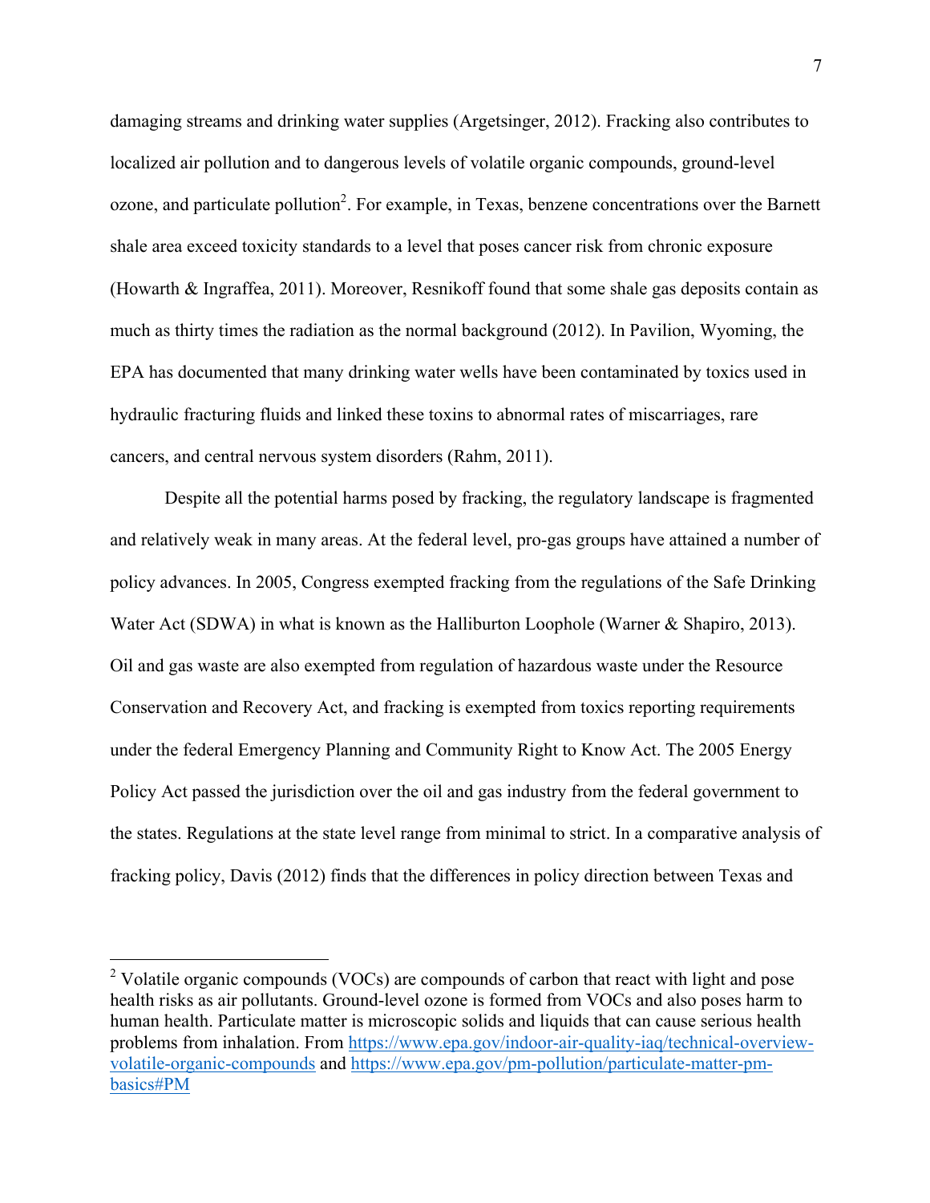damaging streams and drinking water supplies (Argetsinger, 2012). Fracking also contributes to localized air pollution and to dangerous levels of volatile organic compounds, ground-level ozone, and particulate pollution[2]. For example, in Texas, benzene concentrations over the Barnett shale area exceed toxicity standards to a level that poses cancer risk from chronic exposure (Howarth & Ingraffea, 2011). Moreover, Resnikoff found that some shale gas deposits contain as much as thirty times the radiation as the normal background (2012). In Pavilion, Wyoming, the EPA has documented that many drinking water wells have been contaminated by toxics used in hydraulic fracturing fluids and linked these toxins to abnormal rates of miscarriages, rare cancers, and central nervous system disorders (Rahm, 2011).

Despite all the potential harms posed by fracking, the regulatory landscape is fragmented and relatively weak in many areas. At the federal level, pro-gas groups have attained a number of policy advances. In 2005, Congress exempted fracking from the regulations of the Safe Drinking Water Act (SDWA) in what is known as the Halliburton Loophole (Warner & Shapiro, 2013). Oil and gas waste are also exempted from regulation of hazardous waste under the Resource Conservation and Recovery Act, and fracking is exempted from toxics reporting requirements under the federal Emergency Planning and Community Right to Know Act. The 2005 Energy Policy Act passed the jurisdiction over the oil and gas industry from the federal government to the states. Regulations at the state level range from minimal to strict. In a comparative analysis of fracking policy, Davis (2012) finds that the differences in policy direction between Texas and

---

[2] Volatile organic compounds (VOCs) are compounds of carbon that react with light and pose health risks as air pollutants. Ground-level ozone is formed from VOCs and also poses harm to human health. Particulate matter is microscopic solids and liquids that can cause serious health problems from inhalation. From https://www.epa.gov/indoor-air-quality-iaq/technical-overview-volatile-organic-compounds and https://www.epa.gov/pm-pollution/particulate-matter-pm-basics#PM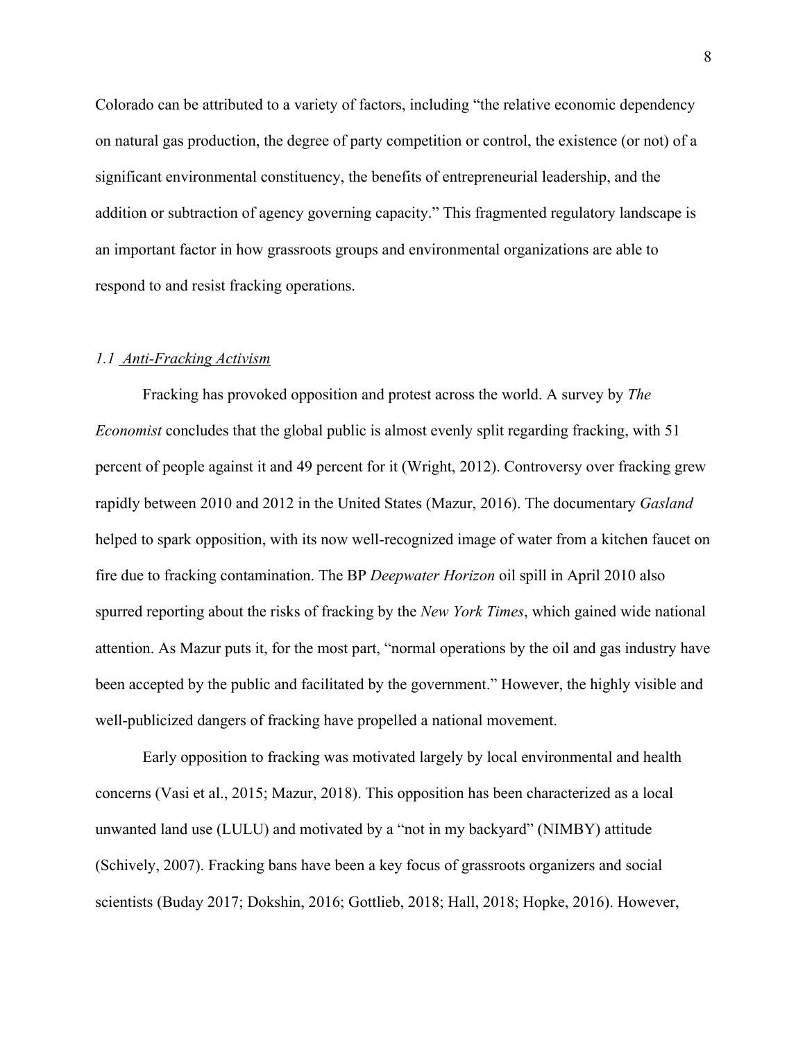Colorado can be attributed to a variety of factors, including "the relative economic dependency on natural gas production, the degree of party competition or control, the existence (or not) of a significant environmental constituency, the benefits of entrepreneurial leadership, and the addition or subtraction of agency governing capacity." This fragmented regulatory landscape is an important factor in how grassroots groups and environmental organizations are able to respond to and resist fracking operations.

### *1.1 Anti-Fracking Activism*

Fracking has provoked opposition and protest across the world. A survey by *The Economist* concludes that the global public is almost evenly split regarding fracking, with 51 percent of people against it and 49 percent for it (Wright, 2012). Controversy over fracking grew rapidly between 2010 and 2012 in the United States (Mazur, 2016). The documentary *Gasland* helped to spark opposition, with its now well-recognized image of water from a kitchen faucet on fire due to fracking contamination. The BP *Deepwater Horizon* oil spill in April 2010 also spurred reporting about the risks of fracking by the *New York Times*, which gained wide national attention. As Mazur puts it, for the most part, "normal operations by the oil and gas industry have been accepted by the public and facilitated by the government." However, the highly visible and well-publicized dangers of fracking have propelled a national movement.

Early opposition to fracking was motivated largely by local environmental and health concerns (Vasi et al., 2015; Mazur, 2018). This opposition has been characterized as a local unwanted land use (LULU) and motivated by a "not in my backyard" (NIMBY) attitude (Schively, 2007). Fracking bans have been a key focus of grassroots organizers and social scientists (Buday 2017; Dokshin, 2016; Gottlieb, 2018; Hall, 2018; Hopke, 2016). However,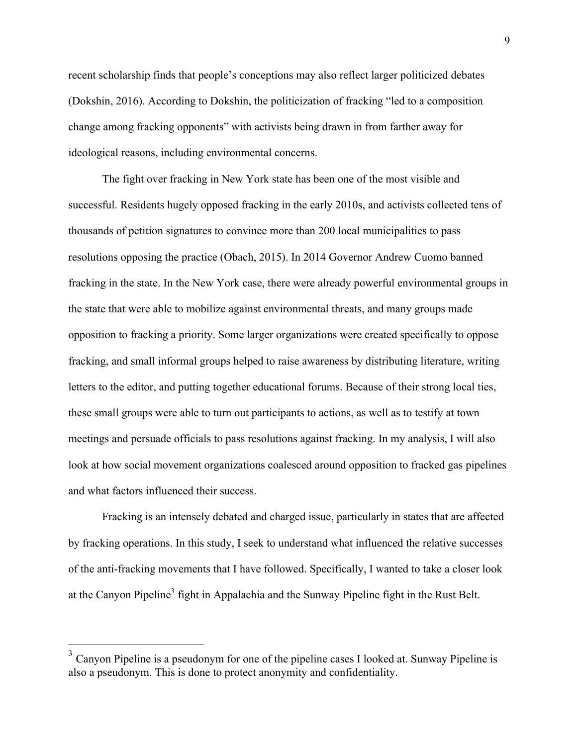recent scholarship finds that people's conceptions may also reflect larger politicized debates (Dokshin, 2016). According to Dokshin, the politicization of fracking "led to a composition change among fracking opponents" with activists being drawn in from farther away for ideological reasons, including environmental concerns.

The fight over fracking in New York state has been one of the most visible and successful. Residents hugely opposed fracking in the early 2010s, and activists collected tens of thousands of petition signatures to convince more than 200 local municipalities to pass resolutions opposing the practice (Obach, 2015). In 2014 Governor Andrew Cuomo banned fracking in the state. In the New York case, there were already powerful environmental groups in the state that were able to mobilize against environmental threats, and many groups made opposition to fracking a priority. Some larger organizations were created specifically to oppose fracking, and small informal groups helped to raise awareness by distributing literature, writing letters to the editor, and putting together educational forums. Because of their strong local ties, these small groups were able to turn out participants to actions, as well as to testify at town meetings and persuade officials to pass resolutions against fracking. In my analysis, I will also look at how social movement organizations coalesced around opposition to fracked gas pipelines and what factors influenced their success.

Fracking is an intensely debated and charged issue, particularly in states that are affected by fracking operations. In this study, I seek to understand what influenced the relative successes of the anti-fracking movements that I have followed. Specifically, I wanted to take a closer look at the Canyon Pipeline[3] fight in Appalachia and the Sunway Pipeline fight in the Rust Belt.

---

[3] Canyon Pipeline is a pseudonym for one of the pipeline cases I looked at. Sunway Pipeline is also a pseudonym. This is done to protect anonymity and confidentiality.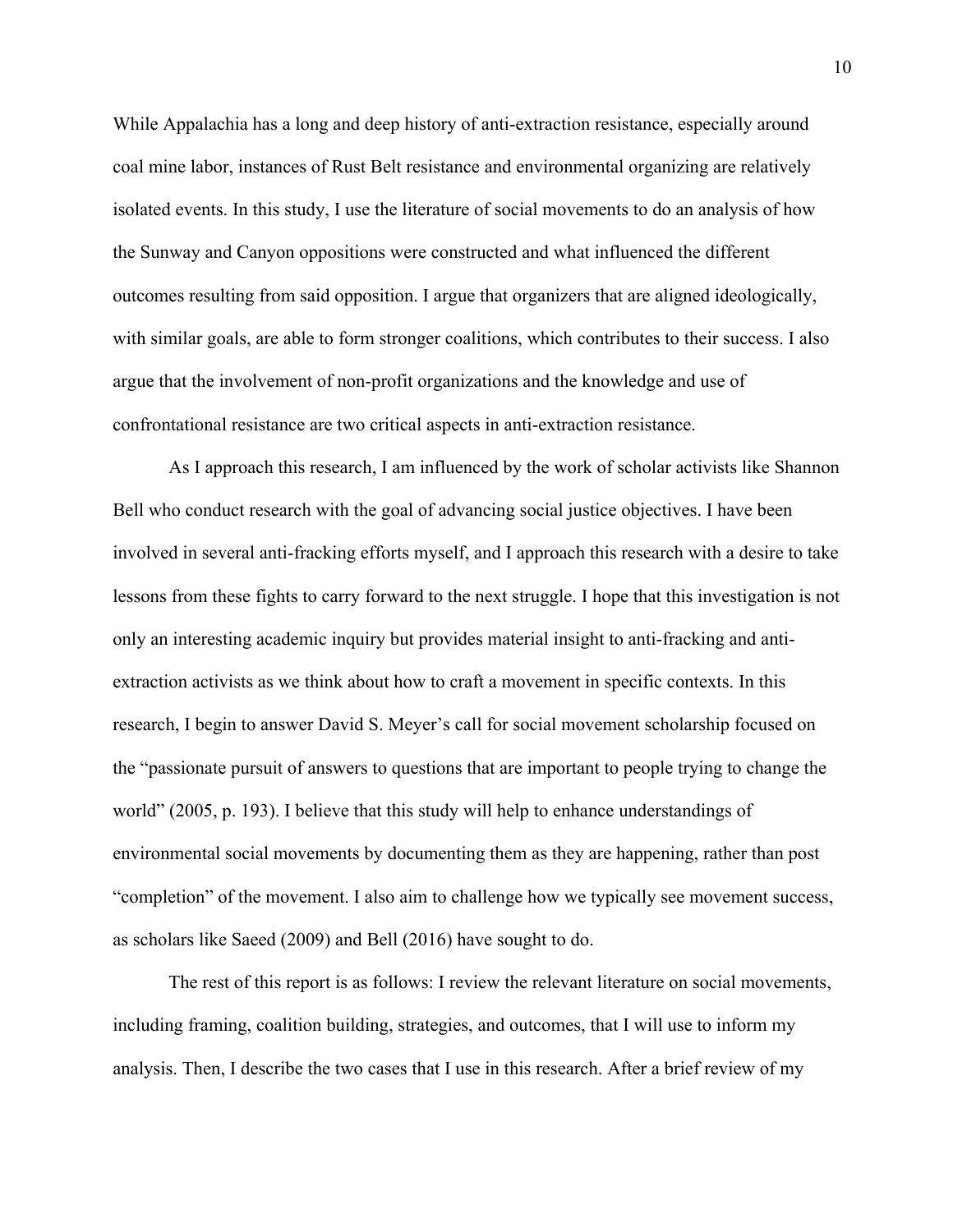While Appalachia has a long and deep history of anti-extraction resistance, especially around coal mine labor, instances of Rust Belt resistance and environmental organizing are relatively isolated events. In this study, I use the literature of social movements to do an analysis of how the Sunway and Canyon oppositions were constructed and what influenced the different outcomes resulting from said opposition. I argue that organizers that are aligned ideologically, with similar goals, are able to form stronger coalitions, which contributes to their success. I also argue that the involvement of non-profit organizations and the knowledge and use of confrontational resistance are two critical aspects in anti-extraction resistance.

As I approach this research, I am influenced by the work of scholar activists like Shannon Bell who conduct research with the goal of advancing social justice objectives. I have been involved in several anti-fracking efforts myself, and I approach this research with a desire to take lessons from these fights to carry forward to the next struggle. I hope that this investigation is not only an interesting academic inquiry but provides material insight to anti-fracking and anti-extraction activists as we think about how to craft a movement in specific contexts. In this research, I begin to answer David S. Meyer's call for social movement scholarship focused on the "passionate pursuit of answers to questions that are important to people trying to change the world" (2005, p. 193). I believe that this study will help to enhance understandings of environmental social movements by documenting them as they are happening, rather than post "completion" of the movement. I also aim to challenge how we typically see movement success, as scholars like Saeed (2009) and Bell (2016) have sought to do.

The rest of this report is as follows: I review the relevant literature on social movements, including framing, coalition building, strategies, and outcomes, that I will use to inform my analysis. Then, I describe the two cases that I use in this research. After a brief review of my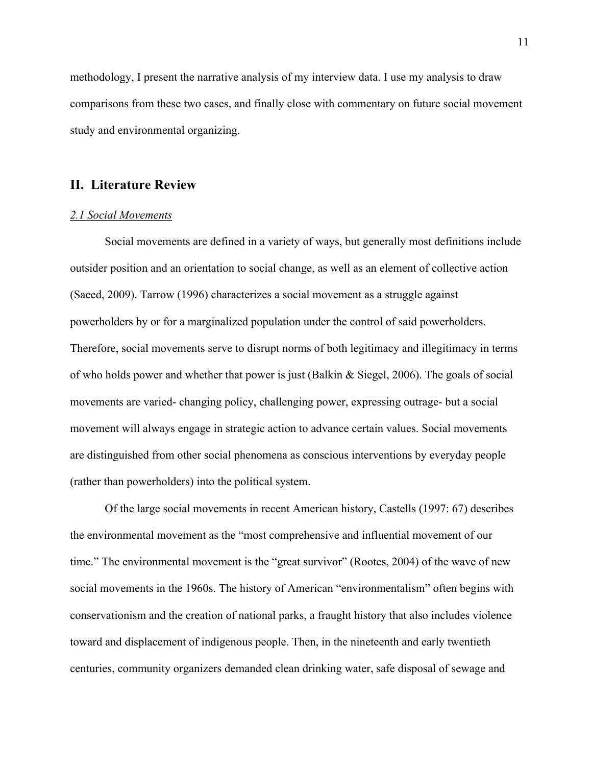methodology, I present the narrative analysis of my interview data. I use my analysis to draw comparisons from these two cases, and finally close with commentary on future social movement study and environmental organizing.

## II. Literature Review

### *2.1 Social Movements*

Social movements are defined in a variety of ways, but generally most definitions include outsider position and an orientation to social change, as well as an element of collective action (Saeed, 2009). Tarrow (1996) characterizes a social movement as a struggle against powerholders by or for a marginalized population under the control of said powerholders. Therefore, social movements serve to disrupt norms of both legitimacy and illegitimacy in terms of who holds power and whether that power is just (Balkin & Siegel, 2006). The goals of social movements are varied- changing policy, challenging power, expressing outrage- but a social movement will always engage in strategic action to advance certain values. Social movements are distinguished from other social phenomena as conscious interventions by everyday people (rather than powerholders) into the political system.

Of the large social movements in recent American history, Castells (1997: 67) describes the environmental movement as the "most comprehensive and influential movement of our time." The environmental movement is the "great survivor" (Rootes, 2004) of the wave of new social movements in the 1960s. The history of American "environmentalism" often begins with conservationism and the creation of national parks, a fraught history that also includes violence toward and displacement of indigenous people. Then, in the nineteenth and early twentieth centuries, community organizers demanded clean drinking water, safe disposal of sewage and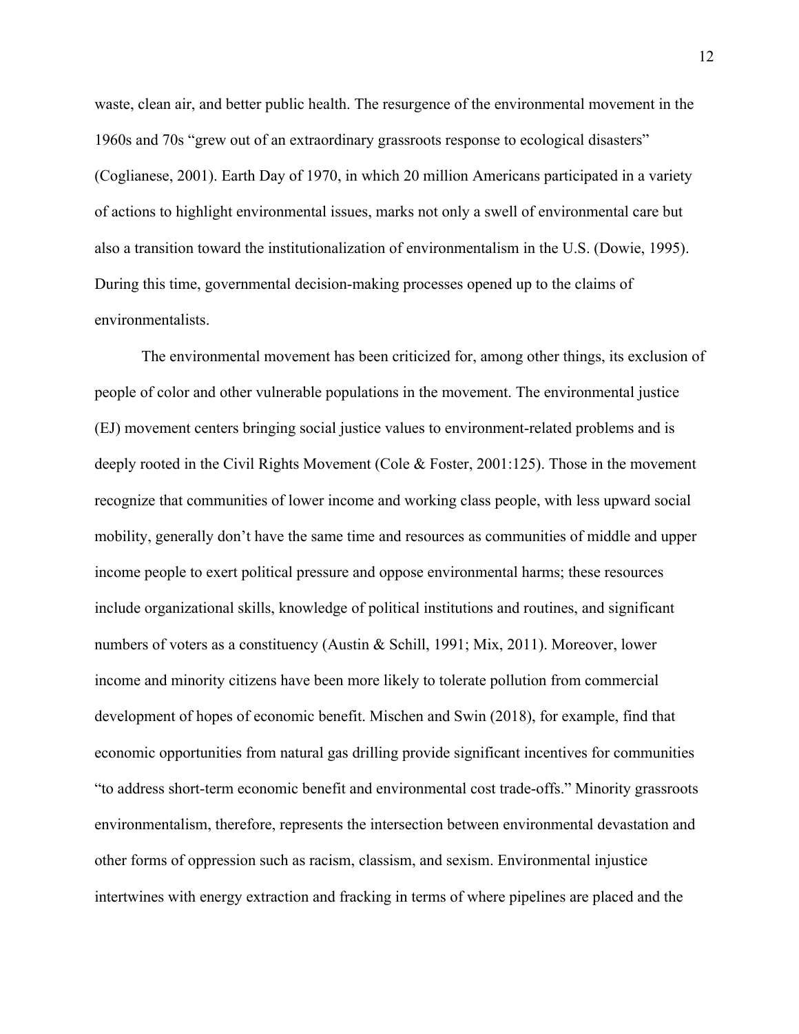waste, clean air, and better public health. The resurgence of the environmental movement in the 1960s and 70s "grew out of an extraordinary grassroots response to ecological disasters" (Coglianese, 2001). Earth Day of 1970, in which 20 million Americans participated in a variety of actions to highlight environmental issues, marks not only a swell of environmental care but also a transition toward the institutionalization of environmentalism in the U.S. (Dowie, 1995). During this time, governmental decision-making processes opened up to the claims of environmentalists.

The environmental movement has been criticized for, among other things, its exclusion of people of color and other vulnerable populations in the movement. The environmental justice (EJ) movement centers bringing social justice values to environment-related problems and is deeply rooted in the Civil Rights Movement (Cole & Foster, 2001:125). Those in the movement recognize that communities of lower income and working class people, with less upward social mobility, generally don't have the same time and resources as communities of middle and upper income people to exert political pressure and oppose environmental harms; these resources include organizational skills, knowledge of political institutions and routines, and significant numbers of voters as a constituency (Austin & Schill, 1991; Mix, 2011). Moreover, lower income and minority citizens have been more likely to tolerate pollution from commercial development of hopes of economic benefit. Mischen and Swin (2018), for example, find that economic opportunities from natural gas drilling provide significant incentives for communities "to address short-term economic benefit and environmental cost trade-offs." Minority grassroots environmentalism, therefore, represents the intersection between environmental devastation and other forms of oppression such as racism, classism, and sexism. Environmental injustice intertwines with energy extraction and fracking in terms of where pipelines are placed and the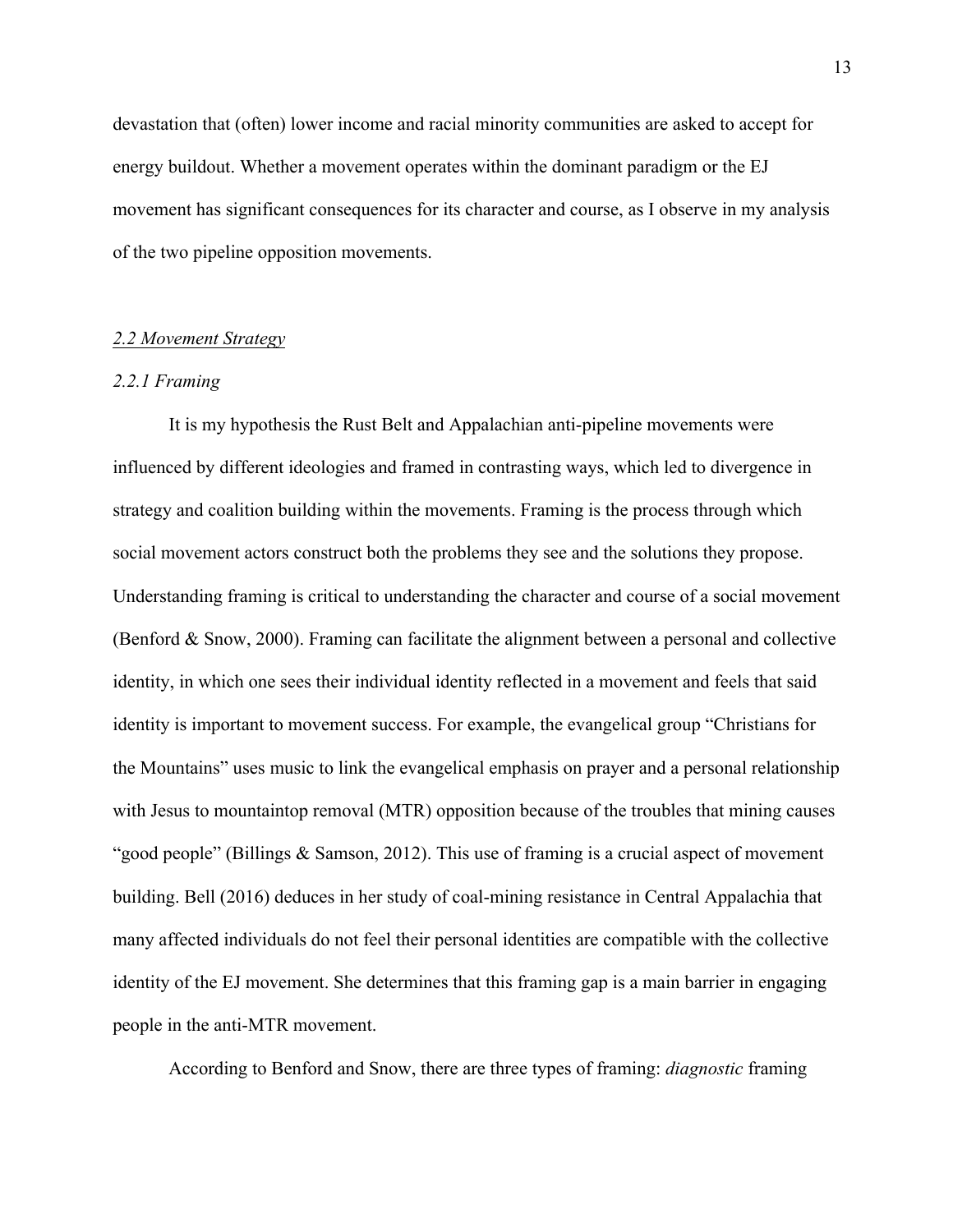devastation that (often) lower income and racial minority communities are asked to accept for energy buildout. Whether a movement operates within the dominant paradigm or the EJ movement has significant consequences for its character and course, as I observe in my analysis of the two pipeline opposition movements.

### *2.2 Movement Strategy*

#### *2.2.1 Framing*

It is my hypothesis the Rust Belt and Appalachian anti-pipeline movements were influenced by different ideologies and framed in contrasting ways, which led to divergence in strategy and coalition building within the movements. Framing is the process through which social movement actors construct both the problems they see and the solutions they propose. Understanding framing is critical to understanding the character and course of a social movement (Benford & Snow, 2000). Framing can facilitate the alignment between a personal and collective identity, in which one sees their individual identity reflected in a movement and feels that said identity is important to movement success. For example, the evangelical group "Christians for the Mountains" uses music to link the evangelical emphasis on prayer and a personal relationship with Jesus to mountaintop removal (MTR) opposition because of the troubles that mining causes "good people" (Billings & Samson, 2012). This use of framing is a crucial aspect of movement building. Bell (2016) deduces in her study of coal-mining resistance in Central Appalachia that many affected individuals do not feel their personal identities are compatible with the collective identity of the EJ movement. She determines that this framing gap is a main barrier in engaging people in the anti-MTR movement.

According to Benford and Snow, there are three types of framing: *diagnostic* framing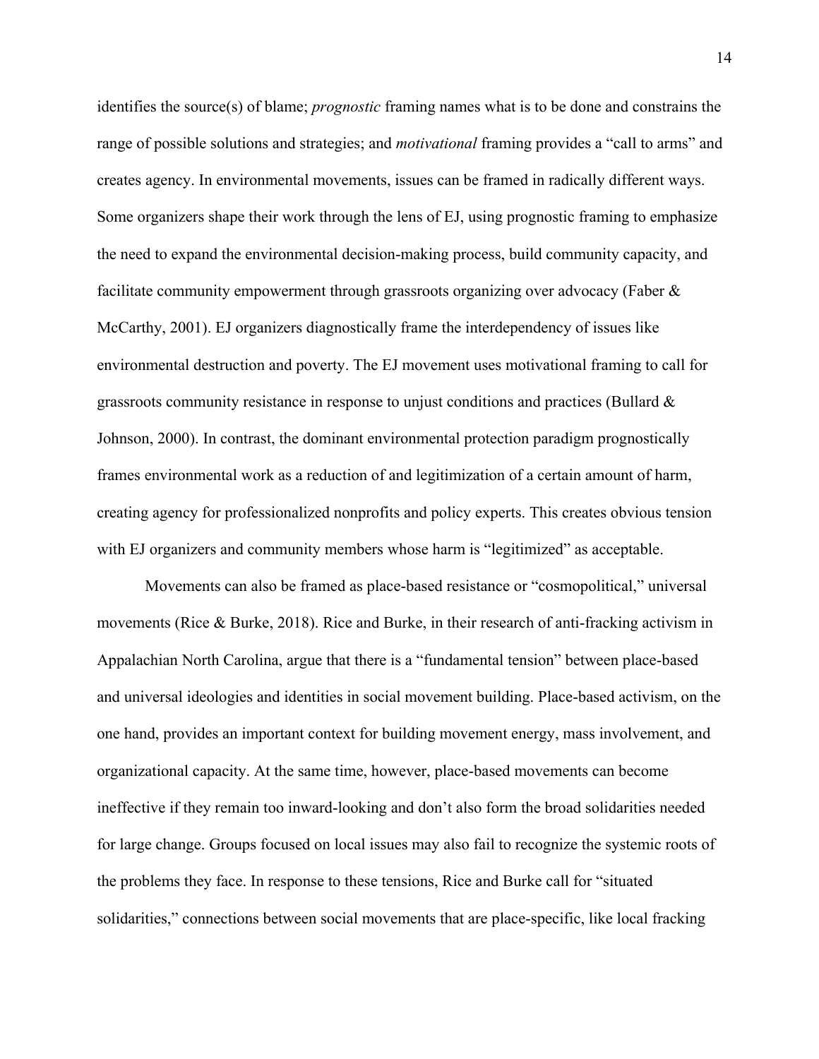identifies the source(s) of blame; *prognostic* framing names what is to be done and constrains the range of possible solutions and strategies; and *motivational* framing provides a "call to arms" and creates agency. In environmental movements, issues can be framed in radically different ways. Some organizers shape their work through the lens of EJ, using prognostic framing to emphasize the need to expand the environmental decision-making process, build community capacity, and facilitate community empowerment through grassroots organizing over advocacy (Faber & McCarthy, 2001). EJ organizers diagnostically frame the interdependency of issues like environmental destruction and poverty. The EJ movement uses motivational framing to call for grassroots community resistance in response to unjust conditions and practices (Bullard & Johnson, 2000). In contrast, the dominant environmental protection paradigm prognostically frames environmental work as a reduction of and legitimization of a certain amount of harm, creating agency for professionalized nonprofits and policy experts. This creates obvious tension with EJ organizers and community members whose harm is "legitimized" as acceptable.

Movements can also be framed as place-based resistance or "cosmopolitical," universal movements (Rice & Burke, 2018). Rice and Burke, in their research of anti-fracking activism in Appalachian North Carolina, argue that there is a "fundamental tension" between place-based and universal ideologies and identities in social movement building. Place-based activism, on the one hand, provides an important context for building movement energy, mass involvement, and organizational capacity. At the same time, however, place-based movements can become ineffective if they remain too inward-looking and don't also form the broad solidarities needed for large change. Groups focused on local issues may also fail to recognize the systemic roots of the problems they face. In response to these tensions, Rice and Burke call for "situated solidarities," connections between social movements that are place-specific, like local fracking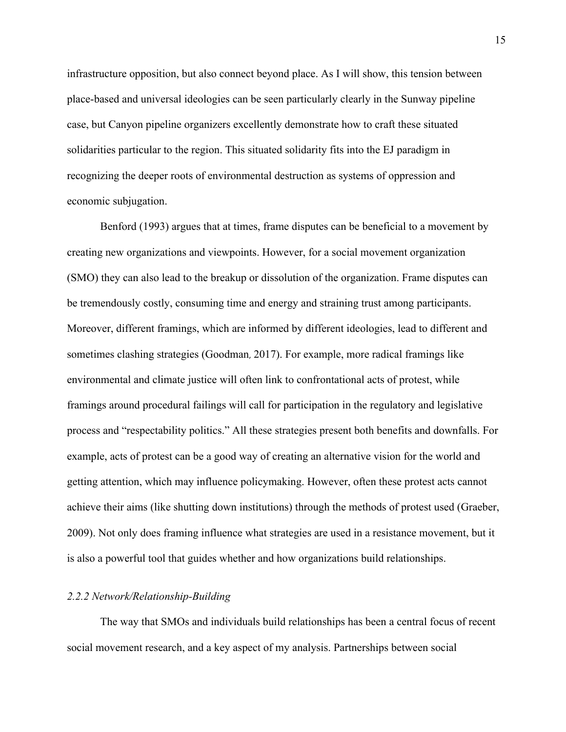infrastructure opposition, but also connect beyond place. As I will show, this tension between place-based and universal ideologies can be seen particularly clearly in the Sunway pipeline case, but Canyon pipeline organizers excellently demonstrate how to craft these situated solidarities particular to the region. This situated solidarity fits into the EJ paradigm in recognizing the deeper roots of environmental destruction as systems of oppression and economic subjugation.

Benford (1993) argues that at times, frame disputes can be beneficial to a movement by creating new organizations and viewpoints. However, for a social movement organization (SMO) they can also lead to the breakup or dissolution of the organization. Frame disputes can be tremendously costly, consuming time and energy and straining trust among participants. Moreover, different framings, which are informed by different ideologies, lead to different and sometimes clashing strategies (Goodman, 2017). For example, more radical framings like environmental and climate justice will often link to confrontational acts of protest, while framings around procedural failings will call for participation in the regulatory and legislative process and "respectability politics." All these strategies present both benefits and downfalls. For example, acts of protest can be a good way of creating an alternative vision for the world and getting attention, which may influence policymaking. However, often these protest acts cannot achieve their aims (like shutting down institutions) through the methods of protest used (Graeber, 2009). Not only does framing influence what strategies are used in a resistance movement, but it is also a powerful tool that guides whether and how organizations build relationships.

### *2.2.2 Network/Relationship-Building*

The way that SMOs and individuals build relationships has been a central focus of recent social movement research, and a key aspect of my analysis. Partnerships between social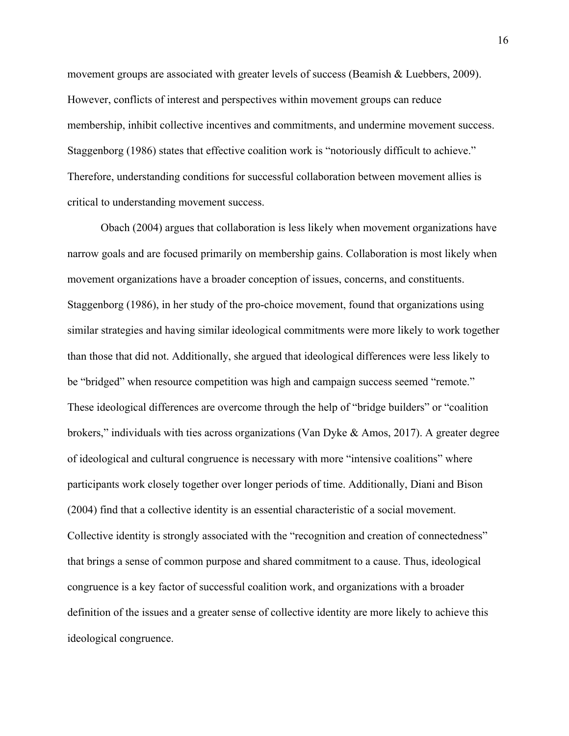movement groups are associated with greater levels of success (Beamish & Luebbers, 2009). However, conflicts of interest and perspectives within movement groups can reduce membership, inhibit collective incentives and commitments, and undermine movement success. Staggenborg (1986) states that effective coalition work is "notoriously difficult to achieve." Therefore, understanding conditions for successful collaboration between movement allies is critical to understanding movement success.

Obach (2004) argues that collaboration is less likely when movement organizations have narrow goals and are focused primarily on membership gains. Collaboration is most likely when movement organizations have a broader conception of issues, concerns, and constituents. Staggenborg (1986), in her study of the pro-choice movement, found that organizations using similar strategies and having similar ideological commitments were more likely to work together than those that did not. Additionally, she argued that ideological differences were less likely to be "bridged" when resource competition was high and campaign success seemed "remote." These ideological differences are overcome through the help of "bridge builders" or "coalition brokers," individuals with ties across organizations (Van Dyke & Amos, 2017). A greater degree of ideological and cultural congruence is necessary with more "intensive coalitions" where participants work closely together over longer periods of time. Additionally, Diani and Bison (2004) find that a collective identity is an essential characteristic of a social movement. Collective identity is strongly associated with the "recognition and creation of connectedness" that brings a sense of common purpose and shared commitment to a cause. Thus, ideological congruence is a key factor of successful coalition work, and organizations with a broader definition of the issues and a greater sense of collective identity are more likely to achieve this ideological congruence.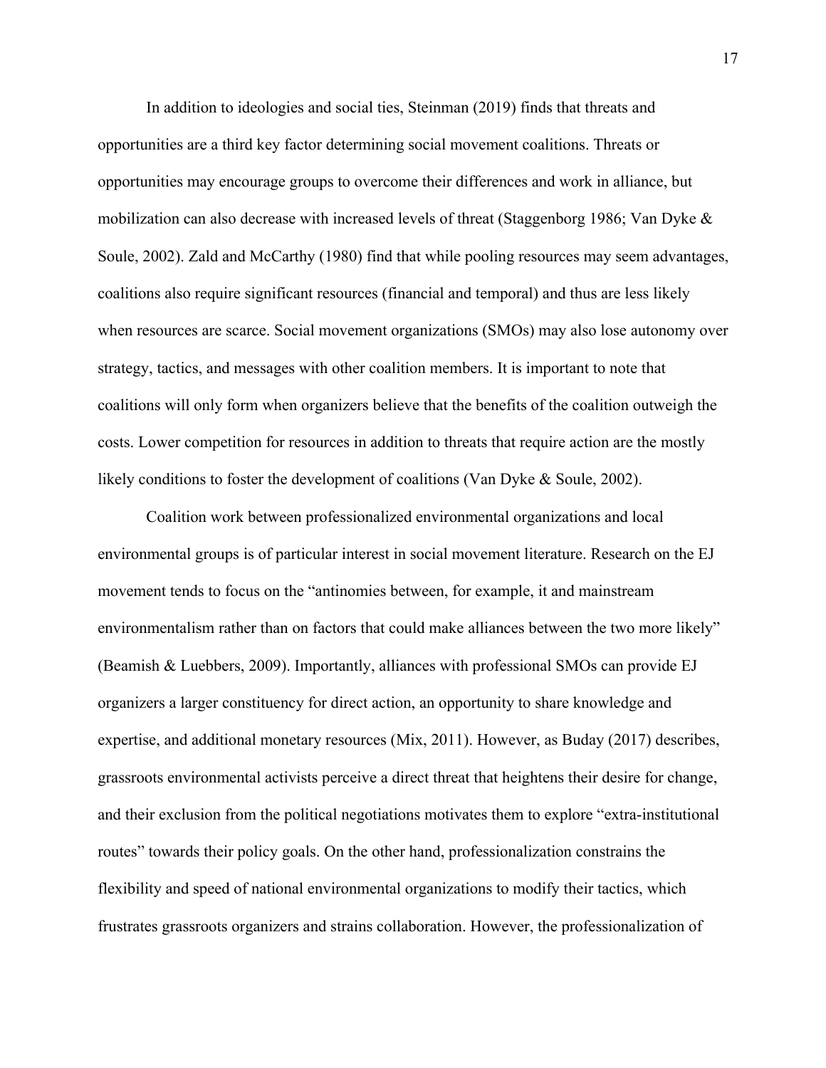In addition to ideologies and social ties, Steinman (2019) finds that threats and opportunities are a third key factor determining social movement coalitions. Threats or opportunities may encourage groups to overcome their differences and work in alliance, but mobilization can also decrease with increased levels of threat (Staggenborg 1986; Van Dyke & Soule, 2002). Zald and McCarthy (1980) find that while pooling resources may seem advantages, coalitions also require significant resources (financial and temporal) and thus are less likely when resources are scarce. Social movement organizations (SMOs) may also lose autonomy over strategy, tactics, and messages with other coalition members. It is important to note that coalitions will only form when organizers believe that the benefits of the coalition outweigh the costs. Lower competition for resources in addition to threats that require action are the mostly likely conditions to foster the development of coalitions (Van Dyke & Soule, 2002).

Coalition work between professionalized environmental organizations and local environmental groups is of particular interest in social movement literature. Research on the EJ movement tends to focus on the "antinomies between, for example, it and mainstream environmentalism rather than on factors that could make alliances between the two more likely" (Beamish & Luebbers, 2009). Importantly, alliances with professional SMOs can provide EJ organizers a larger constituency for direct action, an opportunity to share knowledge and expertise, and additional monetary resources (Mix, 2011). However, as Buday (2017) describes, grassroots environmental activists perceive a direct threat that heightens their desire for change, and their exclusion from the political negotiations motivates them to explore "extra-institutional routes" towards their policy goals. On the other hand, professionalization constrains the flexibility and speed of national environmental organizations to modify their tactics, which frustrates grassroots organizers and strains collaboration. However, the professionalization of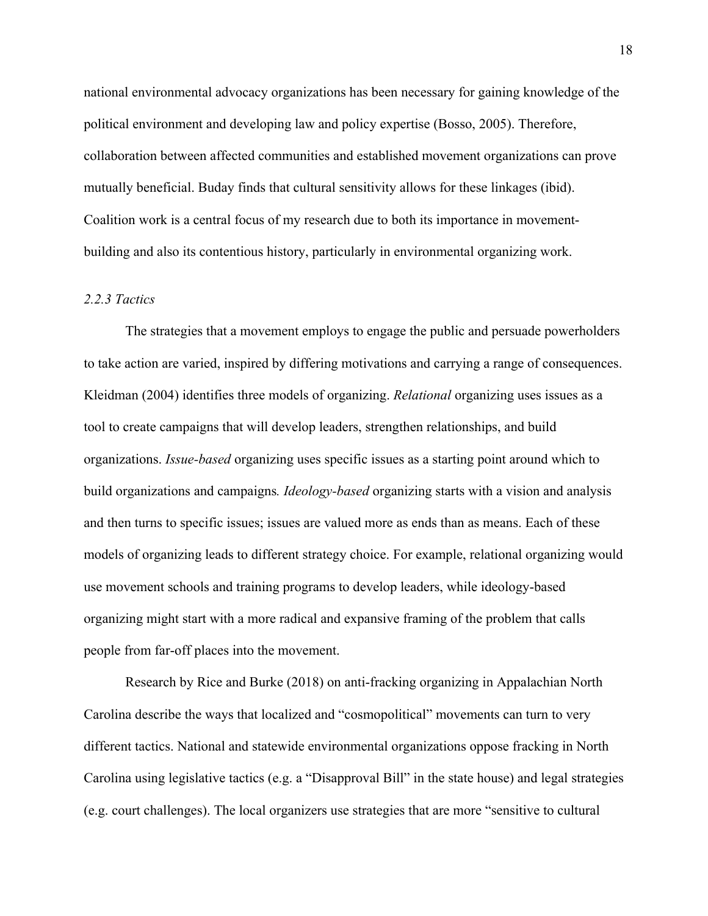national environmental advocacy organizations has been necessary for gaining knowledge of the political environment and developing law and policy expertise (Bosso, 2005). Therefore, collaboration between affected communities and established movement organizations can prove mutually beneficial. Buday finds that cultural sensitivity allows for these linkages (ibid). Coalition work is a central focus of my research due to both its importance in movement-building and also its contentious history, particularly in environmental organizing work.

### *2.2.3 Tactics*

The strategies that a movement employs to engage the public and persuade powerholders to take action are varied, inspired by differing motivations and carrying a range of consequences. Kleidman (2004) identifies three models of organizing. *Relational* organizing uses issues as a tool to create campaigns that will develop leaders, strengthen relationships, and build organizations. *Issue-based* organizing uses specific issues as a starting point around which to build organizations and campaigns*. Ideology-based* organizing starts with a vision and analysis and then turns to specific issues; issues are valued more as ends than as means. Each of these models of organizing leads to different strategy choice. For example, relational organizing would use movement schools and training programs to develop leaders, while ideology-based organizing might start with a more radical and expansive framing of the problem that calls people from far-off places into the movement.

Research by Rice and Burke (2018) on anti-fracking organizing in Appalachian North Carolina describe the ways that localized and "cosmopolitical" movements can turn to very different tactics. National and statewide environmental organizations oppose fracking in North Carolina using legislative tactics (e.g. a "Disapproval Bill" in the state house) and legal strategies (e.g. court challenges). The local organizers use strategies that are more "sensitive to cultural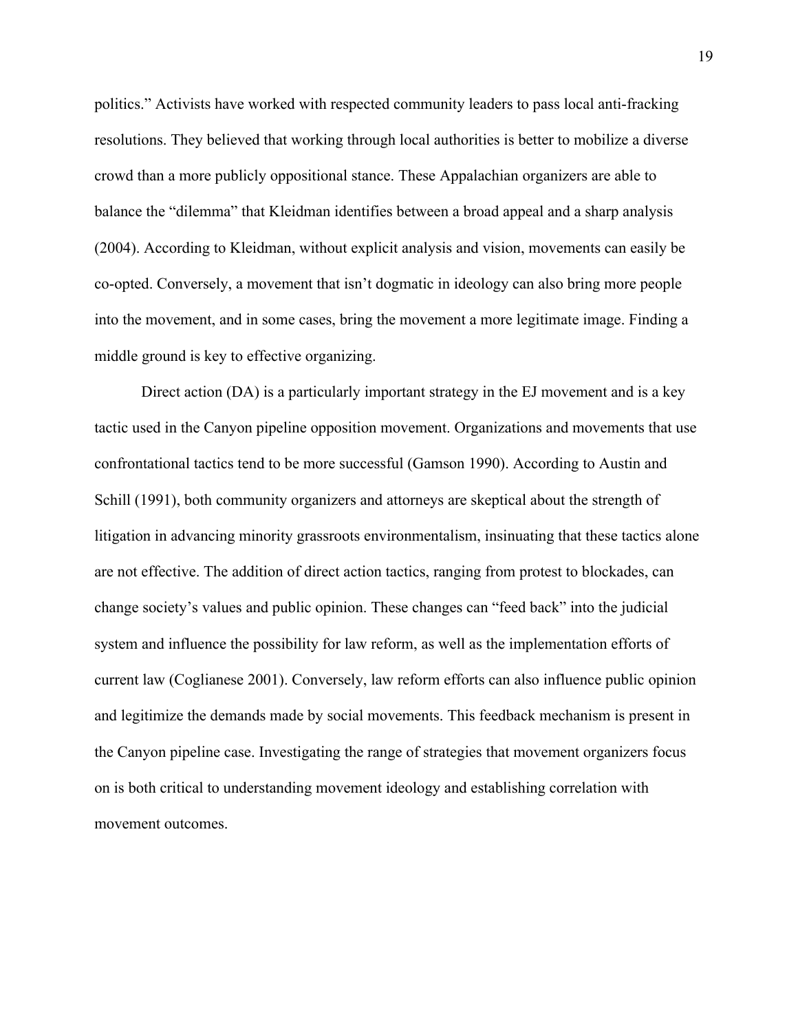politics." Activists have worked with respected community leaders to pass local anti-fracking resolutions. They believed that working through local authorities is better to mobilize a diverse crowd than a more publicly oppositional stance. These Appalachian organizers are able to balance the "dilemma" that Kleidman identifies between a broad appeal and a sharp analysis (2004). According to Kleidman, without explicit analysis and vision, movements can easily be co-opted. Conversely, a movement that isn't dogmatic in ideology can also bring more people into the movement, and in some cases, bring the movement a more legitimate image. Finding a middle ground is key to effective organizing.

Direct action (DA) is a particularly important strategy in the EJ movement and is a key tactic used in the Canyon pipeline opposition movement. Organizations and movements that use confrontational tactics tend to be more successful (Gamson 1990). According to Austin and Schill (1991), both community organizers and attorneys are skeptical about the strength of litigation in advancing minority grassroots environmentalism, insinuating that these tactics alone are not effective. The addition of direct action tactics, ranging from protest to blockades, can change society's values and public opinion. These changes can "feed back" into the judicial system and influence the possibility for law reform, as well as the implementation efforts of current law (Coglianese 2001). Conversely, law reform efforts can also influence public opinion and legitimize the demands made by social movements. This feedback mechanism is present in the Canyon pipeline case. Investigating the range of strategies that movement organizers focus on is both critical to understanding movement ideology and establishing correlation with movement outcomes.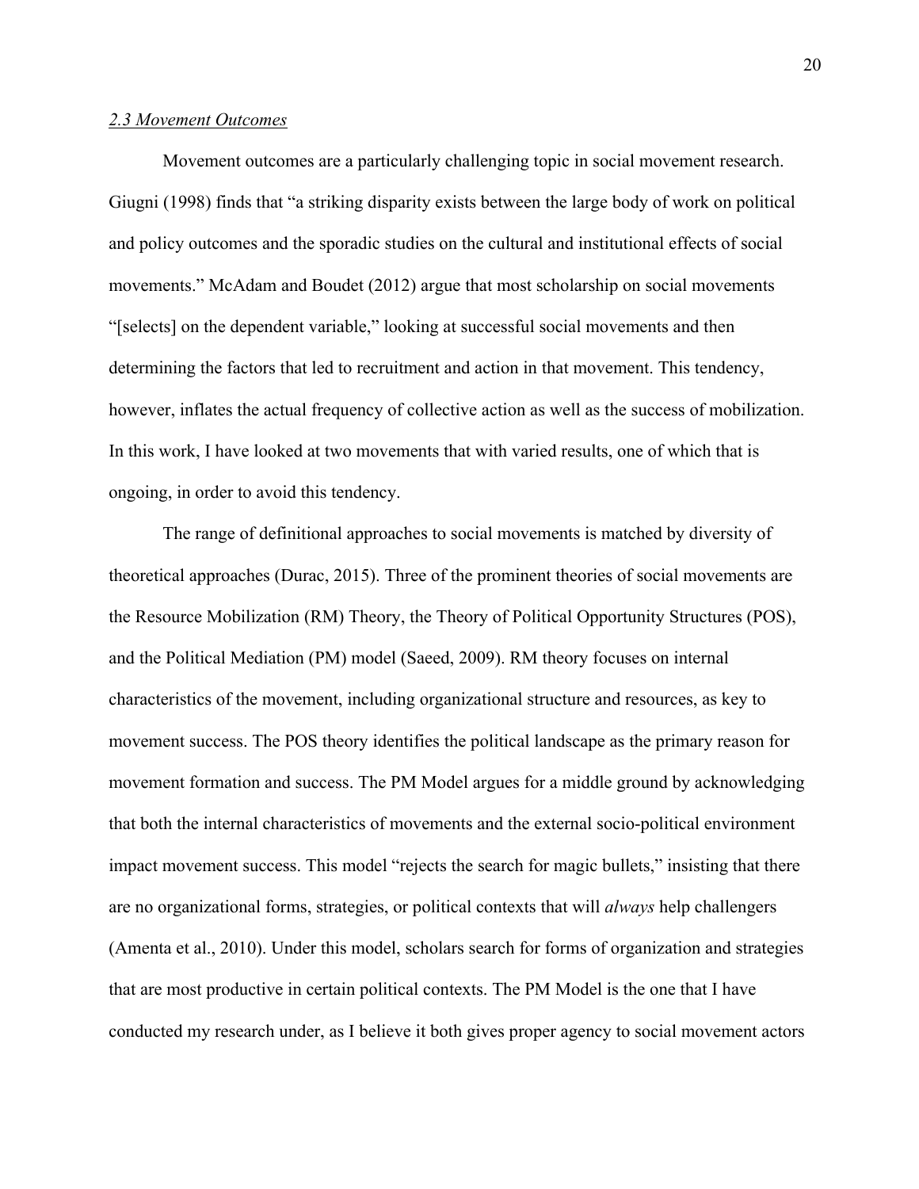*2.3 Movement Outcomes*

Movement outcomes are a particularly challenging topic in social movement research. Giugni (1998) finds that "a striking disparity exists between the large body of work on political and policy outcomes and the sporadic studies on the cultural and institutional effects of social movements." McAdam and Boudet (2012) argue that most scholarship on social movements "[selects] on the dependent variable," looking at successful social movements and then determining the factors that led to recruitment and action in that movement. This tendency, however, inflates the actual frequency of collective action as well as the success of mobilization. In this work, I have looked at two movements that with varied results, one of which that is ongoing, in order to avoid this tendency.

The range of definitional approaches to social movements is matched by diversity of theoretical approaches (Durac, 2015). Three of the prominent theories of social movements are the Resource Mobilization (RM) Theory, the Theory of Political Opportunity Structures (POS), and the Political Mediation (PM) model (Saeed, 2009). RM theory focuses on internal characteristics of the movement, including organizational structure and resources, as key to movement success. The POS theory identifies the political landscape as the primary reason for movement formation and success. The PM Model argues for a middle ground by acknowledging that both the internal characteristics of movements and the external socio-political environment impact movement success. This model "rejects the search for magic bullets," insisting that there are no organizational forms, strategies, or political contexts that will *always* help challengers (Amenta et al., 2010). Under this model, scholars search for forms of organization and strategies that are most productive in certain political contexts. The PM Model is the one that I have conducted my research under, as I believe it both gives proper agency to social movement actors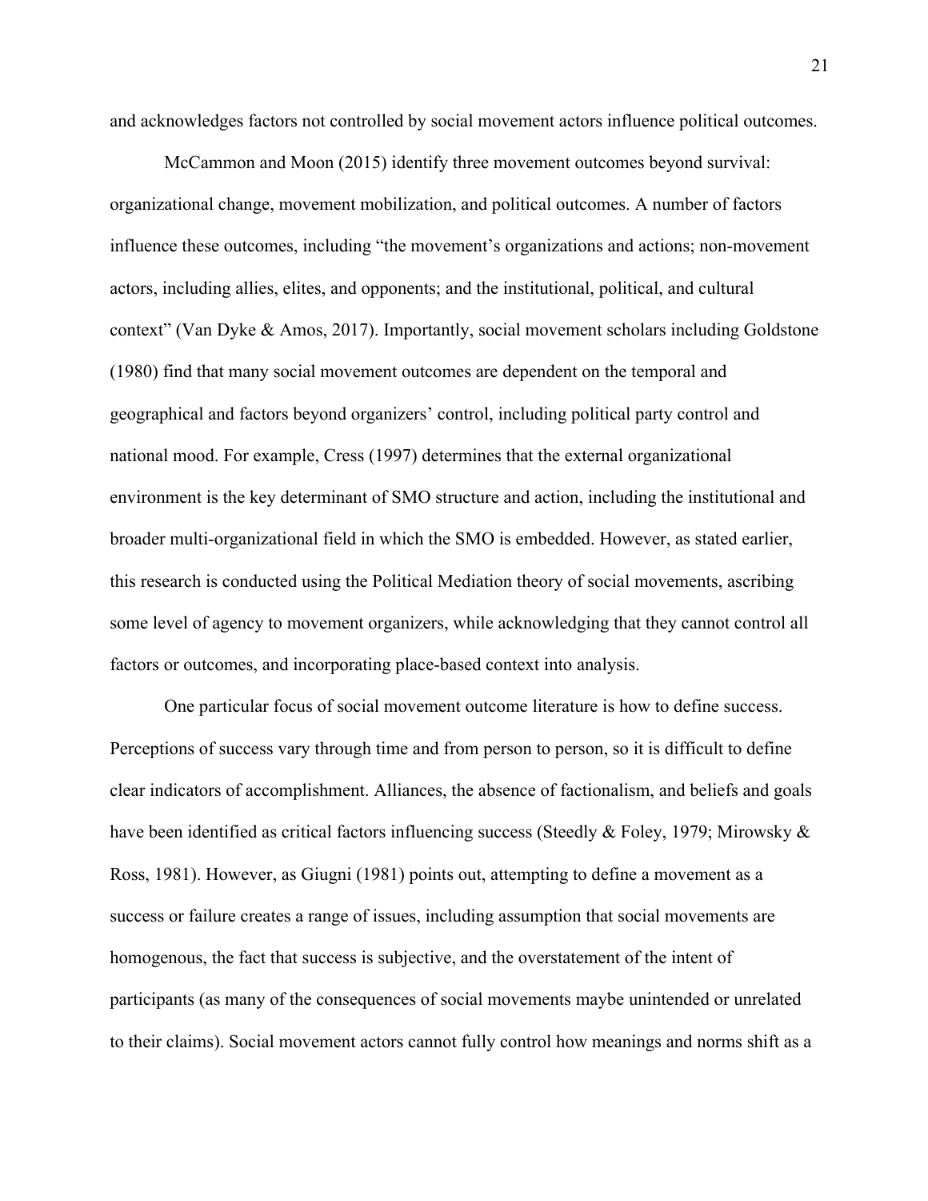and acknowledges factors not controlled by social movement actors influence political outcomes.

McCammon and Moon (2015) identify three movement outcomes beyond survival: organizational change, movement mobilization, and political outcomes. A number of factors influence these outcomes, including "the movement's organizations and actions; non-movement actors, including allies, elites, and opponents; and the institutional, political, and cultural context" (Van Dyke & Amos, 2017). Importantly, social movement scholars including Goldstone (1980) find that many social movement outcomes are dependent on the temporal and geographical and factors beyond organizers' control, including political party control and national mood. For example, Cress (1997) determines that the external organizational environment is the key determinant of SMO structure and action, including the institutional and broader multi-organizational field in which the SMO is embedded. However, as stated earlier, this research is conducted using the Political Mediation theory of social movements, ascribing some level of agency to movement organizers, while acknowledging that they cannot control all factors or outcomes, and incorporating place-based context into analysis.

One particular focus of social movement outcome literature is how to define success. Perceptions of success vary through time and from person to person, so it is difficult to define clear indicators of accomplishment. Alliances, the absence of factionalism, and beliefs and goals have been identified as critical factors influencing success (Steedly & Foley, 1979; Mirowsky & Ross, 1981). However, as Giugni (1981) points out, attempting to define a movement as a success or failure creates a range of issues, including assumption that social movements are homogenous, the fact that success is subjective, and the overstatement of the intent of participants (as many of the consequences of social movements maybe unintended or unrelated to their claims). Social movement actors cannot fully control how meanings and norms shift as a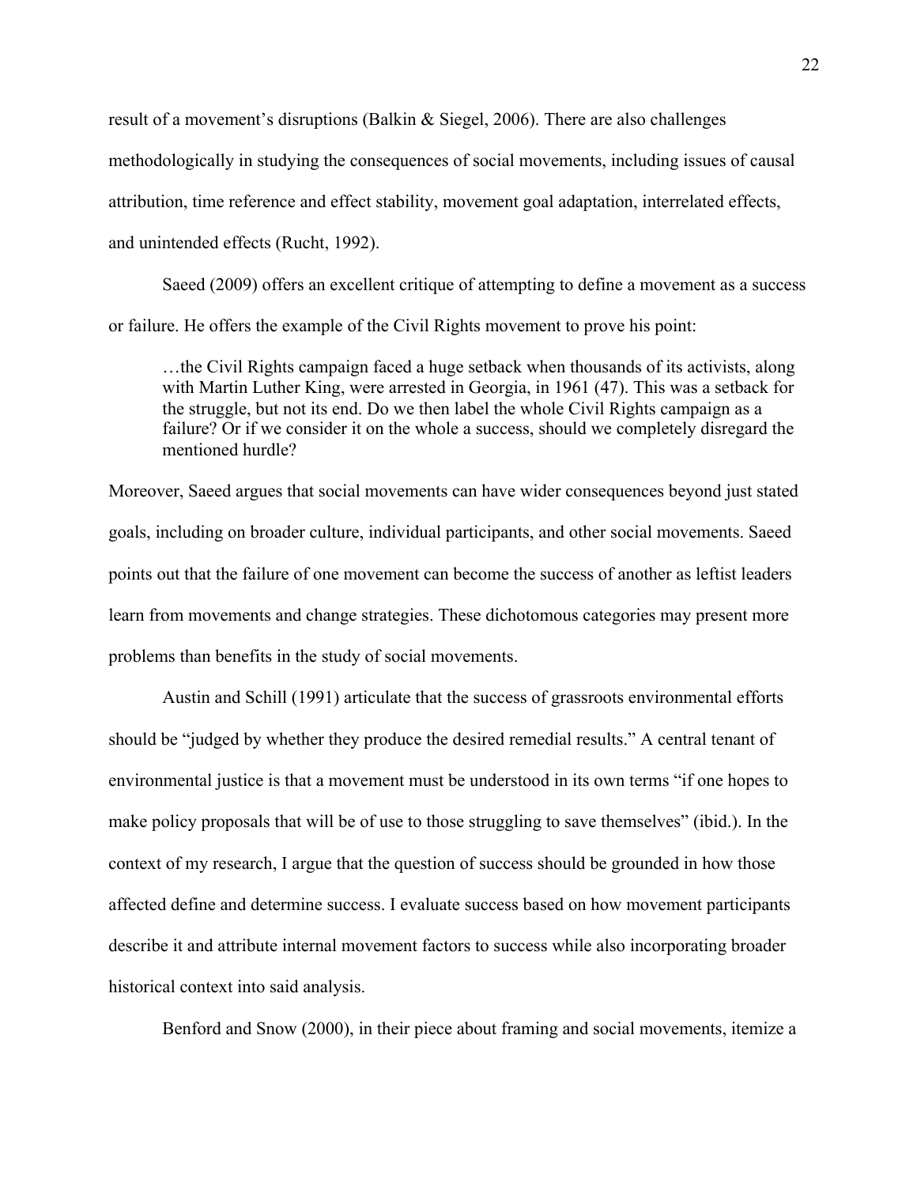result of a movement's disruptions (Balkin & Siegel, 2006). There are also challenges methodologically in studying the consequences of social movements, including issues of causal attribution, time reference and effect stability, movement goal adaptation, interrelated effects, and unintended effects (Rucht, 1992).

Saeed (2009) offers an excellent critique of attempting to define a movement as a success or failure. He offers the example of the Civil Rights movement to prove his point:

> …the Civil Rights campaign faced a huge setback when thousands of its activists, along with Martin Luther King, were arrested in Georgia, in 1961 (47). This was a setback for the struggle, but not its end. Do we then label the whole Civil Rights campaign as a failure? Or if we consider it on the whole a success, should we completely disregard the mentioned hurdle?

Moreover, Saeed argues that social movements can have wider consequences beyond just stated goals, including on broader culture, individual participants, and other social movements. Saeed points out that the failure of one movement can become the success of another as leftist leaders learn from movements and change strategies. These dichotomous categories may present more problems than benefits in the study of social movements.

Austin and Schill (1991) articulate that the success of grassroots environmental efforts should be "judged by whether they produce the desired remedial results." A central tenant of environmental justice is that a movement must be understood in its own terms "if one hopes to make policy proposals that will be of use to those struggling to save themselves" (ibid.). In the context of my research, I argue that the question of success should be grounded in how those affected define and determine success. I evaluate success based on how movement participants describe it and attribute internal movement factors to success while also incorporating broader historical context into said analysis.

Benford and Snow (2000), in their piece about framing and social movements, itemize a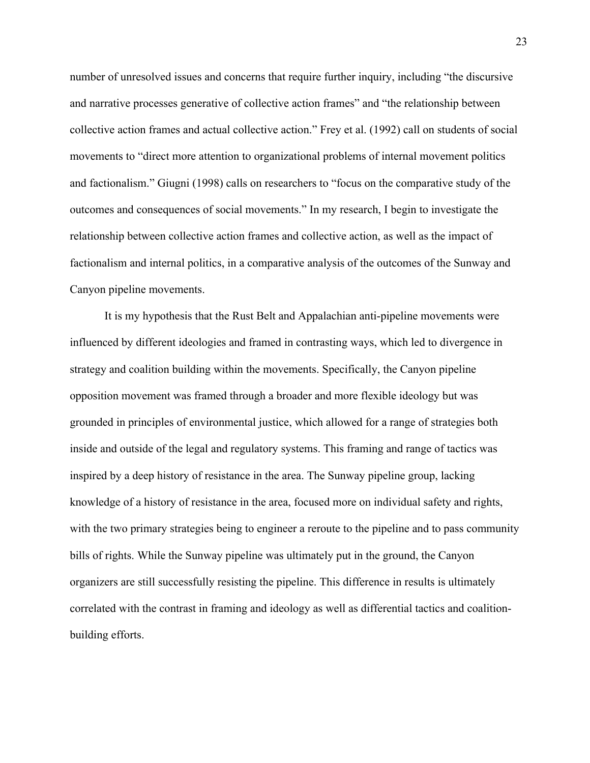number of unresolved issues and concerns that require further inquiry, including "the discursive and narrative processes generative of collective action frames" and "the relationship between collective action frames and actual collective action." Frey et al. (1992) call on students of social movements to "direct more attention to organizational problems of internal movement politics and factionalism." Giugni (1998) calls on researchers to "focus on the comparative study of the outcomes and consequences of social movements." In my research, I begin to investigate the relationship between collective action frames and collective action, as well as the impact of factionalism and internal politics, in a comparative analysis of the outcomes of the Sunway and Canyon pipeline movements.

It is my hypothesis that the Rust Belt and Appalachian anti-pipeline movements were influenced by different ideologies and framed in contrasting ways, which led to divergence in strategy and coalition building within the movements. Specifically, the Canyon pipeline opposition movement was framed through a broader and more flexible ideology but was grounded in principles of environmental justice, which allowed for a range of strategies both inside and outside of the legal and regulatory systems. This framing and range of tactics was inspired by a deep history of resistance in the area. The Sunway pipeline group, lacking knowledge of a history of resistance in the area, focused more on individual safety and rights, with the two primary strategies being to engineer a reroute to the pipeline and to pass community bills of rights. While the Sunway pipeline was ultimately put in the ground, the Canyon organizers are still successfully resisting the pipeline. This difference in results is ultimately correlated with the contrast in framing and ideology as well as differential tactics and coalition-building efforts.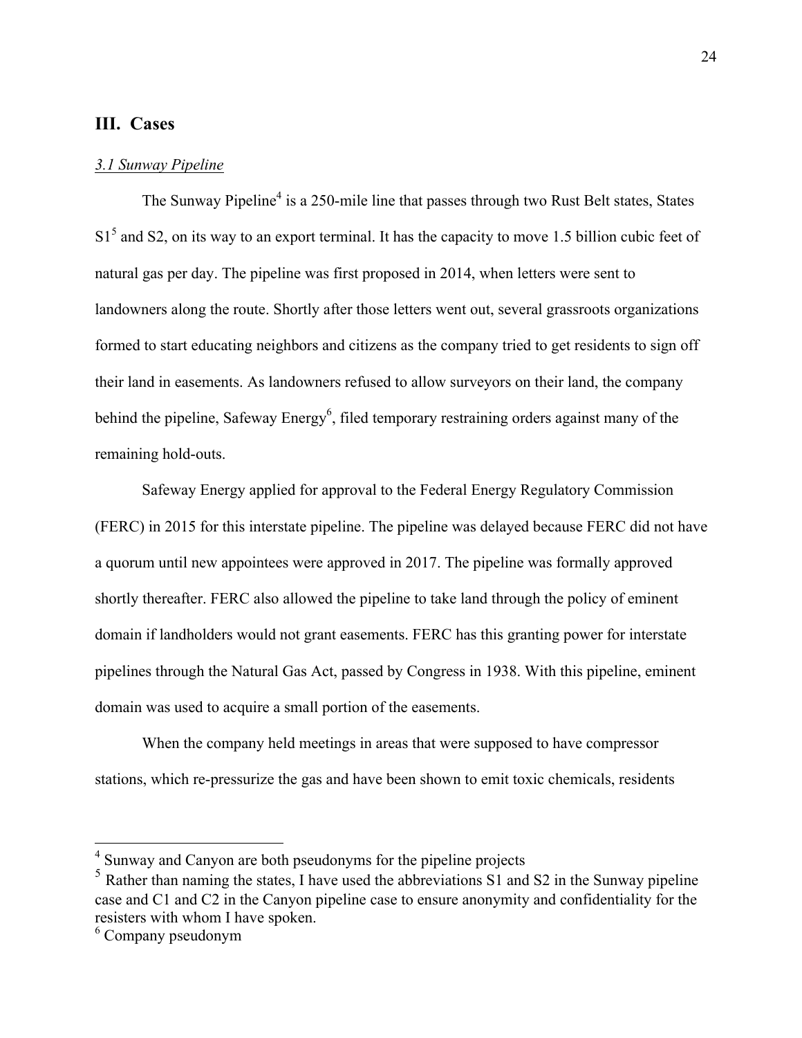## III. Cases

### *3.1 Sunway Pipeline*

The Sunway Pipeline[4] is a 250-mile line that passes through two Rust Belt states, States S1[5] and S2, on its way to an export terminal. It has the capacity to move 1.5 billion cubic feet of natural gas per day. The pipeline was first proposed in 2014, when letters were sent to landowners along the route. Shortly after those letters went out, several grassroots organizations formed to start educating neighbors and citizens as the company tried to get residents to sign off their land in easements. As landowners refused to allow surveyors on their land, the company behind the pipeline, Safeway Energy[6], filed temporary restraining orders against many of the remaining hold-outs.

Safeway Energy applied for approval to the Federal Energy Regulatory Commission (FERC) in 2015 for this interstate pipeline. The pipeline was delayed because FERC did not have a quorum until new appointees were approved in 2017. The pipeline was formally approved shortly thereafter. FERC also allowed the pipeline to take land through the policy of eminent domain if landholders would not grant easements. FERC has this granting power for interstate pipelines through the Natural Gas Act, passed by Congress in 1938. With this pipeline, eminent domain was used to acquire a small portion of the easements.

When the company held meetings in areas that were supposed to have compressor stations, which re-pressurize the gas and have been shown to emit toxic chemicals, residents

---

[4] Sunway and Canyon are both pseudonyms for the pipeline projects

[5] Rather than naming the states, I have used the abbreviations S1 and S2 in the Sunway pipeline case and C1 and C2 in the Canyon pipeline case to ensure anonymity and confidentiality for the resisters with whom I have spoken.

[6] Company pseudonym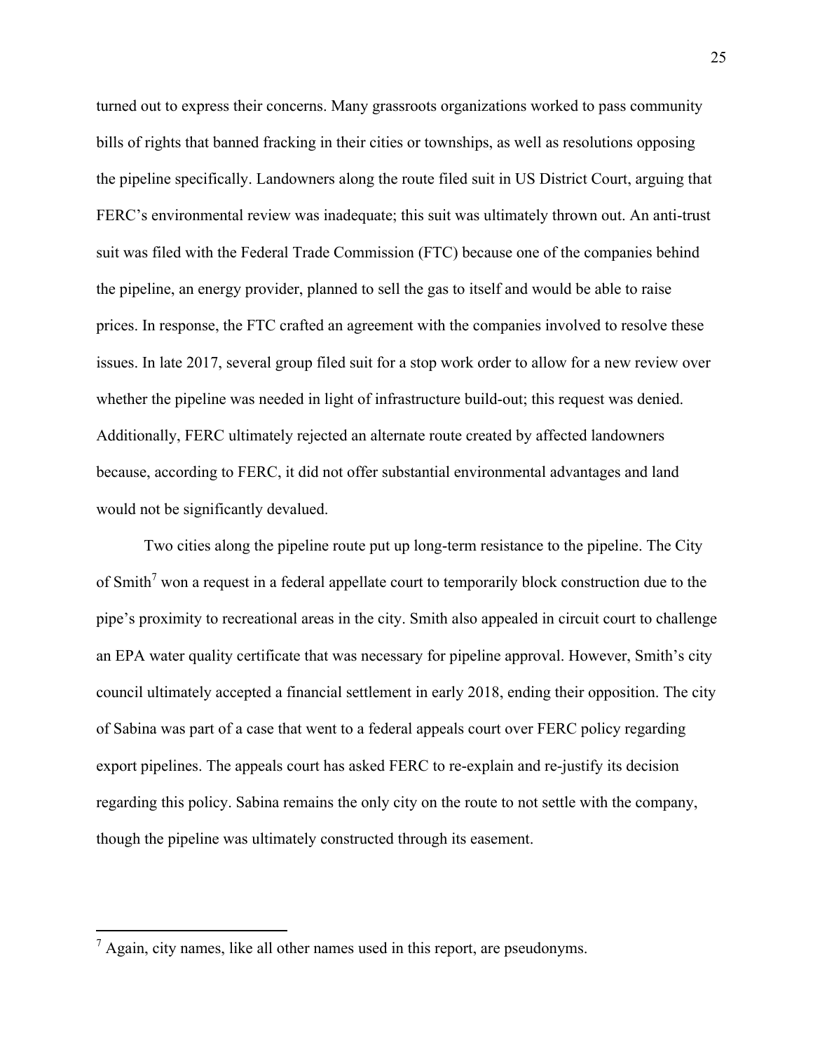turned out to express their concerns. Many grassroots organizations worked to pass community bills of rights that banned fracking in their cities or townships, as well as resolutions opposing the pipeline specifically. Landowners along the route filed suit in US District Court, arguing that FERC's environmental review was inadequate; this suit was ultimately thrown out. An anti-trust suit was filed with the Federal Trade Commission (FTC) because one of the companies behind the pipeline, an energy provider, planned to sell the gas to itself and would be able to raise prices. In response, the FTC crafted an agreement with the companies involved to resolve these issues. In late 2017, several group filed suit for a stop work order to allow for a new review over whether the pipeline was needed in light of infrastructure build-out; this request was denied. Additionally, FERC ultimately rejected an alternate route created by affected landowners because, according to FERC, it did not offer substantial environmental advantages and land would not be significantly devalued.

Two cities along the pipeline route put up long-term resistance to the pipeline. The City of Smith[7] won a request in a federal appellate court to temporarily block construction due to the pipe's proximity to recreational areas in the city. Smith also appealed in circuit court to challenge an EPA water quality certificate that was necessary for pipeline approval. However, Smith's city council ultimately accepted a financial settlement in early 2018, ending their opposition. The city of Sabina was part of a case that went to a federal appeals court over FERC policy regarding export pipelines. The appeals court has asked FERC to re-explain and re-justify its decision regarding this policy. Sabina remains the only city on the route to not settle with the company, though the pipeline was ultimately constructed through its easement.

[7] Again, city names, like all other names used in this report, are pseudonyms.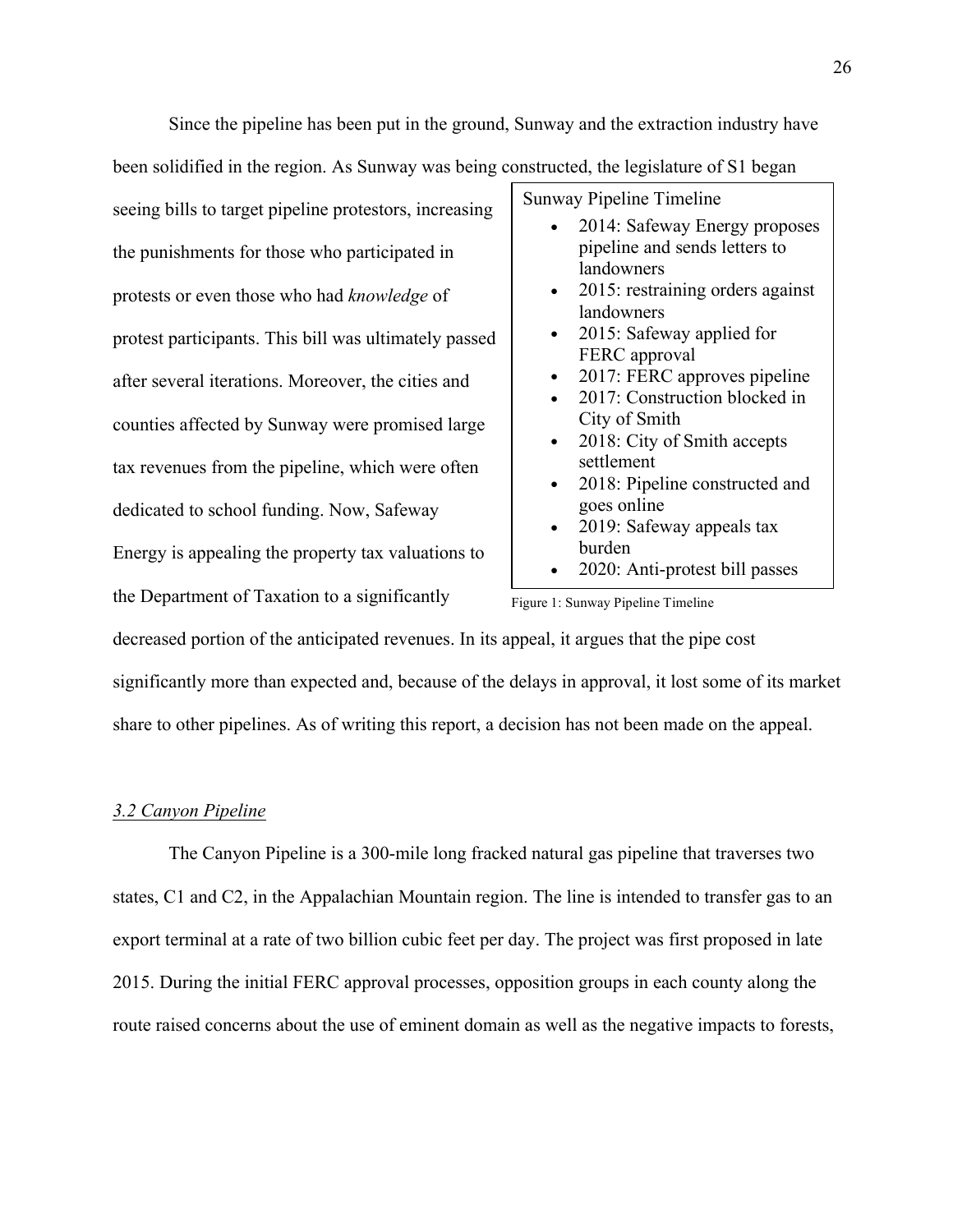Since the pipeline has been put in the ground, Sunway and the extraction industry have been solidified in the region. As Sunway was being constructed, the legislature of S1 began seeing bills to target pipeline protestors, increasing the punishments for those who participated in protests or even those who had *knowledge* of protest participants. This bill was ultimately passed after several iterations. Moreover, the cities and counties affected by Sunway were promised large tax revenues from the pipeline, which were often dedicated to school funding. Now, Safeway Energy is appealing the property tax valuations to the Department of Taxation to a significantly decreased portion of the anticipated revenues. In its appeal, it argues that the pipe cost significantly more than expected and, because of the delays in approval, it lost some of its market share to other pipelines. As of writing this report, a decision has not been made on the appeal.

Sunway Pipeline Timeline

- 2014: Safeway Energy proposes pipeline and sends letters to landowners
- 2015: restraining orders against landowners
- 2015: Safeway applied for FERC approval
- 2017: FERC approves pipeline
- 2017: Construction blocked in City of Smith
- 2018: City of Smith accepts settlement
- 2018: Pipeline constructed and goes online
- 2019: Safeway appeals tax burden
- 2020: Anti-protest bill passes

Figure 1: Sunway Pipeline Timeline

### *3.2 Canyon Pipeline*

The Canyon Pipeline is a 300-mile long fracked natural gas pipeline that traverses two states, C1 and C2, in the Appalachian Mountain region. The line is intended to transfer gas to an export terminal at a rate of two billion cubic feet per day. The project was first proposed in late 2015. During the initial FERC approval processes, opposition groups in each county along the route raised concerns about the use of eminent domain as well as the negative impacts to forests,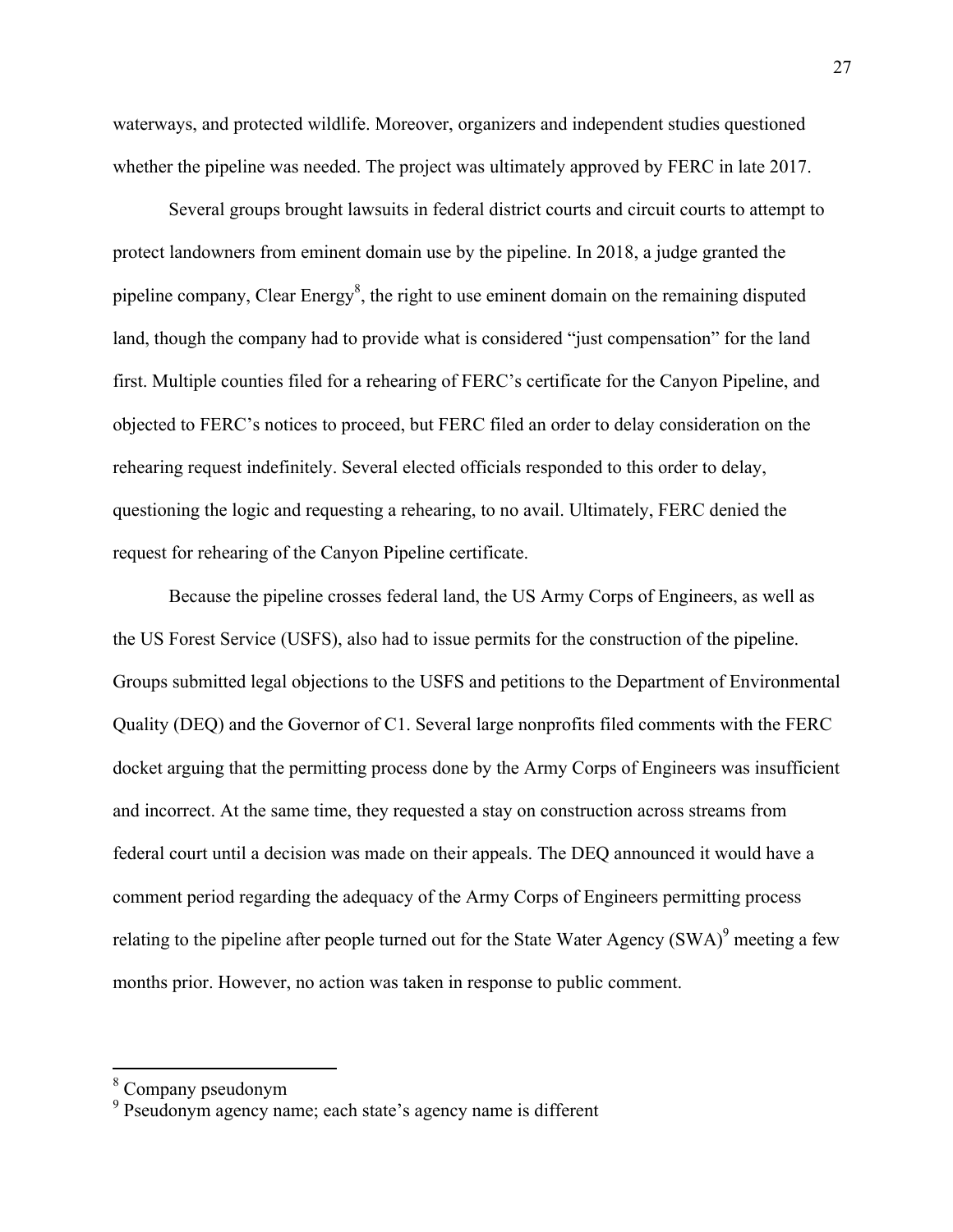waterways, and protected wildlife. Moreover, organizers and independent studies questioned whether the pipeline was needed. The project was ultimately approved by FERC in late 2017.

Several groups brought lawsuits in federal district courts and circuit courts to attempt to protect landowners from eminent domain use by the pipeline. In 2018, a judge granted the pipeline company, Clear Energy[8], the right to use eminent domain on the remaining disputed land, though the company had to provide what is considered "just compensation" for the land first. Multiple counties filed for a rehearing of FERC's certificate for the Canyon Pipeline, and objected to FERC's notices to proceed, but FERC filed an order to delay consideration on the rehearing request indefinitely. Several elected officials responded to this order to delay, questioning the logic and requesting a rehearing, to no avail. Ultimately, FERC denied the request for rehearing of the Canyon Pipeline certificate.

Because the pipeline crosses federal land, the US Army Corps of Engineers, as well as the US Forest Service (USFS), also had to issue permits for the construction of the pipeline. Groups submitted legal objections to the USFS and petitions to the Department of Environmental Quality (DEQ) and the Governor of C1. Several large nonprofits filed comments with the FERC docket arguing that the permitting process done by the Army Corps of Engineers was insufficient and incorrect. At the same time, they requested a stay on construction across streams from federal court until a decision was made on their appeals. The DEQ announced it would have a comment period regarding the adequacy of the Army Corps of Engineers permitting process relating to the pipeline after people turned out for the State Water Agency (SWA)[9] meeting a few months prior. However, no action was taken in response to public comment.

[8] Company pseudonym

[9] Pseudonym agency name; each state's agency name is different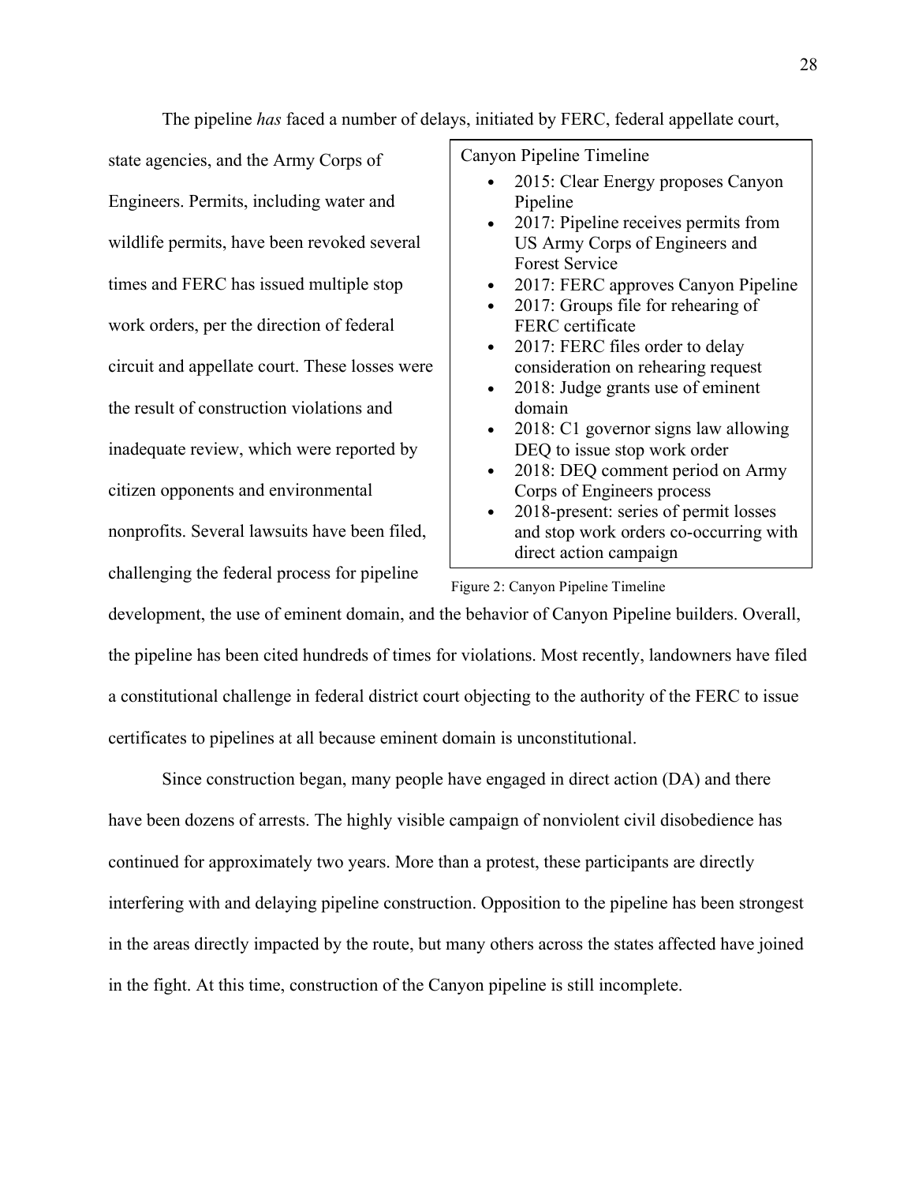The pipeline *has* faced a number of delays, initiated by FERC, federal appellate court, state agencies, and the Army Corps of Engineers. Permits, including water and wildlife permits, have been revoked several times and FERC has issued multiple stop work orders, per the direction of federal circuit and appellate court. These losses were the result of construction violations and inadequate review, which were reported by citizen opponents and environmental nonprofits. Several lawsuits have been filed, challenging the federal process for pipeline development, the use of eminent domain, and the behavior of Canyon Pipeline builders. Overall, the pipeline has been cited hundreds of times for violations. Most recently, landowners have filed a constitutional challenge in federal district court objecting to the authority of the FERC to issue certificates to pipelines at all because eminent domain is unconstitutional.

Canyon Pipeline Timeline

- 2015: Clear Energy proposes Canyon Pipeline
- 2017: Pipeline receives permits from US Army Corps of Engineers and Forest Service
- 2017: FERC approves Canyon Pipeline
- 2017: Groups file for rehearing of FERC certificate
- 2017: FERC files order to delay consideration on rehearing request
- 2018: Judge grants use of eminent domain
- 2018: C1 governor signs law allowing DEQ to issue stop work order
- 2018: DEQ comment period on Army Corps of Engineers process
- 2018-present: series of permit losses and stop work orders co-occurring with direct action campaign

Figure 2: Canyon Pipeline Timeline

Since construction began, many people have engaged in direct action (DA) and there have been dozens of arrests. The highly visible campaign of nonviolent civil disobedience has continued for approximately two years. More than a protest, these participants are directly interfering with and delaying pipeline construction. Opposition to the pipeline has been strongest in the areas directly impacted by the route, but many others across the states affected have joined in the fight. At this time, construction of the Canyon pipeline is still incomplete.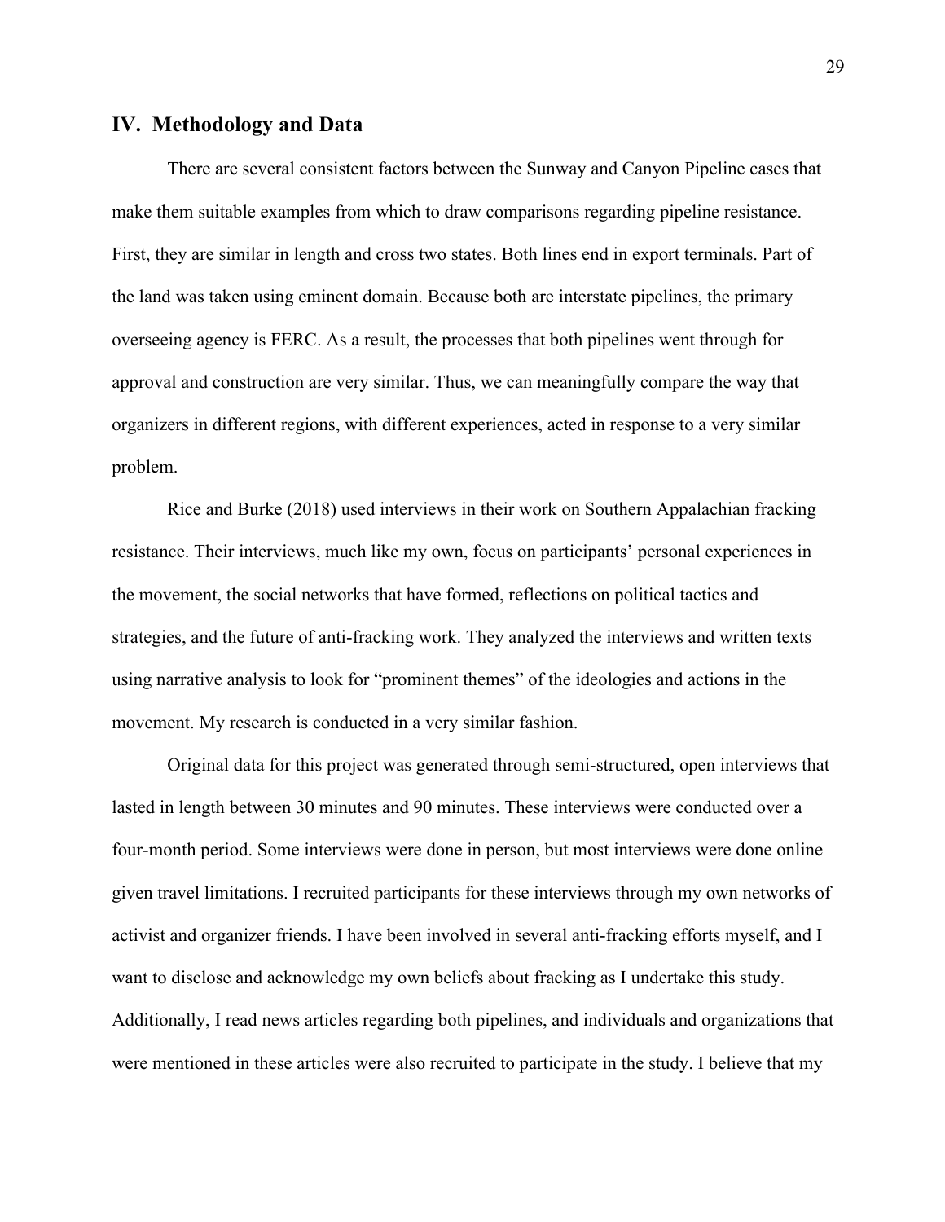## IV. Methodology and Data

There are several consistent factors between the Sunway and Canyon Pipeline cases that make them suitable examples from which to draw comparisons regarding pipeline resistance. First, they are similar in length and cross two states. Both lines end in export terminals. Part of the land was taken using eminent domain. Because both are interstate pipelines, the primary overseeing agency is FERC. As a result, the processes that both pipelines went through for approval and construction are very similar. Thus, we can meaningfully compare the way that organizers in different regions, with different experiences, acted in response to a very similar problem.

Rice and Burke (2018) used interviews in their work on Southern Appalachian fracking resistance. Their interviews, much like my own, focus on participants' personal experiences in the movement, the social networks that have formed, reflections on political tactics and strategies, and the future of anti-fracking work. They analyzed the interviews and written texts using narrative analysis to look for "prominent themes" of the ideologies and actions in the movement. My research is conducted in a very similar fashion.

Original data for this project was generated through semi-structured, open interviews that lasted in length between 30 minutes and 90 minutes. These interviews were conducted over a four-month period. Some interviews were done in person, but most interviews were done online given travel limitations. I recruited participants for these interviews through my own networks of activist and organizer friends. I have been involved in several anti-fracking efforts myself, and I want to disclose and acknowledge my own beliefs about fracking as I undertake this study. Additionally, I read news articles regarding both pipelines, and individuals and organizations that were mentioned in these articles were also recruited to participate in the study. I believe that my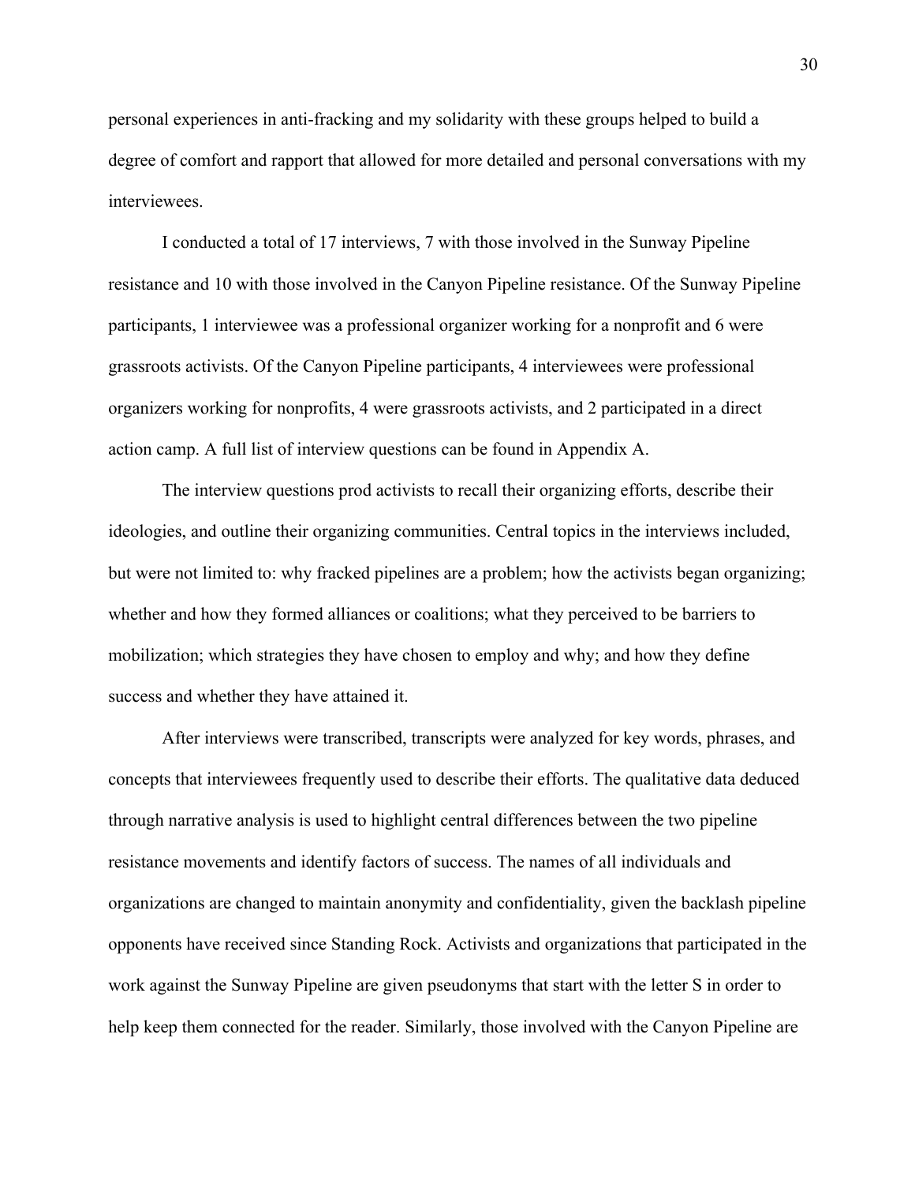personal experiences in anti-fracking and my solidarity with these groups helped to build a degree of comfort and rapport that allowed for more detailed and personal conversations with my interviewees.

I conducted a total of 17 interviews, 7 with those involved in the Sunway Pipeline resistance and 10 with those involved in the Canyon Pipeline resistance. Of the Sunway Pipeline participants, 1 interviewee was a professional organizer working for a nonprofit and 6 were grassroots activists. Of the Canyon Pipeline participants, 4 interviewees were professional organizers working for nonprofits, 4 were grassroots activists, and 2 participated in a direct action camp. A full list of interview questions can be found in Appendix A.

The interview questions prod activists to recall their organizing efforts, describe their ideologies, and outline their organizing communities. Central topics in the interviews included, but were not limited to: why fracked pipelines are a problem; how the activists began organizing; whether and how they formed alliances or coalitions; what they perceived to be barriers to mobilization; which strategies they have chosen to employ and why; and how they define success and whether they have attained it.

After interviews were transcribed, transcripts were analyzed for key words, phrases, and concepts that interviewees frequently used to describe their efforts. The qualitative data deduced through narrative analysis is used to highlight central differences between the two pipeline resistance movements and identify factors of success. The names of all individuals and organizations are changed to maintain anonymity and confidentiality, given the backlash pipeline opponents have received since Standing Rock. Activists and organizations that participated in the work against the Sunway Pipeline are given pseudonyms that start with the letter S in order to help keep them connected for the reader. Similarly, those involved with the Canyon Pipeline are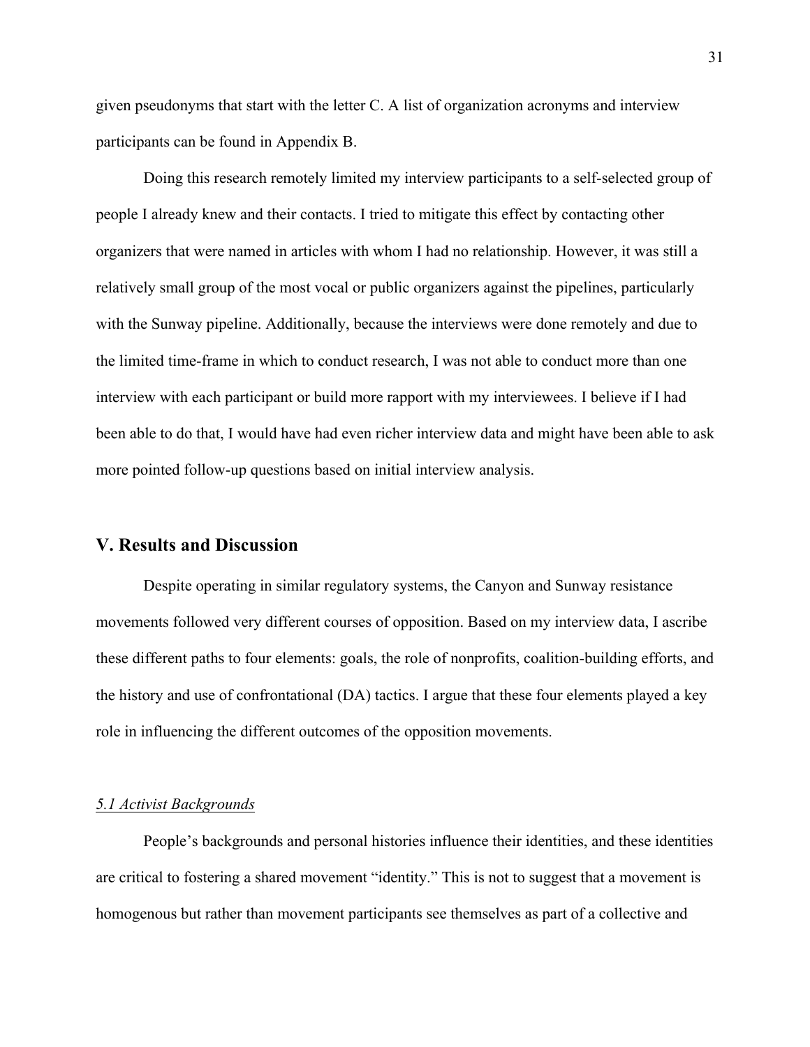given pseudonyms that start with the letter C. A list of organization acronyms and interview participants can be found in Appendix B.

Doing this research remotely limited my interview participants to a self-selected group of people I already knew and their contacts. I tried to mitigate this effect by contacting other organizers that were named in articles with whom I had no relationship. However, it was still a relatively small group of the most vocal or public organizers against the pipelines, particularly with the Sunway pipeline. Additionally, because the interviews were done remotely and due to the limited time-frame in which to conduct research, I was not able to conduct more than one interview with each participant or build more rapport with my interviewees. I believe if I had been able to do that, I would have had even richer interview data and might have been able to ask more pointed follow-up questions based on initial interview analysis.

## V. Results and Discussion

Despite operating in similar regulatory systems, the Canyon and Sunway resistance movements followed very different courses of opposition. Based on my interview data, I ascribe these different paths to four elements: goals, the role of nonprofits, coalition-building efforts, and the history and use of confrontational (DA) tactics. I argue that these four elements played a key role in influencing the different outcomes of the opposition movements.

### *5.1 Activist Backgrounds*

People's backgrounds and personal histories influence their identities, and these identities are critical to fostering a shared movement "identity." This is not to suggest that a movement is homogenous but rather than movement participants see themselves as part of a collective and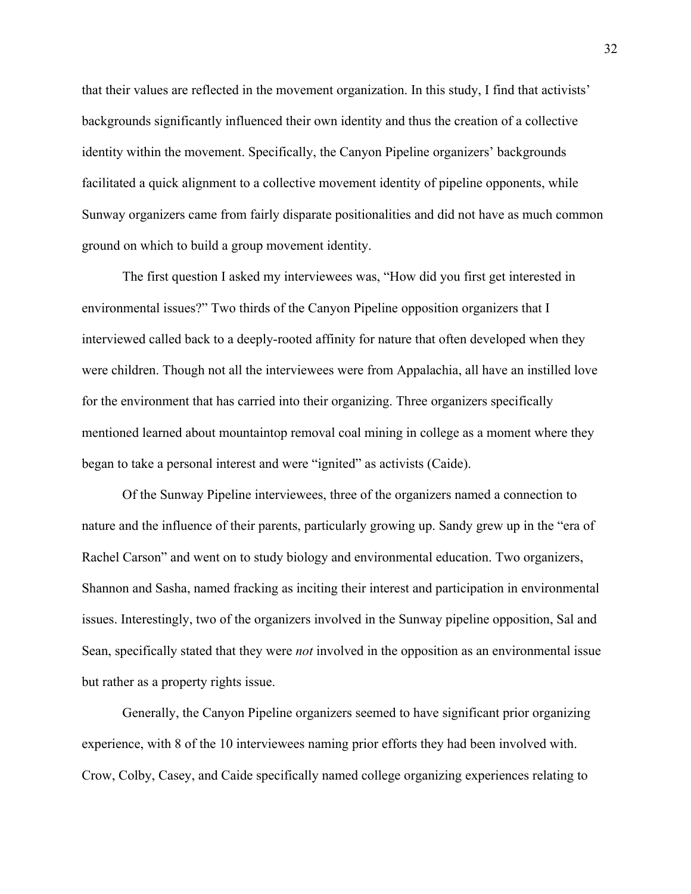that their values are reflected in the movement organization. In this study, I find that activists' backgrounds significantly influenced their own identity and thus the creation of a collective identity within the movement. Specifically, the Canyon Pipeline organizers' backgrounds facilitated a quick alignment to a collective movement identity of pipeline opponents, while Sunway organizers came from fairly disparate positionalities and did not have as much common ground on which to build a group movement identity.

The first question I asked my interviewees was, "How did you first get interested in environmental issues?" Two thirds of the Canyon Pipeline opposition organizers that I interviewed called back to a deeply-rooted affinity for nature that often developed when they were children. Though not all the interviewees were from Appalachia, all have an instilled love for the environment that has carried into their organizing. Three organizers specifically mentioned learned about mountaintop removal coal mining in college as a moment where they began to take a personal interest and were "ignited" as activists (Caide).

Of the Sunway Pipeline interviewees, three of the organizers named a connection to nature and the influence of their parents, particularly growing up. Sandy grew up in the "era of Rachel Carson" and went on to study biology and environmental education. Two organizers, Shannon and Sasha, named fracking as inciting their interest and participation in environmental issues. Interestingly, two of the organizers involved in the Sunway pipeline opposition, Sal and Sean, specifically stated that they were *not* involved in the opposition as an environmental issue but rather as a property rights issue.

Generally, the Canyon Pipeline organizers seemed to have significant prior organizing experience, with 8 of the 10 interviewees naming prior efforts they had been involved with. Crow, Colby, Casey, and Caide specifically named college organizing experiences relating to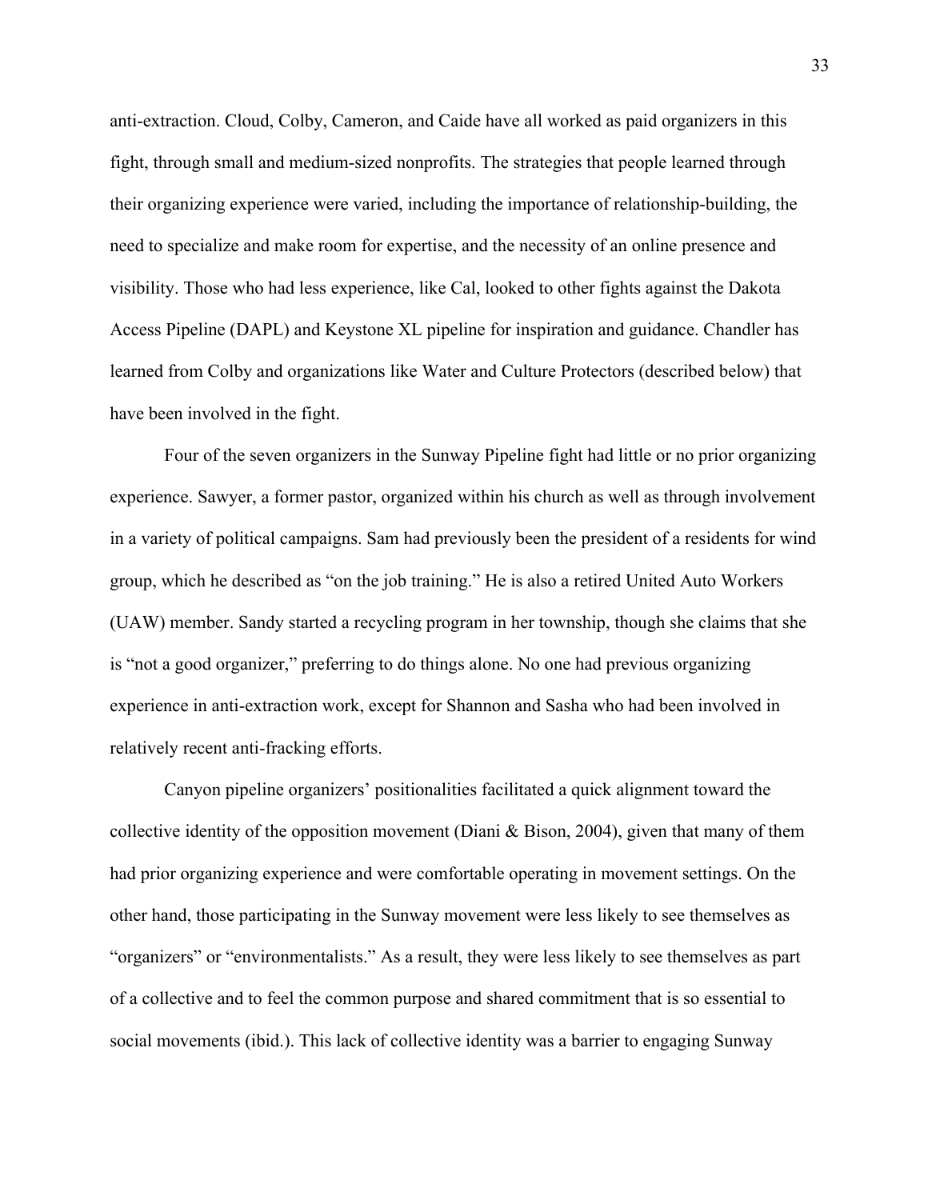anti-extraction. Cloud, Colby, Cameron, and Caide have all worked as paid organizers in this fight, through small and medium-sized nonprofits. The strategies that people learned through their organizing experience were varied, including the importance of relationship-building, the need to specialize and make room for expertise, and the necessity of an online presence and visibility. Those who had less experience, like Cal, looked to other fights against the Dakota Access Pipeline (DAPL) and Keystone XL pipeline for inspiration and guidance. Chandler has learned from Colby and organizations like Water and Culture Protectors (described below) that have been involved in the fight.

Four of the seven organizers in the Sunway Pipeline fight had little or no prior organizing experience. Sawyer, a former pastor, organized within his church as well as through involvement in a variety of political campaigns. Sam had previously been the president of a residents for wind group, which he described as "on the job training." He is also a retired United Auto Workers (UAW) member. Sandy started a recycling program in her township, though she claims that she is "not a good organizer," preferring to do things alone. No one had previous organizing experience in anti-extraction work, except for Shannon and Sasha who had been involved in relatively recent anti-fracking efforts.

Canyon pipeline organizers' positionalities facilitated a quick alignment toward the collective identity of the opposition movement (Diani & Bison, 2004), given that many of them had prior organizing experience and were comfortable operating in movement settings. On the other hand, those participating in the Sunway movement were less likely to see themselves as "organizers" or "environmentalists." As a result, they were less likely to see themselves as part of a collective and to feel the common purpose and shared commitment that is so essential to social movements (ibid.). This lack of collective identity was a barrier to engaging Sunway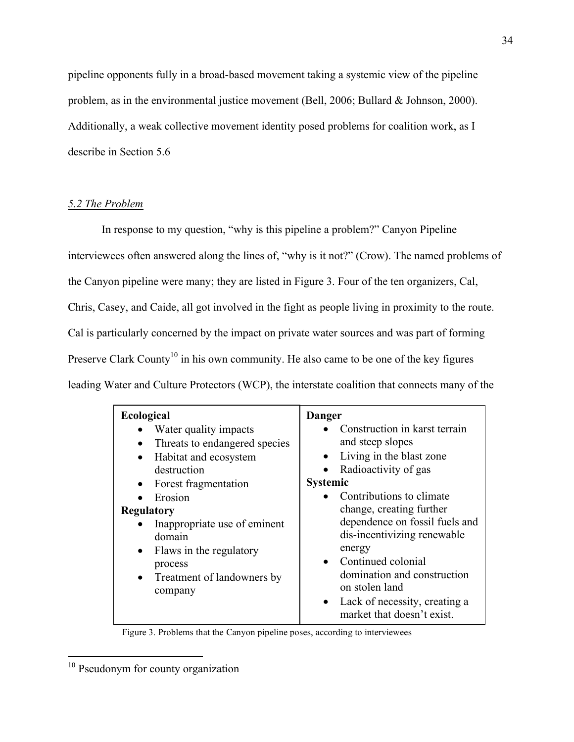pipeline opponents fully in a broad-based movement taking a systemic view of the pipeline problem, as in the environmental justice movement (Bell, 2006; Bullard & Johnson, 2000). Additionally, a weak collective movement identity posed problems for coalition work, as I describe in Section 5.6

### *5.2 The Problem*

In response to my question, "why is this pipeline a problem?" Canyon Pipeline interviewees often answered along the lines of, "why is it not?" (Crow). The named problems of the Canyon pipeline were many; they are listed in Figure 3. Four of the ten organizers, Cal, Chris, Casey, and Caide, all got involved in the fight as people living in proximity to the route. Cal is particularly concerned by the impact on private water sources and was part of forming Preserve Clark County[10] in his own community. He also came to be one of the key figures leading Water and Culture Protectors (WCP), the interstate coalition that connects many of the

| **Ecological**<br>• Water quality impacts<br>• Threats to endangered species<br>• Habitat and ecosystem destruction<br>• Forest fragmentation<br>• Erosion<br>**Regulatory**<br>• Inappropriate use of eminent domain<br>• Flaws in the regulatory process<br>• Treatment of landowners by company | **Danger**<br>• Construction in karst terrain and steep slopes<br>• Living in the blast zone<br>• Radioactivity of gas<br>**Systemic**<br>• Contributions to climate change, creating further dependence on fossil fuels and dis-incentivizing renewable energy<br>• Continued colonial domination and construction on stolen land<br>• Lack of necessity, creating a market that doesn't exist. |
|---|---|

Figure 3. Problems that the Canyon pipeline poses, according to interviewees

[10] Pseudonym for county organization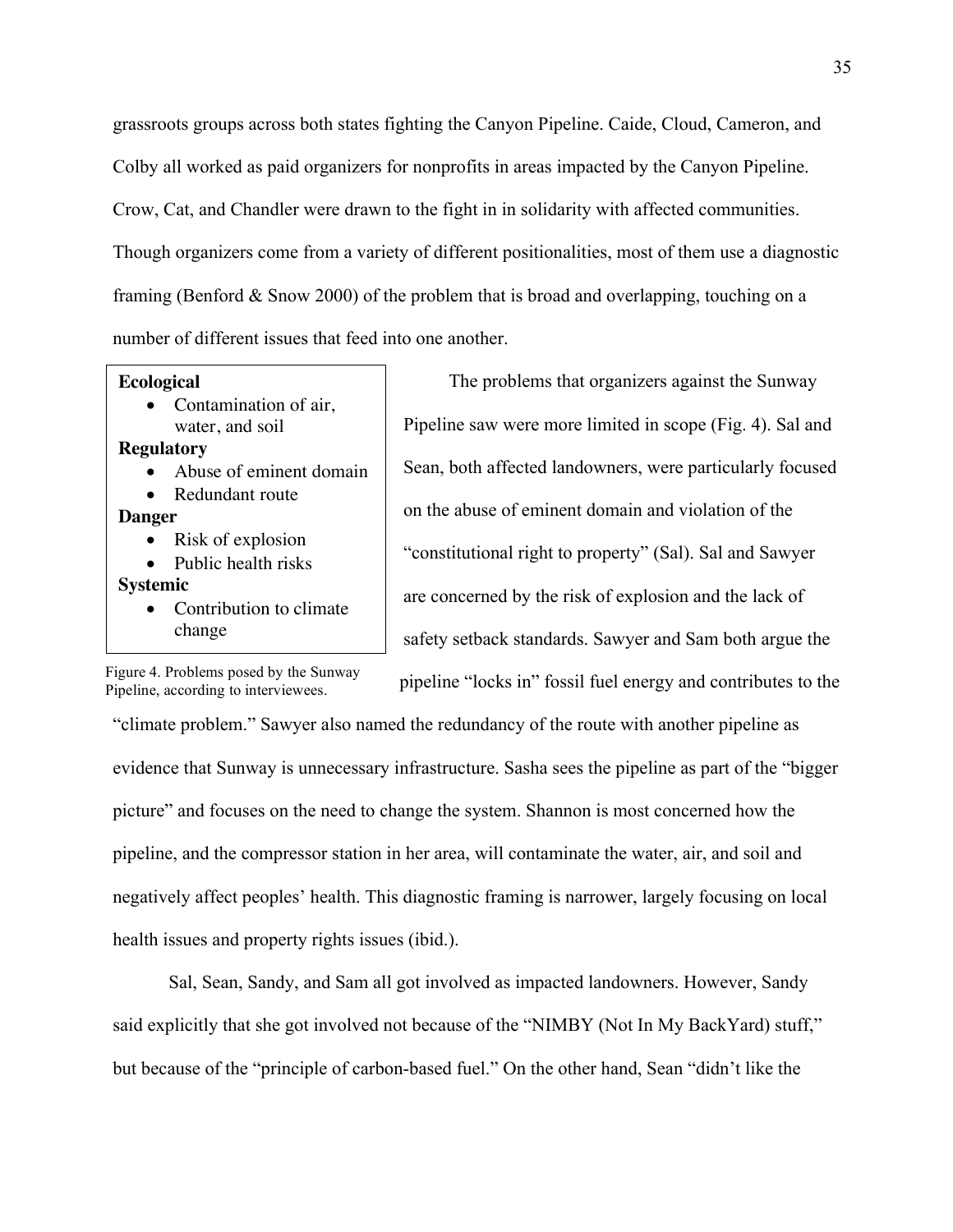grassroots groups across both states fighting the Canyon Pipeline. Caide, Cloud, Cameron, and Colby all worked as paid organizers for nonprofits in areas impacted by the Canyon Pipeline. Crow, Cat, and Chandler were drawn to the fight in in solidarity with affected communities. Though organizers come from a variety of different positionalities, most of them use a diagnostic framing (Benford & Snow 2000) of the problem that is broad and overlapping, touching on a number of different issues that feed into one another.

**Ecological**
- Contamination of air, water, and soil

**Regulatory**
- Abuse of eminent domain
- Redundant route

**Danger**
- Risk of explosion
- Public health risks

**Systemic**
- Contribution to climate change

Figure 4. Problems posed by the Sunway Pipeline, according to interviewees.

The problems that organizers against the Sunway Pipeline saw were more limited in scope (Fig. 4). Sal and Sean, both affected landowners, were particularly focused on the abuse of eminent domain and violation of the "constitutional right to property" (Sal). Sal and Sawyer are concerned by the risk of explosion and the lack of safety setback standards. Sawyer and Sam both argue the pipeline "locks in" fossil fuel energy and contributes to the "climate problem." Sawyer also named the redundancy of the route with another pipeline as evidence that Sunway is unnecessary infrastructure. Sasha sees the pipeline as part of the "bigger picture" and focuses on the need to change the system. Shannon is most concerned how the pipeline, and the compressor station in her area, will contaminate the water, air, and soil and negatively affect peoples' health. This diagnostic framing is narrower, largely focusing on local health issues and property rights issues (ibid.).

Sal, Sean, Sandy, and Sam all got involved as impacted landowners. However, Sandy said explicitly that she got involved not because of the "NIMBY (Not In My BackYard) stuff," but because of the "principle of carbon-based fuel." On the other hand, Sean "didn't like the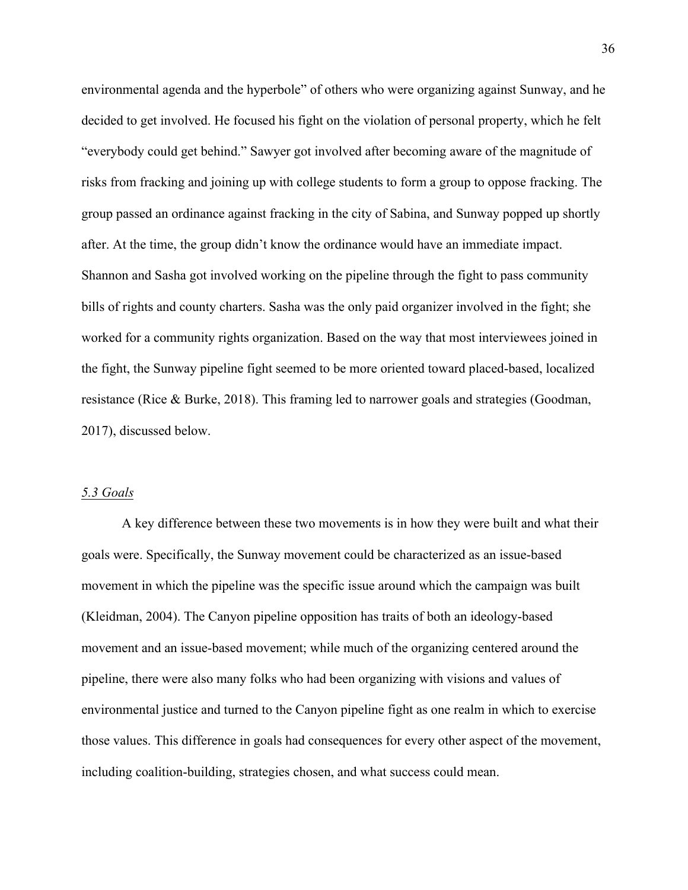environmental agenda and the hyperbole" of others who were organizing against Sunway, and he decided to get involved. He focused his fight on the violation of personal property, which he felt "everybody could get behind." Sawyer got involved after becoming aware of the magnitude of risks from fracking and joining up with college students to form a group to oppose fracking. The group passed an ordinance against fracking in the city of Sabina, and Sunway popped up shortly after. At the time, the group didn't know the ordinance would have an immediate impact. Shannon and Sasha got involved working on the pipeline through the fight to pass community bills of rights and county charters. Sasha was the only paid organizer involved in the fight; she worked for a community rights organization. Based on the way that most interviewees joined in the fight, the Sunway pipeline fight seemed to be more oriented toward placed-based, localized resistance (Rice & Burke, 2018). This framing led to narrower goals and strategies (Goodman, 2017), discussed below.

### *5.3 Goals*

A key difference between these two movements is in how they were built and what their goals were. Specifically, the Sunway movement could be characterized as an issue-based movement in which the pipeline was the specific issue around which the campaign was built (Kleidman, 2004). The Canyon pipeline opposition has traits of both an ideology-based movement and an issue-based movement; while much of the organizing centered around the pipeline, there were also many folks who had been organizing with visions and values of environmental justice and turned to the Canyon pipeline fight as one realm in which to exercise those values. This difference in goals had consequences for every other aspect of the movement, including coalition-building, strategies chosen, and what success could mean.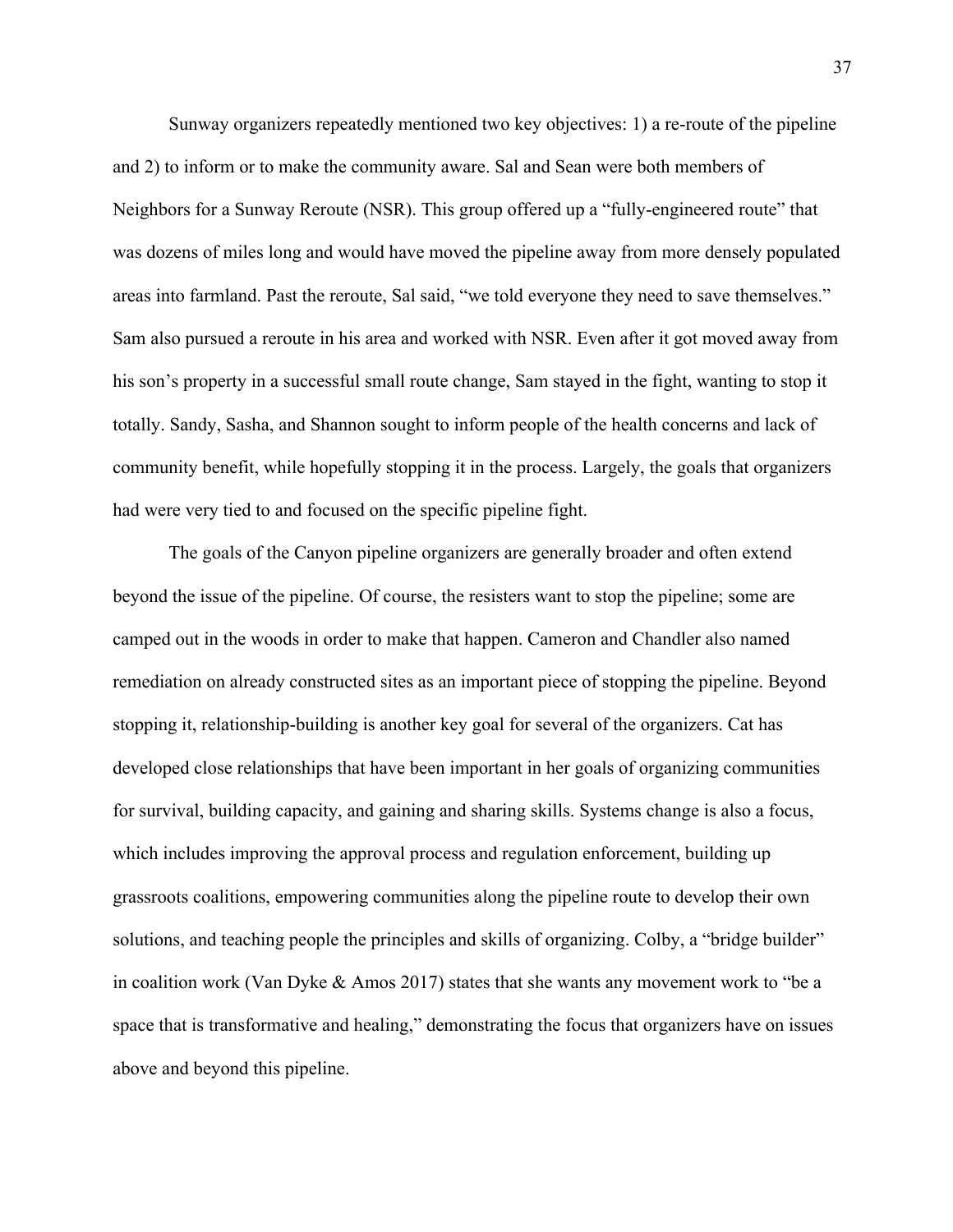Sunway organizers repeatedly mentioned two key objectives: 1) a re-route of the pipeline and 2) to inform or to make the community aware. Sal and Sean were both members of Neighbors for a Sunway Reroute (NSR). This group offered up a "fully-engineered route" that was dozens of miles long and would have moved the pipeline away from more densely populated areas into farmland. Past the reroute, Sal said, "we told everyone they need to save themselves." Sam also pursued a reroute in his area and worked with NSR. Even after it got moved away from his son's property in a successful small route change, Sam stayed in the fight, wanting to stop it totally. Sandy, Sasha, and Shannon sought to inform people of the health concerns and lack of community benefit, while hopefully stopping it in the process. Largely, the goals that organizers had were very tied to and focused on the specific pipeline fight.

The goals of the Canyon pipeline organizers are generally broader and often extend beyond the issue of the pipeline. Of course, the resisters want to stop the pipeline; some are camped out in the woods in order to make that happen. Cameron and Chandler also named remediation on already constructed sites as an important piece of stopping the pipeline. Beyond stopping it, relationship-building is another key goal for several of the organizers. Cat has developed close relationships that have been important in her goals of organizing communities for survival, building capacity, and gaining and sharing skills. Systems change is also a focus, which includes improving the approval process and regulation enforcement, building up grassroots coalitions, empowering communities along the pipeline route to develop their own solutions, and teaching people the principles and skills of organizing. Colby, a "bridge builder" in coalition work (Van Dyke & Amos 2017) states that she wants any movement work to "be a space that is transformative and healing," demonstrating the focus that organizers have on issues above and beyond this pipeline.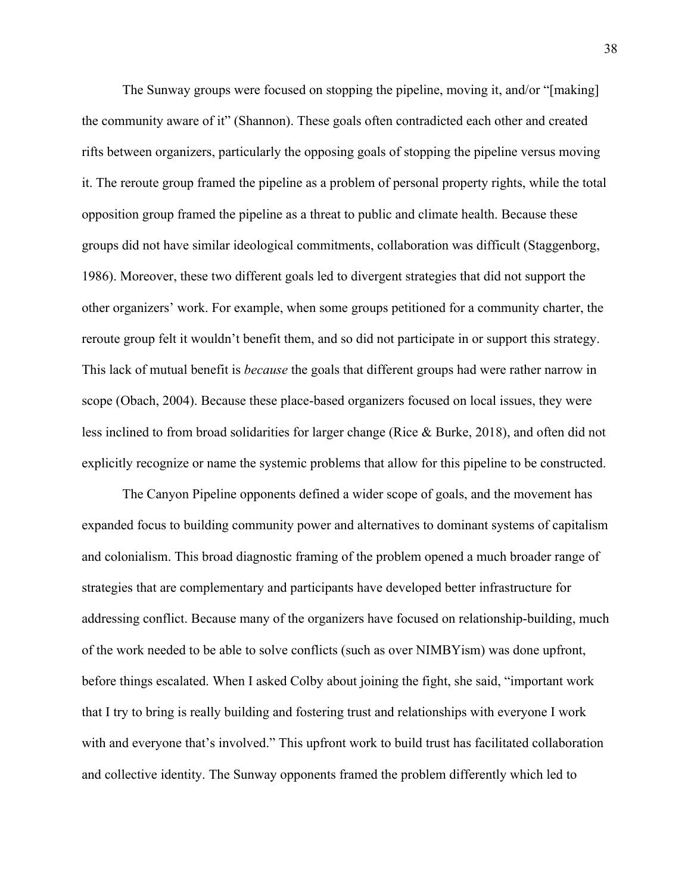The Sunway groups were focused on stopping the pipeline, moving it, and/or "[making] the community aware of it" (Shannon). These goals often contradicted each other and created rifts between organizers, particularly the opposing goals of stopping the pipeline versus moving it. The reroute group framed the pipeline as a problem of personal property rights, while the total opposition group framed the pipeline as a threat to public and climate health. Because these groups did not have similar ideological commitments, collaboration was difficult (Staggenborg, 1986). Moreover, these two different goals led to divergent strategies that did not support the other organizers' work. For example, when some groups petitioned for a community charter, the reroute group felt it wouldn't benefit them, and so did not participate in or support this strategy. This lack of mutual benefit is *because* the goals that different groups had were rather narrow in scope (Obach, 2004). Because these place-based organizers focused on local issues, they were less inclined to from broad solidarities for larger change (Rice & Burke, 2018), and often did not explicitly recognize or name the systemic problems that allow for this pipeline to be constructed.

The Canyon Pipeline opponents defined a wider scope of goals, and the movement has expanded focus to building community power and alternatives to dominant systems of capitalism and colonialism. This broad diagnostic framing of the problem opened a much broader range of strategies that are complementary and participants have developed better infrastructure for addressing conflict. Because many of the organizers have focused on relationship-building, much of the work needed to be able to solve conflicts (such as over NIMBYism) was done upfront, before things escalated. When I asked Colby about joining the fight, she said, "important work that I try to bring is really building and fostering trust and relationships with everyone I work with and everyone that's involved." This upfront work to build trust has facilitated collaboration and collective identity. The Sunway opponents framed the problem differently which led to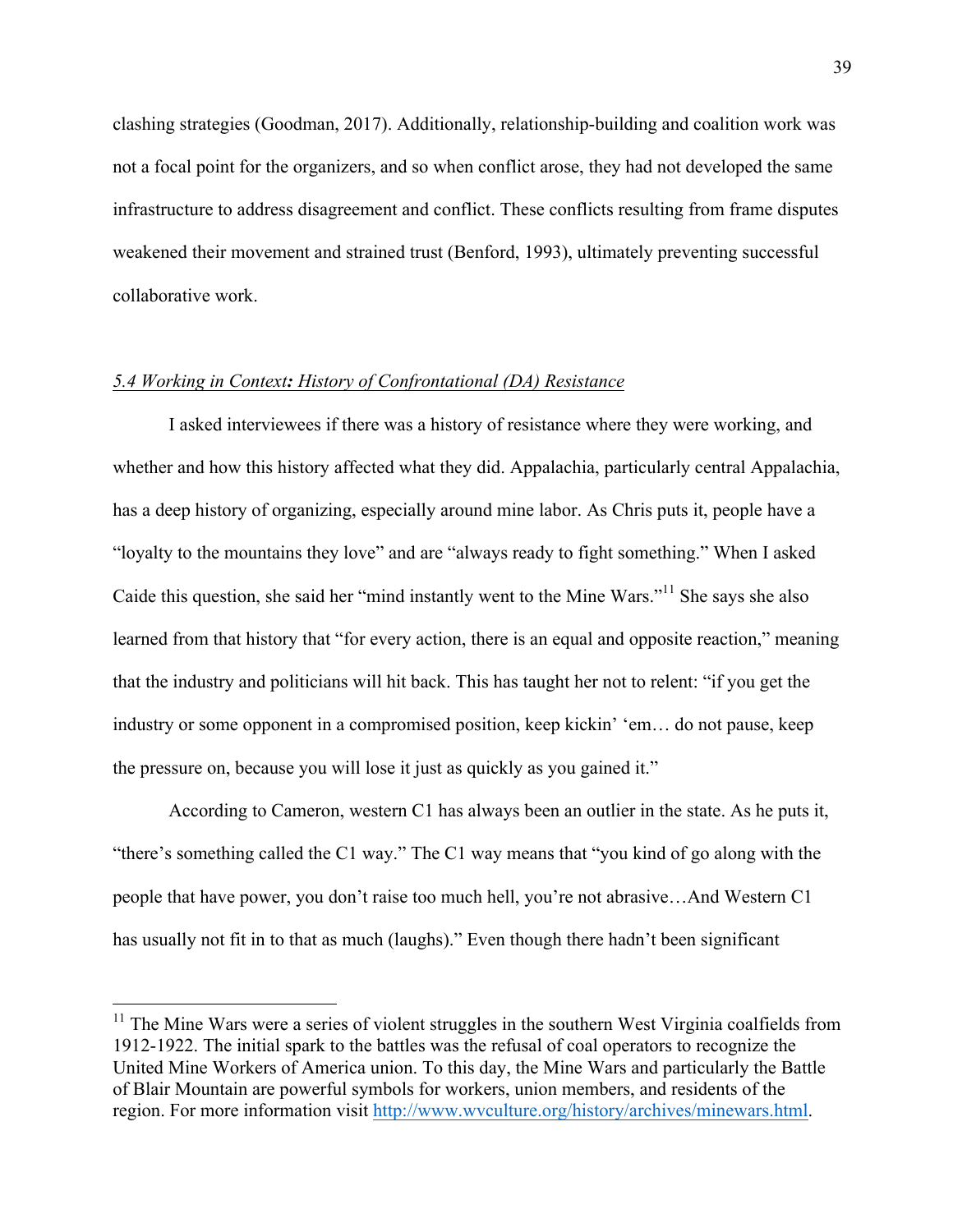clashing strategies (Goodman, 2017). Additionally, relationship-building and coalition work was not a focal point for the organizers, and so when conflict arose, they had not developed the same infrastructure to address disagreement and conflict. These conflicts resulting from frame disputes weakened their movement and strained trust (Benford, 1993), ultimately preventing successful collaborative work.

### *5.4 Working in Context: History of Confrontational (DA) Resistance*

I asked interviewees if there was a history of resistance where they were working, and whether and how this history affected what they did. Appalachia, particularly central Appalachia, has a deep history of organizing, especially around mine labor. As Chris puts it, people have a "loyalty to the mountains they love" and are "always ready to fight something." When I asked Caide this question, she said her "mind instantly went to the Mine Wars."[11] She says she also learned from that history that "for every action, there is an equal and opposite reaction," meaning that the industry and politicians will hit back. This has taught her not to relent: "if you get the industry or some opponent in a compromised position, keep kickin' 'em… do not pause, keep the pressure on, because you will lose it just as quickly as you gained it."

According to Cameron, western C1 has always been an outlier in the state. As he puts it, "there's something called the C1 way." The C1 way means that "you kind of go along with the people that have power, you don't raise too much hell, you're not abrasive…And Western C1 has usually not fit in to that as much (laughs)." Even though there hadn't been significant

---

[11] The Mine Wars were a series of violent struggles in the southern West Virginia coalfields from 1912-1922. The initial spark to the battles was the refusal of coal operators to recognize the United Mine Workers of America union. To this day, the Mine Wars and particularly the Battle of Blair Mountain are powerful symbols for workers, union members, and residents of the region. For more information visit http://www.wvculture.org/history/archives/minewars.html.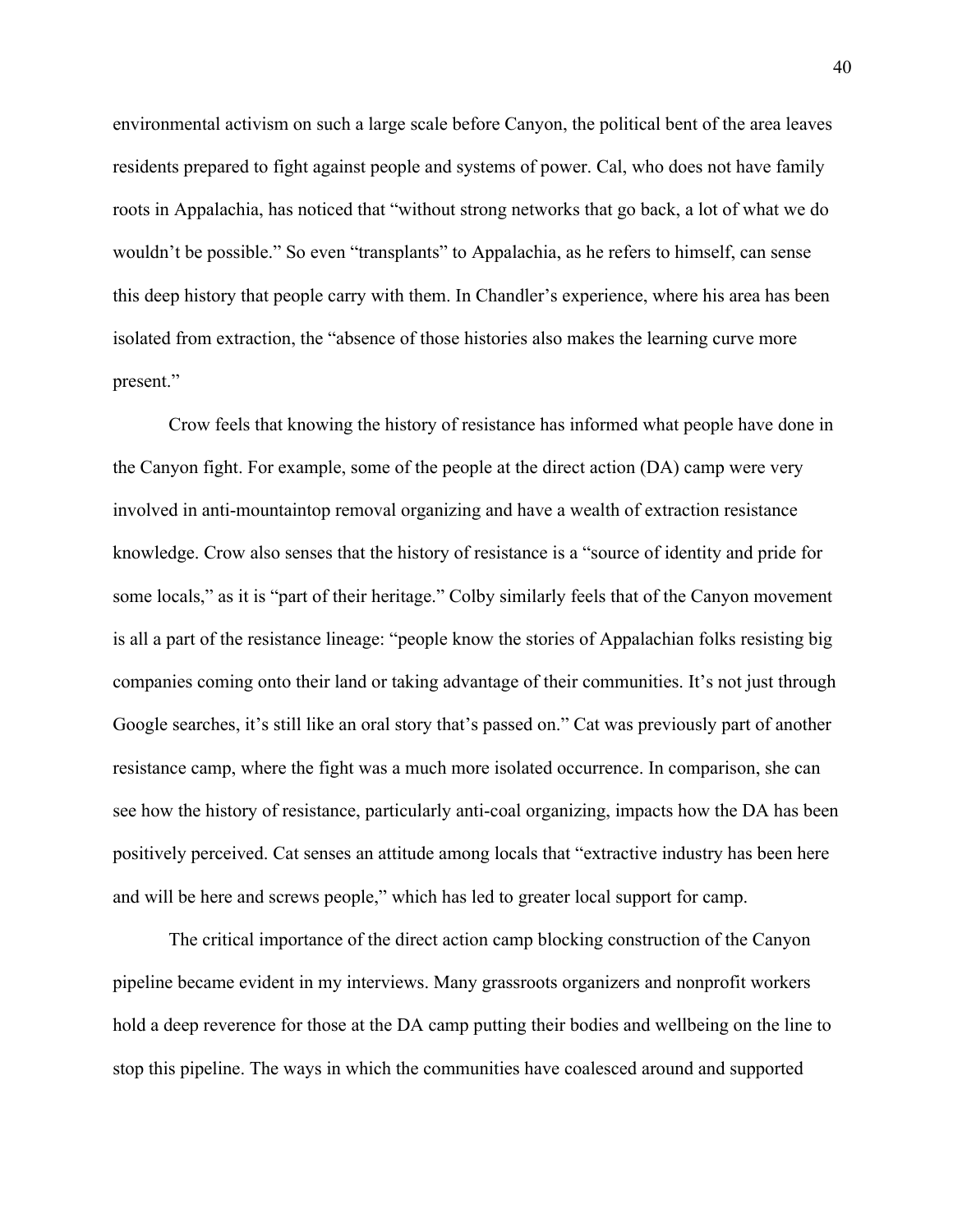environmental activism on such a large scale before Canyon, the political bent of the area leaves residents prepared to fight against people and systems of power. Cal, who does not have family roots in Appalachia, has noticed that "without strong networks that go back, a lot of what we do wouldn't be possible." So even "transplants" to Appalachia, as he refers to himself, can sense this deep history that people carry with them. In Chandler's experience, where his area has been isolated from extraction, the "absence of those histories also makes the learning curve more present."

Crow feels that knowing the history of resistance has informed what people have done in the Canyon fight. For example, some of the people at the direct action (DA) camp were very involved in anti-mountaintop removal organizing and have a wealth of extraction resistance knowledge. Crow also senses that the history of resistance is a "source of identity and pride for some locals," as it is "part of their heritage." Colby similarly feels that of the Canyon movement is all a part of the resistance lineage: "people know the stories of Appalachian folks resisting big companies coming onto their land or taking advantage of their communities. It's not just through Google searches, it's still like an oral story that's passed on." Cat was previously part of another resistance camp, where the fight was a much more isolated occurrence. In comparison, she can see how the history of resistance, particularly anti-coal organizing, impacts how the DA has been positively perceived. Cat senses an attitude among locals that "extractive industry has been here and will be here and screws people," which has led to greater local support for camp.

The critical importance of the direct action camp blocking construction of the Canyon pipeline became evident in my interviews. Many grassroots organizers and nonprofit workers hold a deep reverence for those at the DA camp putting their bodies and wellbeing on the line to stop this pipeline. The ways in which the communities have coalesced around and supported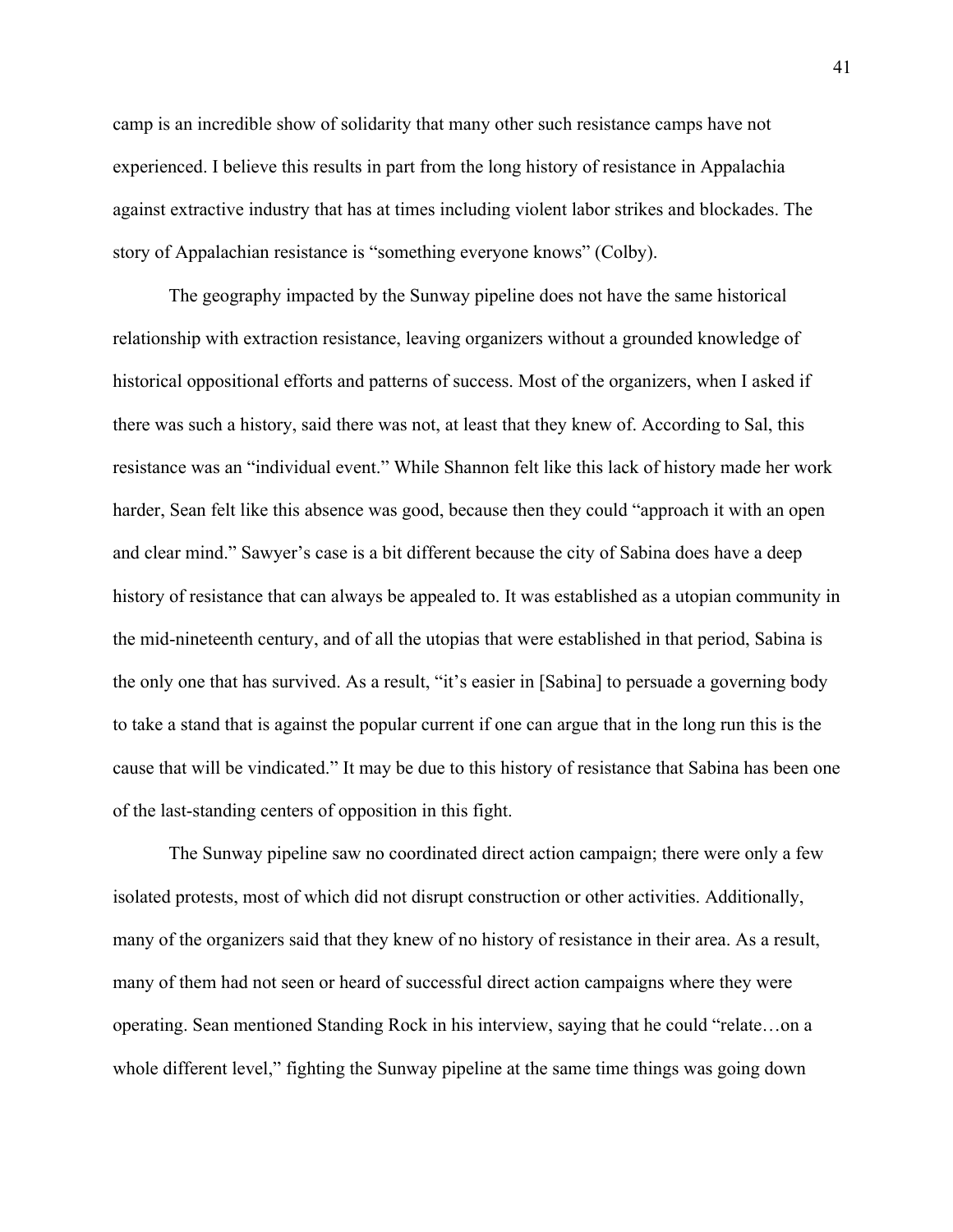camp is an incredible show of solidarity that many other such resistance camps have not experienced. I believe this results in part from the long history of resistance in Appalachia against extractive industry that has at times including violent labor strikes and blockades. The story of Appalachian resistance is "something everyone knows" (Colby).

The geography impacted by the Sunway pipeline does not have the same historical relationship with extraction resistance, leaving organizers without a grounded knowledge of historical oppositional efforts and patterns of success. Most of the organizers, when I asked if there was such a history, said there was not, at least that they knew of. According to Sal, this resistance was an "individual event." While Shannon felt like this lack of history made her work harder, Sean felt like this absence was good, because then they could "approach it with an open and clear mind." Sawyer's case is a bit different because the city of Sabina does have a deep history of resistance that can always be appealed to. It was established as a utopian community in the mid-nineteenth century, and of all the utopias that were established in that period, Sabina is the only one that has survived. As a result, "it's easier in [Sabina] to persuade a governing body to take a stand that is against the popular current if one can argue that in the long run this is the cause that will be vindicated." It may be due to this history of resistance that Sabina has been one of the last-standing centers of opposition in this fight.

The Sunway pipeline saw no coordinated direct action campaign; there were only a few isolated protests, most of which did not disrupt construction or other activities. Additionally, many of the organizers said that they knew of no history of resistance in their area. As a result, many of them had not seen or heard of successful direct action campaigns where they were operating. Sean mentioned Standing Rock in his interview, saying that he could "relate…on a whole different level," fighting the Sunway pipeline at the same time things was going down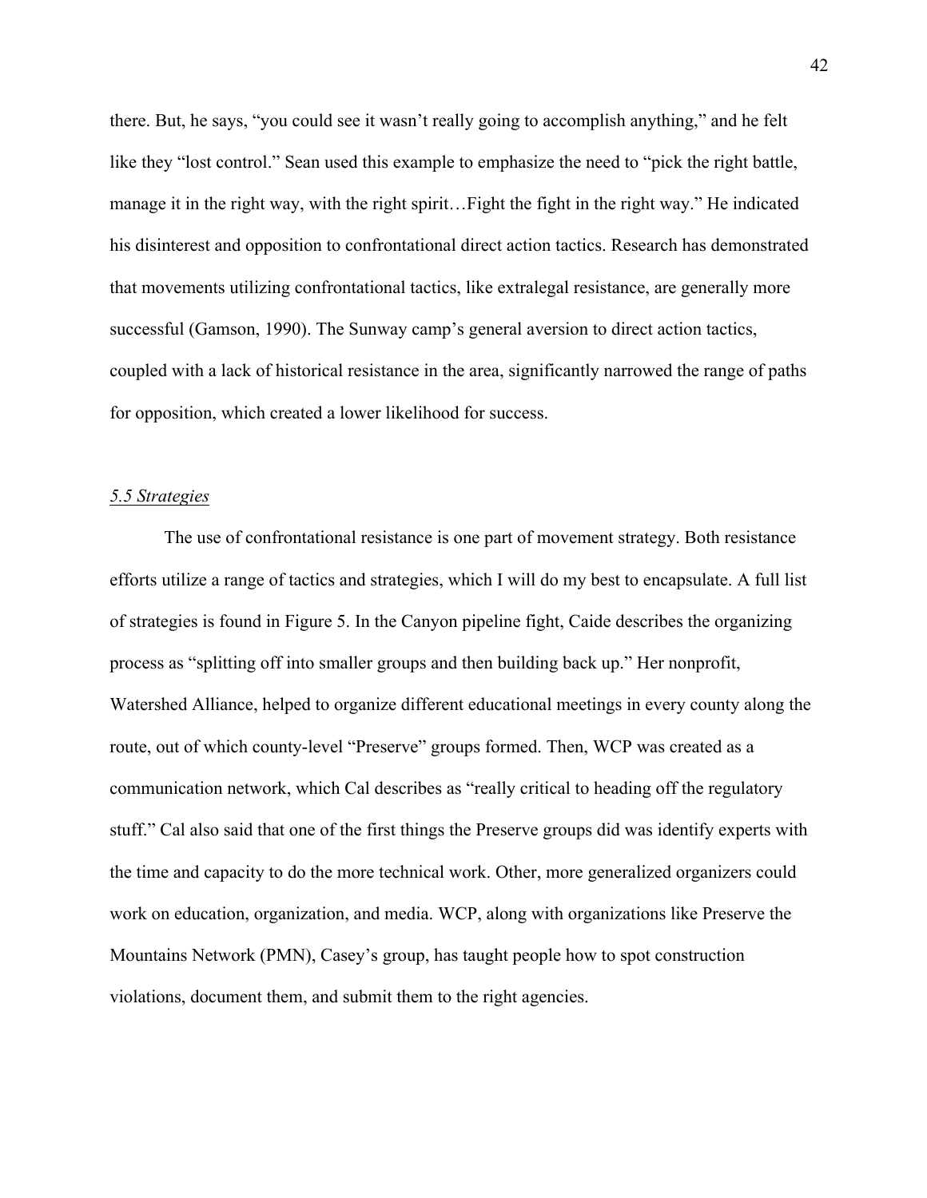there. But, he says, "you could see it wasn't really going to accomplish anything," and he felt like they "lost control." Sean used this example to emphasize the need to "pick the right battle, manage it in the right way, with the right spirit…Fight the fight in the right way." He indicated his disinterest and opposition to confrontational direct action tactics. Research has demonstrated that movements utilizing confrontational tactics, like extralegal resistance, are generally more successful (Gamson, 1990). The Sunway camp's general aversion to direct action tactics, coupled with a lack of historical resistance in the area, significantly narrowed the range of paths for opposition, which created a lower likelihood for success.

### *5.5 Strategies*

The use of confrontational resistance is one part of movement strategy. Both resistance efforts utilize a range of tactics and strategies, which I will do my best to encapsulate. A full list of strategies is found in Figure 5. In the Canyon pipeline fight, Caide describes the organizing process as "splitting off into smaller groups and then building back up." Her nonprofit, Watershed Alliance, helped to organize different educational meetings in every county along the route, out of which county-level "Preserve" groups formed. Then, WCP was created as a communication network, which Cal describes as "really critical to heading off the regulatory stuff." Cal also said that one of the first things the Preserve groups did was identify experts with the time and capacity to do the more technical work. Other, more generalized organizers could work on education, organization, and media. WCP, along with organizations like Preserve the Mountains Network (PMN), Casey's group, has taught people how to spot construction violations, document them, and submit them to the right agencies.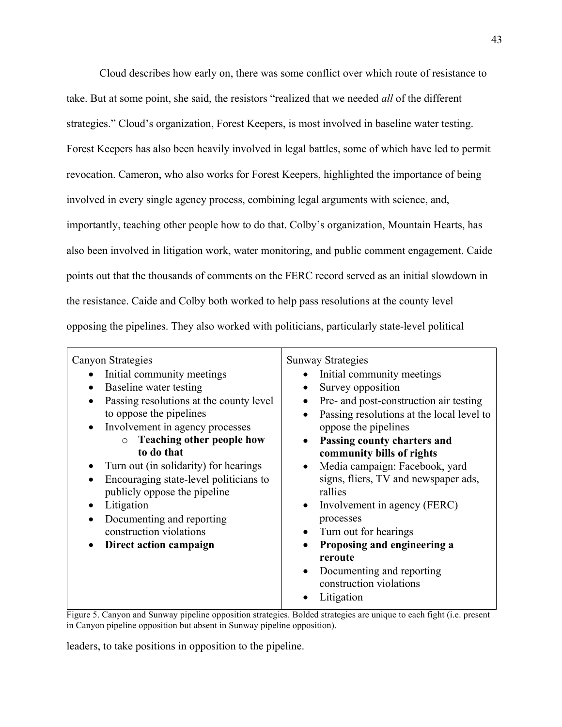Cloud describes how early on, there was some conflict over which route of resistance to take. But at some point, she said, the resistors "realized that we needed *all* of the different strategies." Cloud's organization, Forest Keepers, is most involved in baseline water testing. Forest Keepers has also been heavily involved in legal battles, some of which have led to permit revocation. Cameron, who also works for Forest Keepers, highlighted the importance of being involved in every single agency process, combining legal arguments with science, and, importantly, teaching other people how to do that. Colby's organization, Mountain Hearts, has also been involved in litigation work, water monitoring, and public comment engagement. Caide points out that the thousands of comments on the FERC record served as an initial slowdown in the resistance. Caide and Colby both worked to help pass resolutions at the county level opposing the pipelines. They also worked with politicians, particularly state-level political

| Canyon Strategies | Sunway Strategies |
|---|---|
| • Initial community meetings<br>• Baseline water testing<br>• Passing resolutions at the county level to oppose the pipelines<br>• Involvement in agency processes<br>&nbsp;&nbsp;&nbsp;&nbsp;○ **Teaching other people how to do that**<br>• Turn out (in solidarity) for hearings<br>• Encouraging state-level politicians to publicly oppose the pipeline<br>• Litigation<br>• Documenting and reporting construction violations<br>• **Direct action campaign** | • Initial community meetings<br>• Survey opposition<br>• Pre- and post-construction air testing<br>• Passing resolutions at the local level to oppose the pipelines<br>• **Passing county charters and community bills of rights**<br>• Media campaign: Facebook, yard signs, fliers, TV and newspaper ads, rallies<br>• Involvement in agency (FERC) processes<br>• Turn out for hearings<br>• **Proposing and engineering a reroute**<br>• Documenting and reporting construction violations<br>• Litigation |

Figure 5. Canyon and Sunway pipeline opposition strategies. Bolded strategies are unique to each fight (i.e. present in Canyon pipeline opposition but absent in Sunway pipeline opposition).

leaders, to take positions in opposition to the pipeline.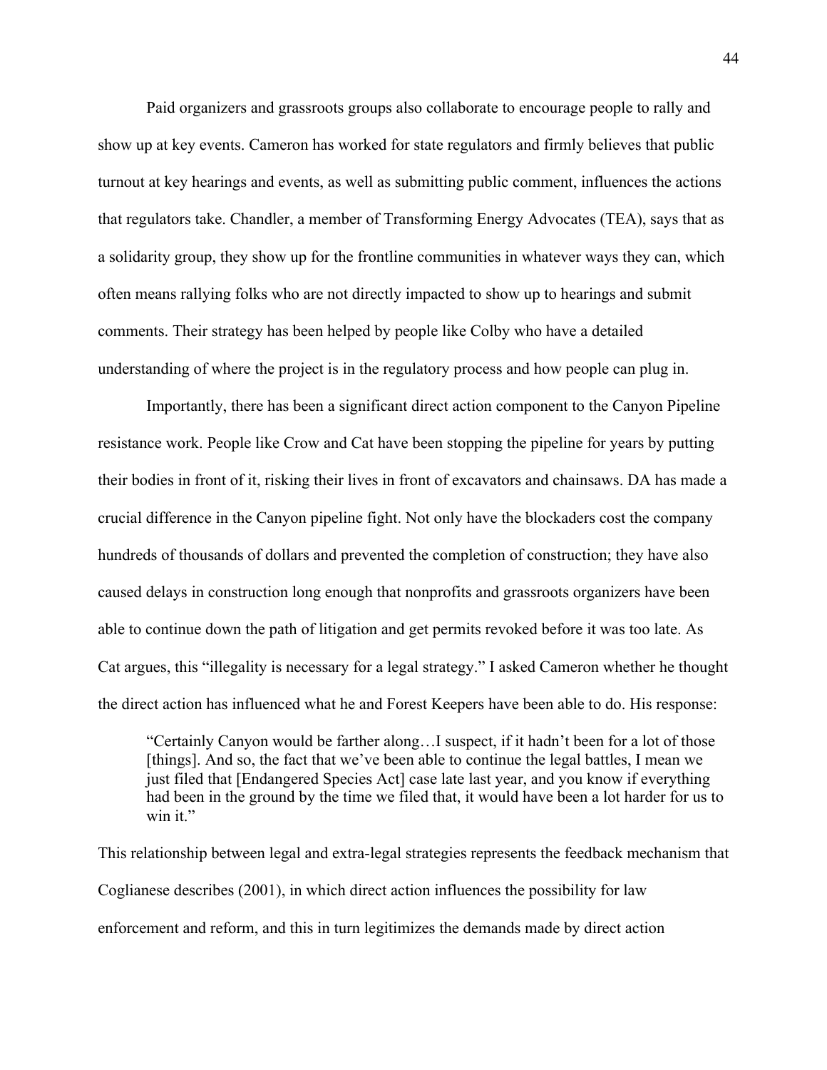Paid organizers and grassroots groups also collaborate to encourage people to rally and show up at key events. Cameron has worked for state regulators and firmly believes that public turnout at key hearings and events, as well as submitting public comment, influences the actions that regulators take. Chandler, a member of Transforming Energy Advocates (TEA), says that as a solidarity group, they show up for the frontline communities in whatever ways they can, which often means rallying folks who are not directly impacted to show up to hearings and submit comments. Their strategy has been helped by people like Colby who have a detailed understanding of where the project is in the regulatory process and how people can plug in.

Importantly, there has been a significant direct action component to the Canyon Pipeline resistance work. People like Crow and Cat have been stopping the pipeline for years by putting their bodies in front of it, risking their lives in front of excavators and chainsaws. DA has made a crucial difference in the Canyon pipeline fight. Not only have the blockaders cost the company hundreds of thousands of dollars and prevented the completion of construction; they have also caused delays in construction long enough that nonprofits and grassroots organizers have been able to continue down the path of litigation and get permits revoked before it was too late. As Cat argues, this "illegality is necessary for a legal strategy." I asked Cameron whether he thought the direct action has influenced what he and Forest Keepers have been able to do. His response:

> "Certainly Canyon would be farther along…I suspect, if it hadn't been for a lot of those [things]. And so, the fact that we've been able to continue the legal battles, I mean we just filed that [Endangered Species Act] case late last year, and you know if everything had been in the ground by the time we filed that, it would have been a lot harder for us to win it."

This relationship between legal and extra-legal strategies represents the feedback mechanism that Coglianese describes (2001), in which direct action influences the possibility for law enforcement and reform, and this in turn legitimizes the demands made by direct action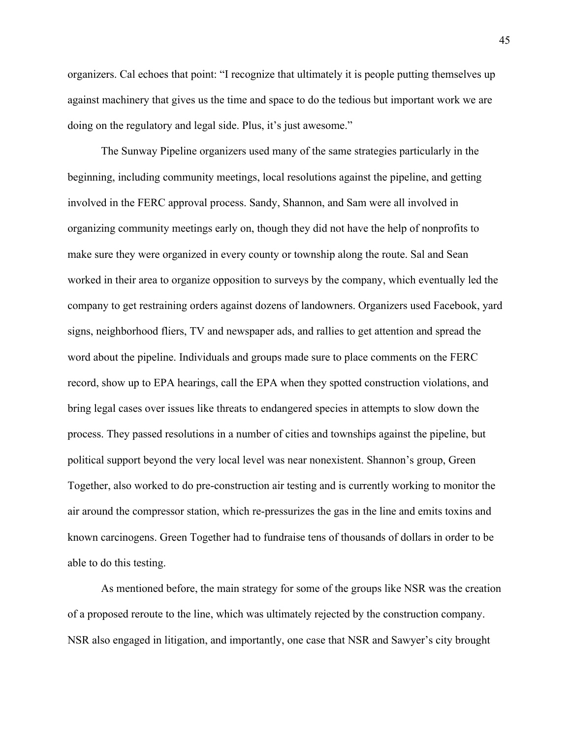organizers. Cal echoes that point: "I recognize that ultimately it is people putting themselves up against machinery that gives us the time and space to do the tedious but important work we are doing on the regulatory and legal side. Plus, it's just awesome."

The Sunway Pipeline organizers used many of the same strategies particularly in the beginning, including community meetings, local resolutions against the pipeline, and getting involved in the FERC approval process. Sandy, Shannon, and Sam were all involved in organizing community meetings early on, though they did not have the help of nonprofits to make sure they were organized in every county or township along the route. Sal and Sean worked in their area to organize opposition to surveys by the company, which eventually led the company to get restraining orders against dozens of landowners. Organizers used Facebook, yard signs, neighborhood fliers, TV and newspaper ads, and rallies to get attention and spread the word about the pipeline. Individuals and groups made sure to place comments on the FERC record, show up to EPA hearings, call the EPA when they spotted construction violations, and bring legal cases over issues like threats to endangered species in attempts to slow down the process. They passed resolutions in a number of cities and townships against the pipeline, but political support beyond the very local level was near nonexistent. Shannon's group, Green Together, also worked to do pre-construction air testing and is currently working to monitor the air around the compressor station, which re-pressurizes the gas in the line and emits toxins and known carcinogens. Green Together had to fundraise tens of thousands of dollars in order to be able to do this testing.

As mentioned before, the main strategy for some of the groups like NSR was the creation of a proposed reroute to the line, which was ultimately rejected by the construction company. NSR also engaged in litigation, and importantly, one case that NSR and Sawyer's city brought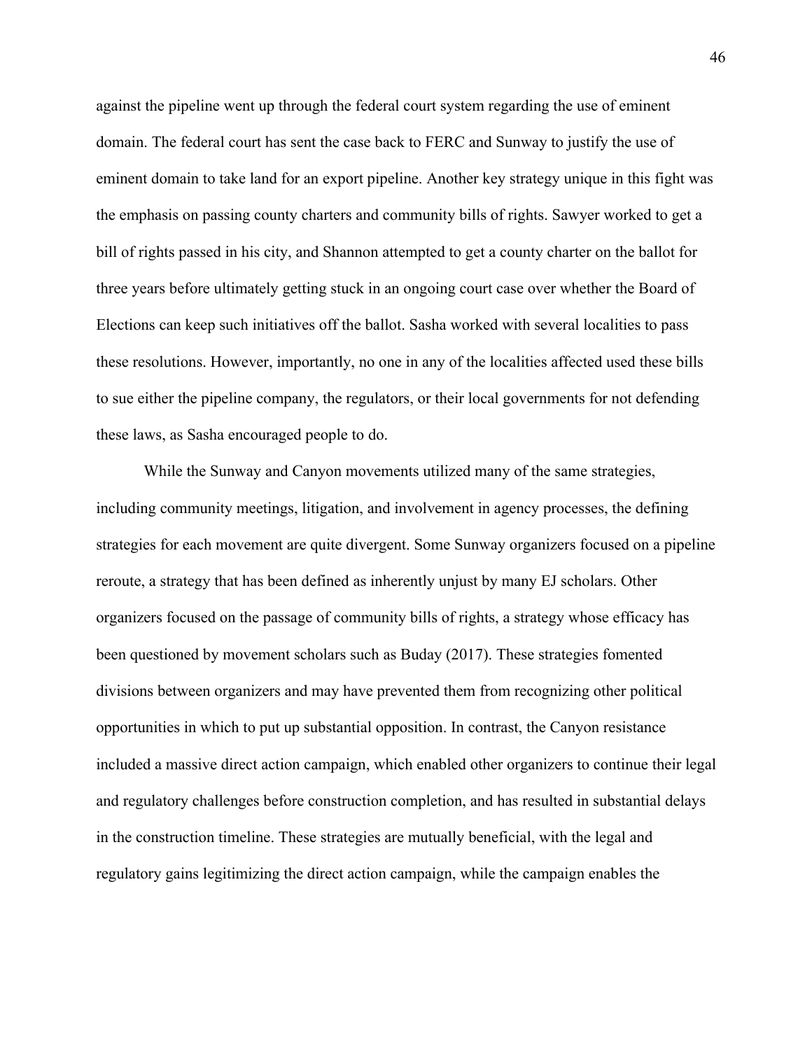against the pipeline went up through the federal court system regarding the use of eminent domain. The federal court has sent the case back to FERC and Sunway to justify the use of eminent domain to take land for an export pipeline. Another key strategy unique in this fight was the emphasis on passing county charters and community bills of rights. Sawyer worked to get a bill of rights passed in his city, and Shannon attempted to get a county charter on the ballot for three years before ultimately getting stuck in an ongoing court case over whether the Board of Elections can keep such initiatives off the ballot. Sasha worked with several localities to pass these resolutions. However, importantly, no one in any of the localities affected used these bills to sue either the pipeline company, the regulators, or their local governments for not defending these laws, as Sasha encouraged people to do.

While the Sunway and Canyon movements utilized many of the same strategies, including community meetings, litigation, and involvement in agency processes, the defining strategies for each movement are quite divergent. Some Sunway organizers focused on a pipeline reroute, a strategy that has been defined as inherently unjust by many EJ scholars. Other organizers focused on the passage of community bills of rights, a strategy whose efficacy has been questioned by movement scholars such as Buday (2017). These strategies fomented divisions between organizers and may have prevented them from recognizing other political opportunities in which to put up substantial opposition. In contrast, the Canyon resistance included a massive direct action campaign, which enabled other organizers to continue their legal and regulatory challenges before construction completion, and has resulted in substantial delays in the construction timeline. These strategies are mutually beneficial, with the legal and regulatory gains legitimizing the direct action campaign, while the campaign enables the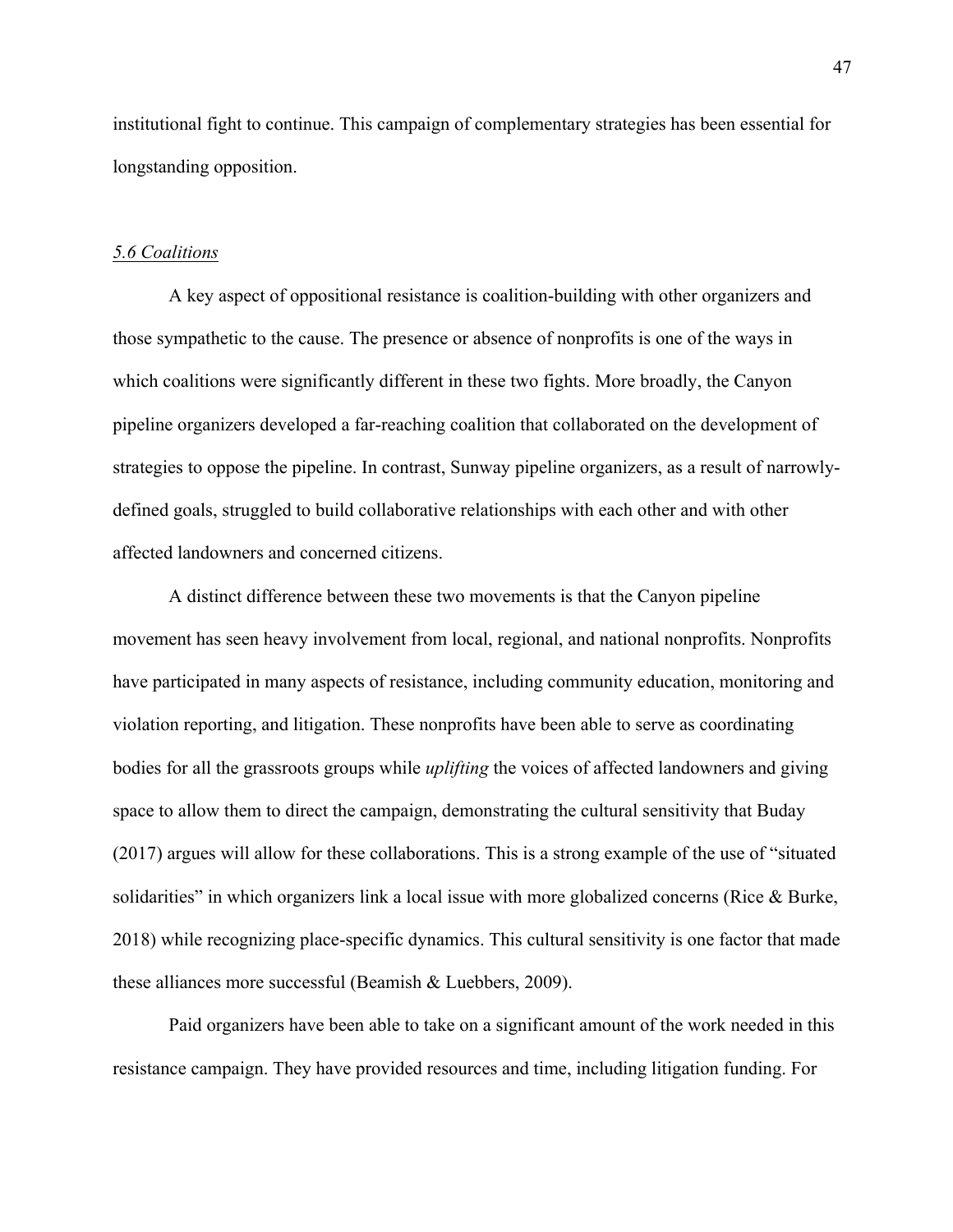institutional fight to continue. This campaign of complementary strategies has been essential for longstanding opposition.

### *5.6 Coalitions*

A key aspect of oppositional resistance is coalition-building with other organizers and those sympathetic to the cause. The presence or absence of nonprofits is one of the ways in which coalitions were significantly different in these two fights. More broadly, the Canyon pipeline organizers developed a far-reaching coalition that collaborated on the development of strategies to oppose the pipeline. In contrast, Sunway pipeline organizers, as a result of narrowly-defined goals, struggled to build collaborative relationships with each other and with other affected landowners and concerned citizens.

A distinct difference between these two movements is that the Canyon pipeline movement has seen heavy involvement from local, regional, and national nonprofits. Nonprofits have participated in many aspects of resistance, including community education, monitoring and violation reporting, and litigation. These nonprofits have been able to serve as coordinating bodies for all the grassroots groups while *uplifting* the voices of affected landowners and giving space to allow them to direct the campaign, demonstrating the cultural sensitivity that Buday (2017) argues will allow for these collaborations. This is a strong example of the use of "situated solidarities" in which organizers link a local issue with more globalized concerns (Rice & Burke, 2018) while recognizing place-specific dynamics. This cultural sensitivity is one factor that made these alliances more successful (Beamish & Luebbers, 2009).

Paid organizers have been able to take on a significant amount of the work needed in this resistance campaign. They have provided resources and time, including litigation funding. For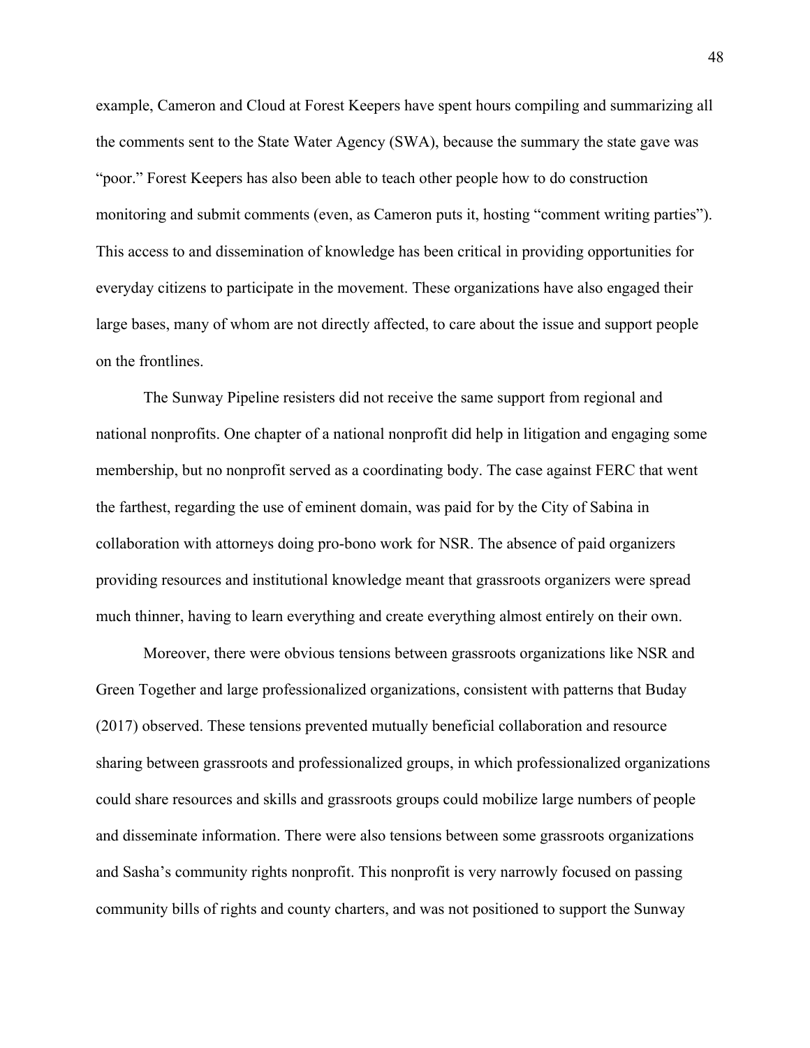example, Cameron and Cloud at Forest Keepers have spent hours compiling and summarizing all the comments sent to the State Water Agency (SWA), because the summary the state gave was "poor." Forest Keepers has also been able to teach other people how to do construction monitoring and submit comments (even, as Cameron puts it, hosting "comment writing parties"). This access to and dissemination of knowledge has been critical in providing opportunities for everyday citizens to participate in the movement. These organizations have also engaged their large bases, many of whom are not directly affected, to care about the issue and support people on the frontlines.

The Sunway Pipeline resisters did not receive the same support from regional and national nonprofits. One chapter of a national nonprofit did help in litigation and engaging some membership, but no nonprofit served as a coordinating body. The case against FERC that went the farthest, regarding the use of eminent domain, was paid for by the City of Sabina in collaboration with attorneys doing pro-bono work for NSR. The absence of paid organizers providing resources and institutional knowledge meant that grassroots organizers were spread much thinner, having to learn everything and create everything almost entirely on their own.

Moreover, there were obvious tensions between grassroots organizations like NSR and Green Together and large professionalized organizations, consistent with patterns that Buday (2017) observed. These tensions prevented mutually beneficial collaboration and resource sharing between grassroots and professionalized groups, in which professionalized organizations could share resources and skills and grassroots groups could mobilize large numbers of people and disseminate information. There were also tensions between some grassroots organizations and Sasha's community rights nonprofit. This nonprofit is very narrowly focused on passing community bills of rights and county charters, and was not positioned to support the Sunway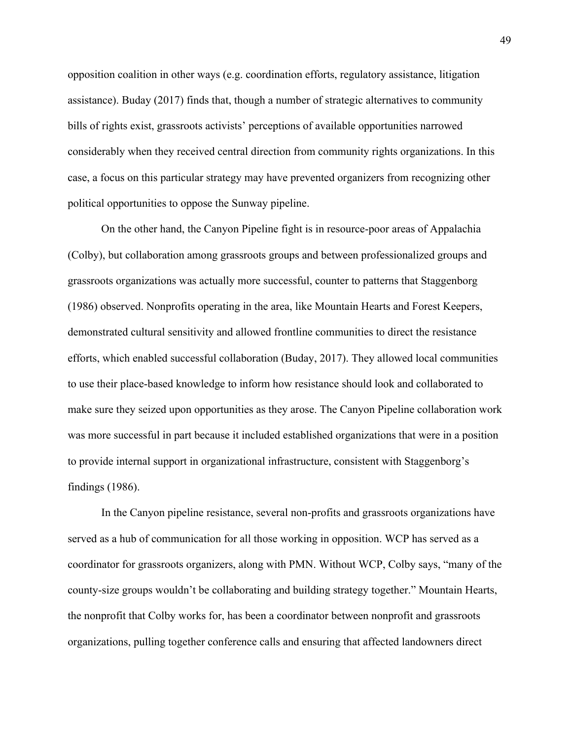opposition coalition in other ways (e.g. coordination efforts, regulatory assistance, litigation assistance). Buday (2017) finds that, though a number of strategic alternatives to community bills of rights exist, grassroots activists' perceptions of available opportunities narrowed considerably when they received central direction from community rights organizations. In this case, a focus on this particular strategy may have prevented organizers from recognizing other political opportunities to oppose the Sunway pipeline.

On the other hand, the Canyon Pipeline fight is in resource-poor areas of Appalachia (Colby), but collaboration among grassroots groups and between professionalized groups and grassroots organizations was actually more successful, counter to patterns that Staggenborg (1986) observed. Nonprofits operating in the area, like Mountain Hearts and Forest Keepers, demonstrated cultural sensitivity and allowed frontline communities to direct the resistance efforts, which enabled successful collaboration (Buday, 2017). They allowed local communities to use their place-based knowledge to inform how resistance should look and collaborated to make sure they seized upon opportunities as they arose. The Canyon Pipeline collaboration work was more successful in part because it included established organizations that were in a position to provide internal support in organizational infrastructure, consistent with Staggenborg's findings (1986).

In the Canyon pipeline resistance, several non-profits and grassroots organizations have served as a hub of communication for all those working in opposition. WCP has served as a coordinator for grassroots organizers, along with PMN. Without WCP, Colby says, "many of the county-size groups wouldn't be collaborating and building strategy together." Mountain Hearts, the nonprofit that Colby works for, has been a coordinator between nonprofit and grassroots organizations, pulling together conference calls and ensuring that affected landowners direct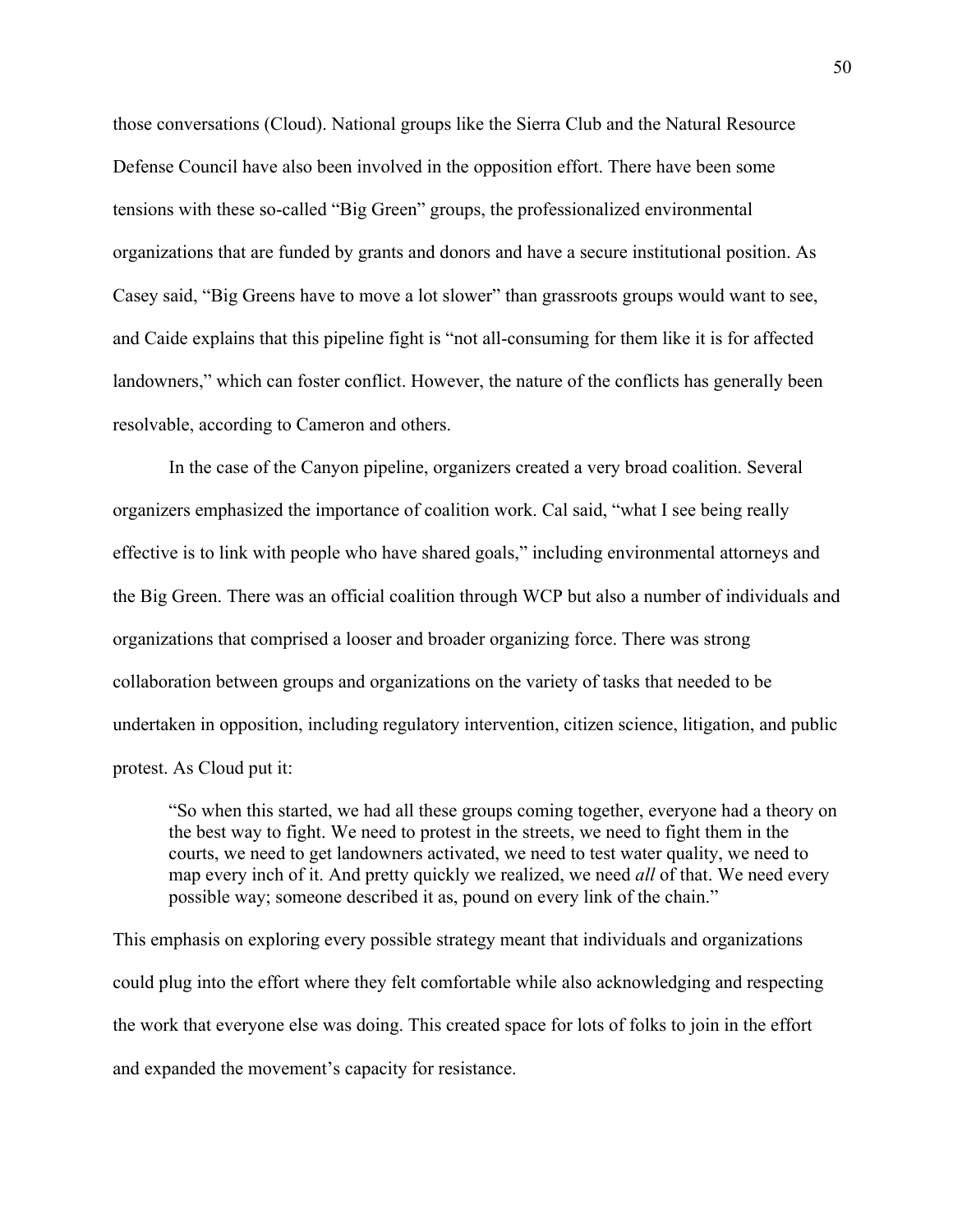those conversations (Cloud). National groups like the Sierra Club and the Natural Resource Defense Council have also been involved in the opposition effort. There have been some tensions with these so-called "Big Green" groups, the professionalized environmental organizations that are funded by grants and donors and have a secure institutional position. As Casey said, "Big Greens have to move a lot slower" than grassroots groups would want to see, and Caide explains that this pipeline fight is "not all-consuming for them like it is for affected landowners," which can foster conflict. However, the nature of the conflicts has generally been resolvable, according to Cameron and others.

In the case of the Canyon pipeline, organizers created a very broad coalition. Several organizers emphasized the importance of coalition work. Cal said, "what I see being really effective is to link with people who have shared goals," including environmental attorneys and the Big Green. There was an official coalition through WCP but also a number of individuals and organizations that comprised a looser and broader organizing force. There was strong collaboration between groups and organizations on the variety of tasks that needed to be undertaken in opposition, including regulatory intervention, citizen science, litigation, and public protest. As Cloud put it:

> "So when this started, we had all these groups coming together, everyone had a theory on the best way to fight. We need to protest in the streets, we need to fight them in the courts, we need to get landowners activated, we need to test water quality, we need to map every inch of it. And pretty quickly we realized, we need *all* of that. We need every possible way; someone described it as, pound on every link of the chain."

This emphasis on exploring every possible strategy meant that individuals and organizations could plug into the effort where they felt comfortable while also acknowledging and respecting the work that everyone else was doing. This created space for lots of folks to join in the effort and expanded the movement's capacity for resistance.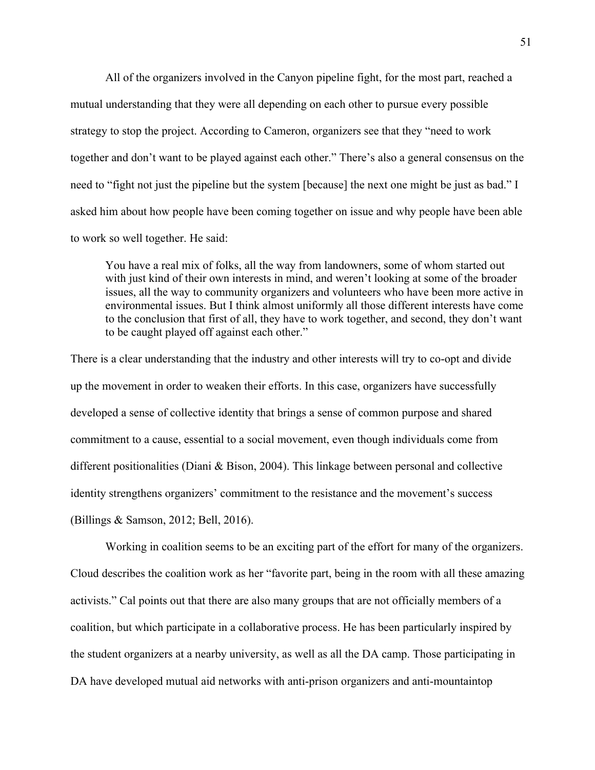All of the organizers involved in the Canyon pipeline fight, for the most part, reached a mutual understanding that they were all depending on each other to pursue every possible strategy to stop the project. According to Cameron, organizers see that they "need to work together and don't want to be played against each other." There's also a general consensus on the need to "fight not just the pipeline but the system [because] the next one might be just as bad." I asked him about how people have been coming together on issue and why people have been able to work so well together. He said:

> You have a real mix of folks, all the way from landowners, some of whom started out with just kind of their own interests in mind, and weren't looking at some of the broader issues, all the way to community organizers and volunteers who have been more active in environmental issues. But I think almost uniformly all those different interests have come to the conclusion that first of all, they have to work together, and second, they don't want to be caught played off against each other."

There is a clear understanding that the industry and other interests will try to co-opt and divide up the movement in order to weaken their efforts. In this case, organizers have successfully developed a sense of collective identity that brings a sense of common purpose and shared commitment to a cause, essential to a social movement, even though individuals come from different positionalities (Diani & Bison, 2004). This linkage between personal and collective identity strengthens organizers' commitment to the resistance and the movement's success (Billings & Samson, 2012; Bell, 2016).

Working in coalition seems to be an exciting part of the effort for many of the organizers. Cloud describes the coalition work as her "favorite part, being in the room with all these amazing activists." Cal points out that there are also many groups that are not officially members of a coalition, but which participate in a collaborative process. He has been particularly inspired by the student organizers at a nearby university, as well as all the DA camp. Those participating in DA have developed mutual aid networks with anti-prison organizers and anti-mountaintop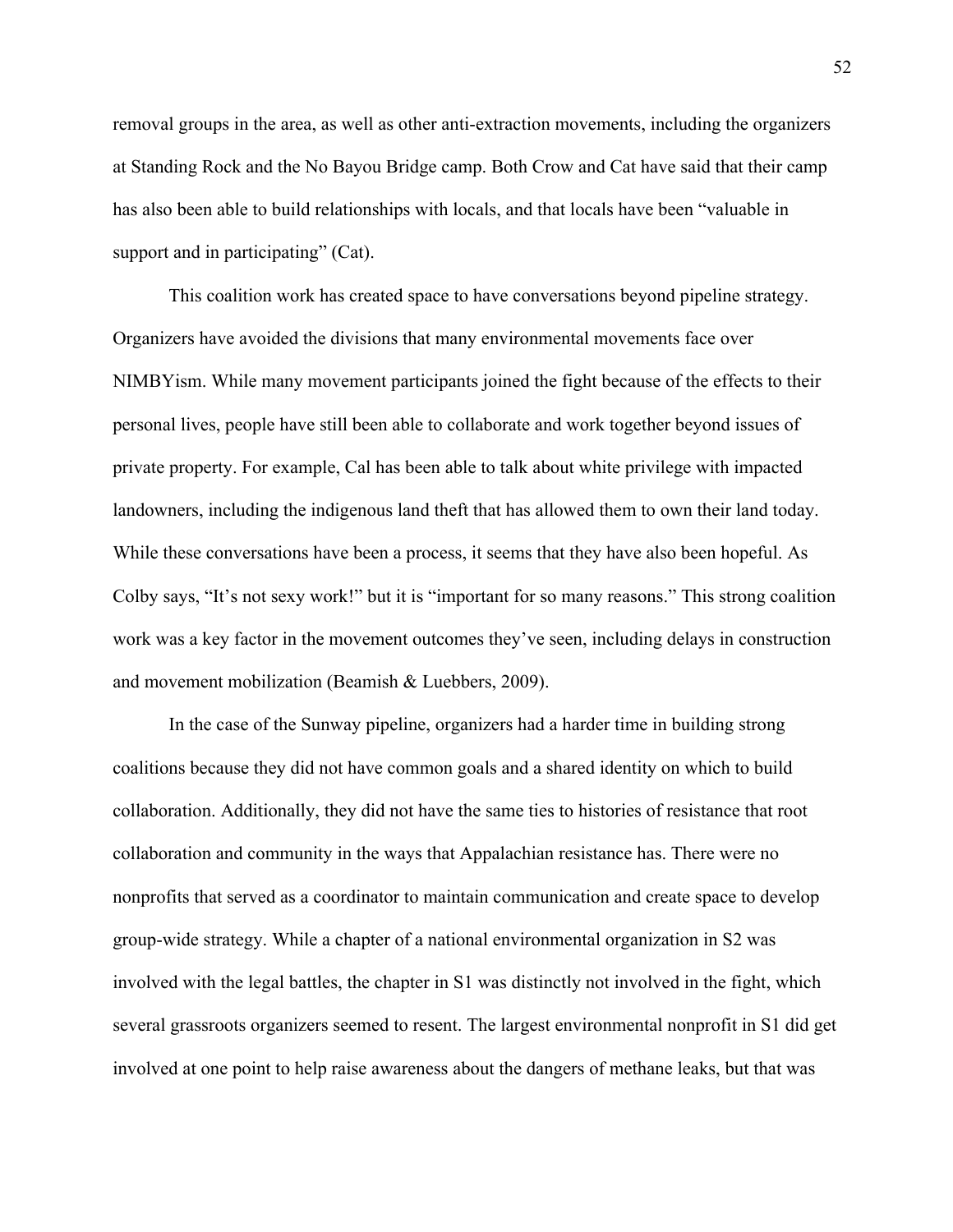removal groups in the area, as well as other anti-extraction movements, including the organizers at Standing Rock and the No Bayou Bridge camp. Both Crow and Cat have said that their camp has also been able to build relationships with locals, and that locals have been "valuable in support and in participating" (Cat).

This coalition work has created space to have conversations beyond pipeline strategy. Organizers have avoided the divisions that many environmental movements face over NIMBYism. While many movement participants joined the fight because of the effects to their personal lives, people have still been able to collaborate and work together beyond issues of private property. For example, Cal has been able to talk about white privilege with impacted landowners, including the indigenous land theft that has allowed them to own their land today. While these conversations have been a process, it seems that they have also been hopeful. As Colby says, "It's not sexy work!" but it is "important for so many reasons." This strong coalition work was a key factor in the movement outcomes they've seen, including delays in construction and movement mobilization (Beamish & Luebbers, 2009).

In the case of the Sunway pipeline, organizers had a harder time in building strong coalitions because they did not have common goals and a shared identity on which to build collaboration. Additionally, they did not have the same ties to histories of resistance that root collaboration and community in the ways that Appalachian resistance has. There were no nonprofits that served as a coordinator to maintain communication and create space to develop group-wide strategy. While a chapter of a national environmental organization in S2 was involved with the legal battles, the chapter in S1 was distinctly not involved in the fight, which several grassroots organizers seemed to resent. The largest environmental nonprofit in S1 did get involved at one point to help raise awareness about the dangers of methane leaks, but that was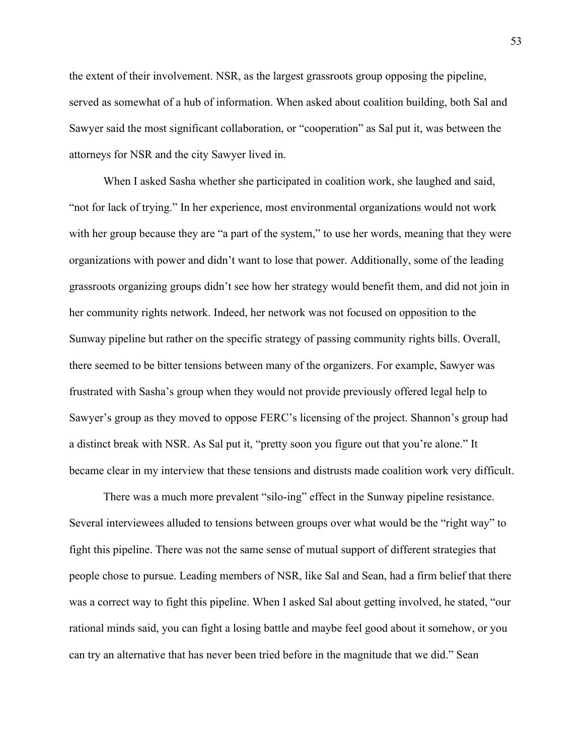the extent of their involvement. NSR, as the largest grassroots group opposing the pipeline, served as somewhat of a hub of information. When asked about coalition building, both Sal and Sawyer said the most significant collaboration, or "cooperation" as Sal put it, was between the attorneys for NSR and the city Sawyer lived in.

When I asked Sasha whether she participated in coalition work, she laughed and said, "not for lack of trying." In her experience, most environmental organizations would not work with her group because they are "a part of the system," to use her words, meaning that they were organizations with power and didn't want to lose that power. Additionally, some of the leading grassroots organizing groups didn't see how her strategy would benefit them, and did not join in her community rights network. Indeed, her network was not focused on opposition to the Sunway pipeline but rather on the specific strategy of passing community rights bills. Overall, there seemed to be bitter tensions between many of the organizers. For example, Sawyer was frustrated with Sasha's group when they would not provide previously offered legal help to Sawyer's group as they moved to oppose FERC's licensing of the project. Shannon's group had a distinct break with NSR. As Sal put it, "pretty soon you figure out that you're alone." It became clear in my interview that these tensions and distrusts made coalition work very difficult.

There was a much more prevalent "silo-ing" effect in the Sunway pipeline resistance. Several interviewees alluded to tensions between groups over what would be the "right way" to fight this pipeline. There was not the same sense of mutual support of different strategies that people chose to pursue. Leading members of NSR, like Sal and Sean, had a firm belief that there was a correct way to fight this pipeline. When I asked Sal about getting involved, he stated, "our rational minds said, you can fight a losing battle and maybe feel good about it somehow, or you can try an alternative that has never been tried before in the magnitude that we did." Sean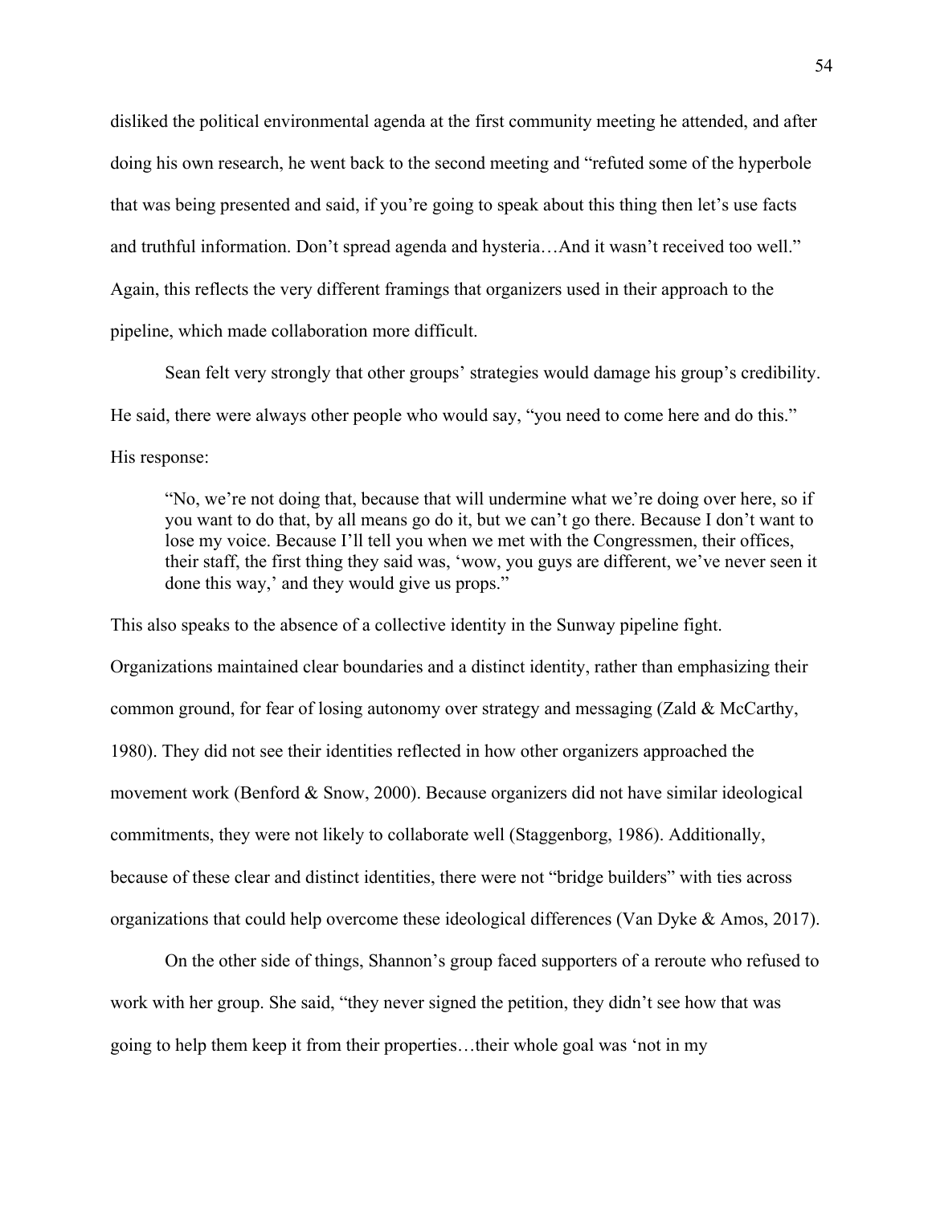disliked the political environmental agenda at the first community meeting he attended, and after doing his own research, he went back to the second meeting and "refuted some of the hyperbole that was being presented and said, if you're going to speak about this thing then let's use facts and truthful information. Don't spread agenda and hysteria…And it wasn't received too well." Again, this reflects the very different framings that organizers used in their approach to the pipeline, which made collaboration more difficult.

Sean felt very strongly that other groups' strategies would damage his group's credibility. He said, there were always other people who would say, "you need to come here and do this." His response:

> "No, we're not doing that, because that will undermine what we're doing over here, so if you want to do that, by all means go do it, but we can't go there. Because I don't want to lose my voice. Because I'll tell you when we met with the Congressmen, their offices, their staff, the first thing they said was, 'wow, you guys are different, we've never seen it done this way,' and they would give us props."

This also speaks to the absence of a collective identity in the Sunway pipeline fight. Organizations maintained clear boundaries and a distinct identity, rather than emphasizing their common ground, for fear of losing autonomy over strategy and messaging (Zald & McCarthy, 1980). They did not see their identities reflected in how other organizers approached the movement work (Benford & Snow, 2000). Because organizers did not have similar ideological commitments, they were not likely to collaborate well (Staggenborg, 1986). Additionally, because of these clear and distinct identities, there were not "bridge builders" with ties across organizations that could help overcome these ideological differences (Van Dyke & Amos, 2017).

On the other side of things, Shannon's group faced supporters of a reroute who refused to work with her group. She said, "they never signed the petition, they didn't see how that was going to help them keep it from their properties…their whole goal was 'not in my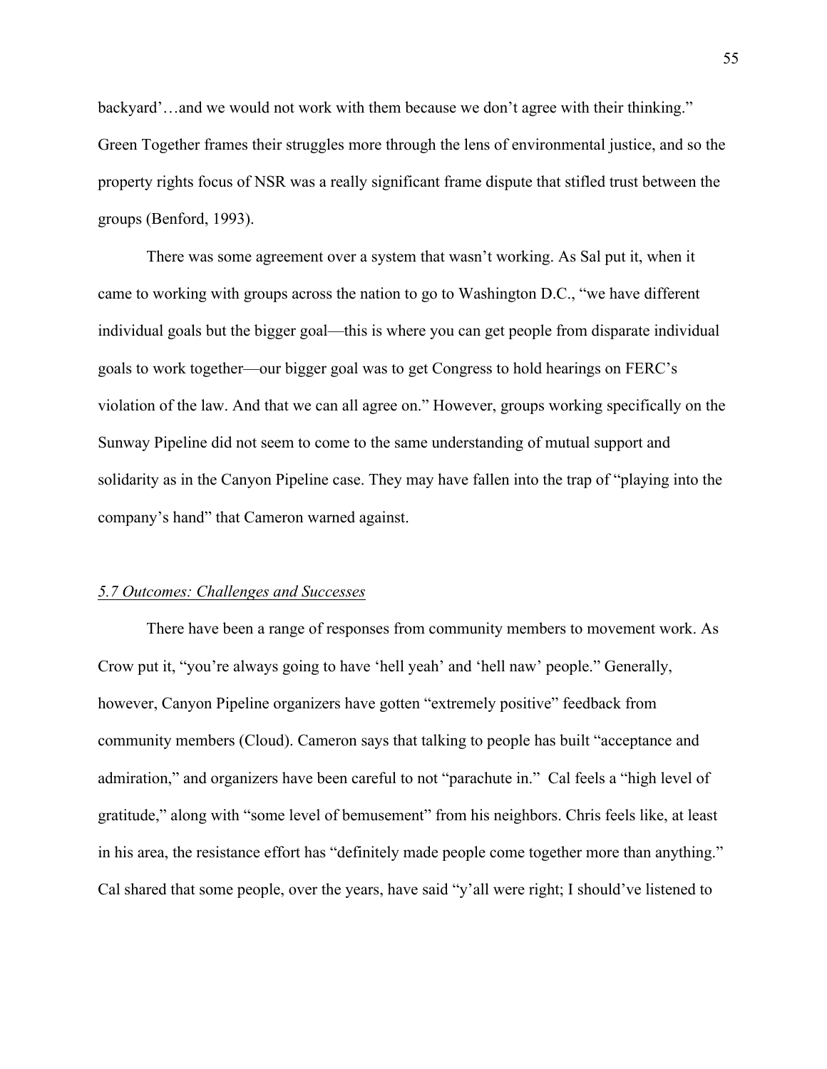backyard'…and we would not work with them because we don't agree with their thinking." Green Together frames their struggles more through the lens of environmental justice, and so the property rights focus of NSR was a really significant frame dispute that stifled trust between the groups (Benford, 1993).

There was some agreement over a system that wasn't working. As Sal put it, when it came to working with groups across the nation to go to Washington D.C., "we have different individual goals but the bigger goal—this is where you can get people from disparate individual goals to work together—our bigger goal was to get Congress to hold hearings on FERC's violation of the law. And that we can all agree on." However, groups working specifically on the Sunway Pipeline did not seem to come to the same understanding of mutual support and solidarity as in the Canyon Pipeline case. They may have fallen into the trap of "playing into the company's hand" that Cameron warned against.

### *5.7 Outcomes: Challenges and Successes*

There have been a range of responses from community members to movement work. As Crow put it, "you're always going to have 'hell yeah' and 'hell naw' people." Generally, however, Canyon Pipeline organizers have gotten "extremely positive" feedback from community members (Cloud). Cameron says that talking to people has built "acceptance and admiration," and organizers have been careful to not "parachute in." Cal feels a "high level of gratitude," along with "some level of bemusement" from his neighbors. Chris feels like, at least in his area, the resistance effort has "definitely made people come together more than anything." Cal shared that some people, over the years, have said "y'all were right; I should've listened to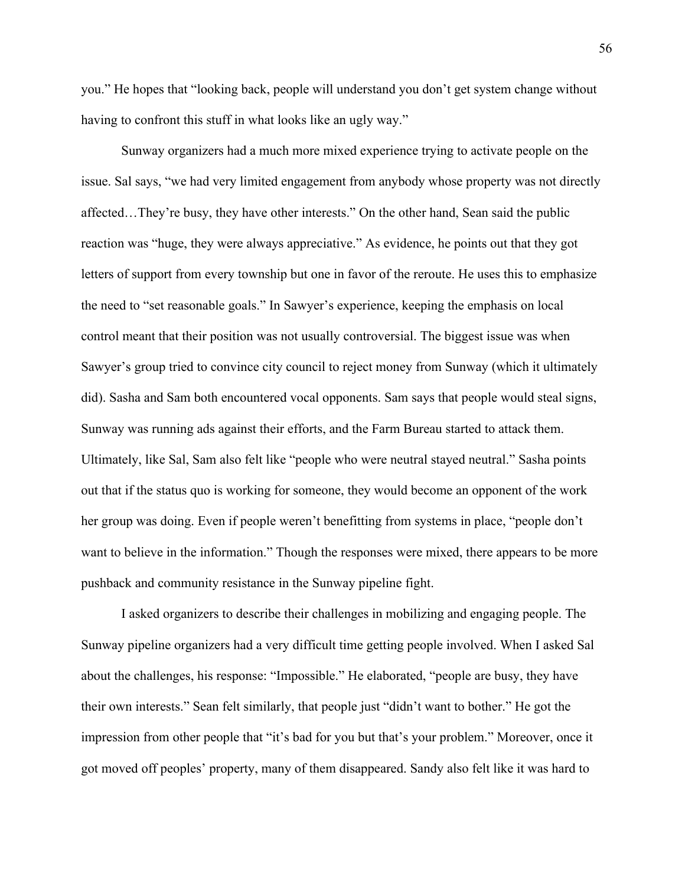you." He hopes that "looking back, people will understand you don't get system change without having to confront this stuff in what looks like an ugly way."

Sunway organizers had a much more mixed experience trying to activate people on the issue. Sal says, "we had very limited engagement from anybody whose property was not directly affected…They're busy, they have other interests." On the other hand, Sean said the public reaction was "huge, they were always appreciative." As evidence, he points out that they got letters of support from every township but one in favor of the reroute. He uses this to emphasize the need to "set reasonable goals." In Sawyer's experience, keeping the emphasis on local control meant that their position was not usually controversial. The biggest issue was when Sawyer's group tried to convince city council to reject money from Sunway (which it ultimately did). Sasha and Sam both encountered vocal opponents. Sam says that people would steal signs, Sunway was running ads against their efforts, and the Farm Bureau started to attack them. Ultimately, like Sal, Sam also felt like "people who were neutral stayed neutral." Sasha points out that if the status quo is working for someone, they would become an opponent of the work her group was doing. Even if people weren't benefitting from systems in place, "people don't want to believe in the information." Though the responses were mixed, there appears to be more pushback and community resistance in the Sunway pipeline fight.

I asked organizers to describe their challenges in mobilizing and engaging people. The Sunway pipeline organizers had a very difficult time getting people involved. When I asked Sal about the challenges, his response: "Impossible." He elaborated, "people are busy, they have their own interests." Sean felt similarly, that people just "didn't want to bother." He got the impression from other people that "it's bad for you but that's your problem." Moreover, once it got moved off peoples' property, many of them disappeared. Sandy also felt like it was hard to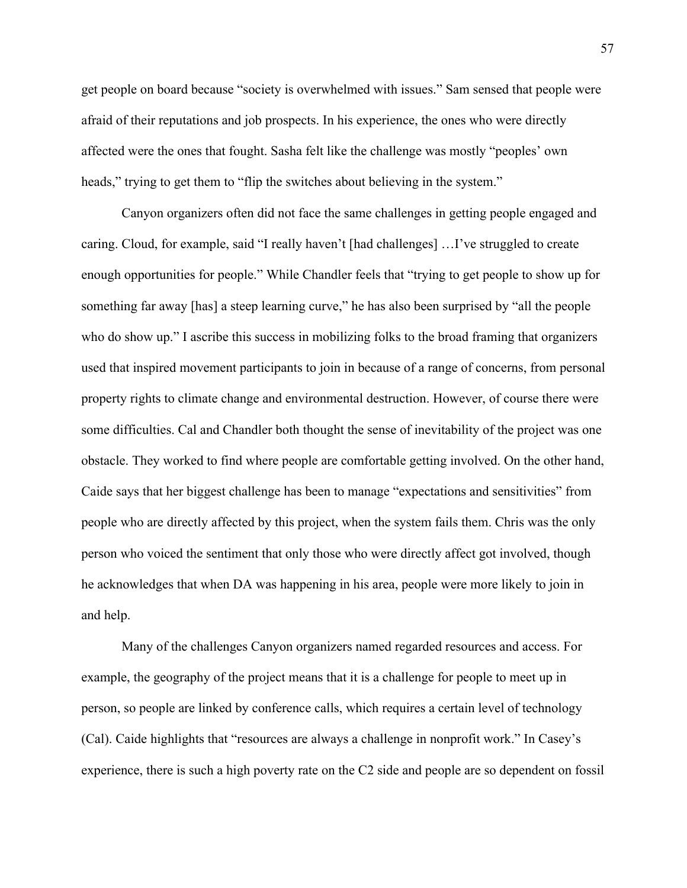get people on board because "society is overwhelmed with issues." Sam sensed that people were afraid of their reputations and job prospects. In his experience, the ones who were directly affected were the ones that fought. Sasha felt like the challenge was mostly "peoples' own heads," trying to get them to "flip the switches about believing in the system."

Canyon organizers often did not face the same challenges in getting people engaged and caring. Cloud, for example, said "I really haven't [had challenges] …I've struggled to create enough opportunities for people." While Chandler feels that "trying to get people to show up for something far away [has] a steep learning curve," he has also been surprised by "all the people who do show up." I ascribe this success in mobilizing folks to the broad framing that organizers used that inspired movement participants to join in because of a range of concerns, from personal property rights to climate change and environmental destruction. However, of course there were some difficulties. Cal and Chandler both thought the sense of inevitability of the project was one obstacle. They worked to find where people are comfortable getting involved. On the other hand, Caide says that her biggest challenge has been to manage "expectations and sensitivities" from people who are directly affected by this project, when the system fails them. Chris was the only person who voiced the sentiment that only those who were directly affect got involved, though he acknowledges that when DA was happening in his area, people were more likely to join in and help.

Many of the challenges Canyon organizers named regarded resources and access. For example, the geography of the project means that it is a challenge for people to meet up in person, so people are linked by conference calls, which requires a certain level of technology (Cal). Caide highlights that "resources are always a challenge in nonprofit work." In Casey's experience, there is such a high poverty rate on the C2 side and people are so dependent on fossil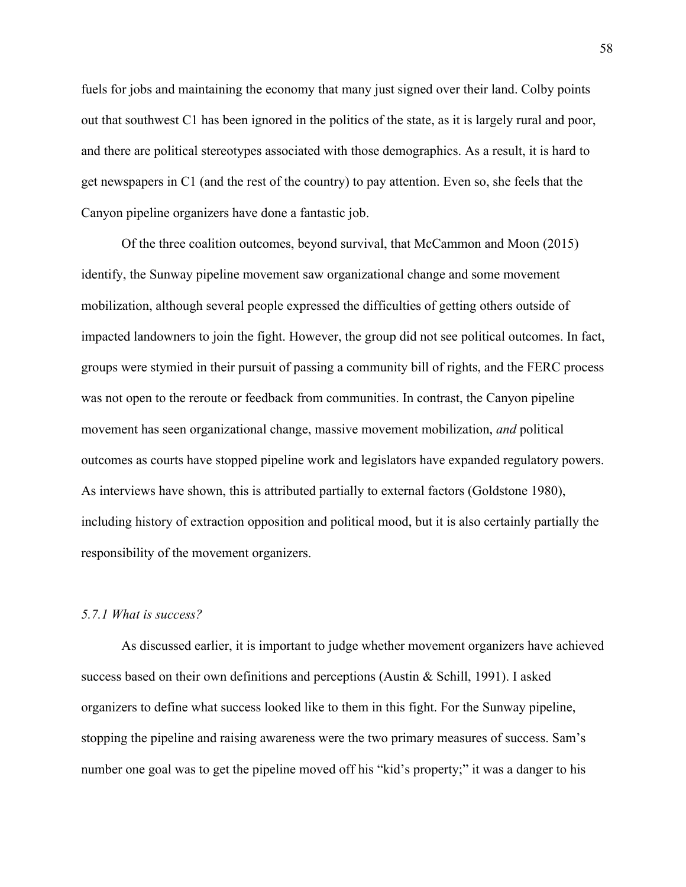fuels for jobs and maintaining the economy that many just signed over their land. Colby points out that southwest C1 has been ignored in the politics of the state, as it is largely rural and poor, and there are political stereotypes associated with those demographics. As a result, it is hard to get newspapers in C1 (and the rest of the country) to pay attention. Even so, she feels that the Canyon pipeline organizers have done a fantastic job.

Of the three coalition outcomes, beyond survival, that McCammon and Moon (2015) identify, the Sunway pipeline movement saw organizational change and some movement mobilization, although several people expressed the difficulties of getting others outside of impacted landowners to join the fight. However, the group did not see political outcomes. In fact, groups were stymied in their pursuit of passing a community bill of rights, and the FERC process was not open to the reroute or feedback from communities. In contrast, the Canyon pipeline movement has seen organizational change, massive movement mobilization, *and* political outcomes as courts have stopped pipeline work and legislators have expanded regulatory powers. As interviews have shown, this is attributed partially to external factors (Goldstone 1980), including history of extraction opposition and political mood, but it is also certainly partially the responsibility of the movement organizers.

### *5.7.1 What is success?*

As discussed earlier, it is important to judge whether movement organizers have achieved success based on their own definitions and perceptions (Austin & Schill, 1991). I asked organizers to define what success looked like to them in this fight. For the Sunway pipeline, stopping the pipeline and raising awareness were the two primary measures of success. Sam's number one goal was to get the pipeline moved off his "kid's property;" it was a danger to his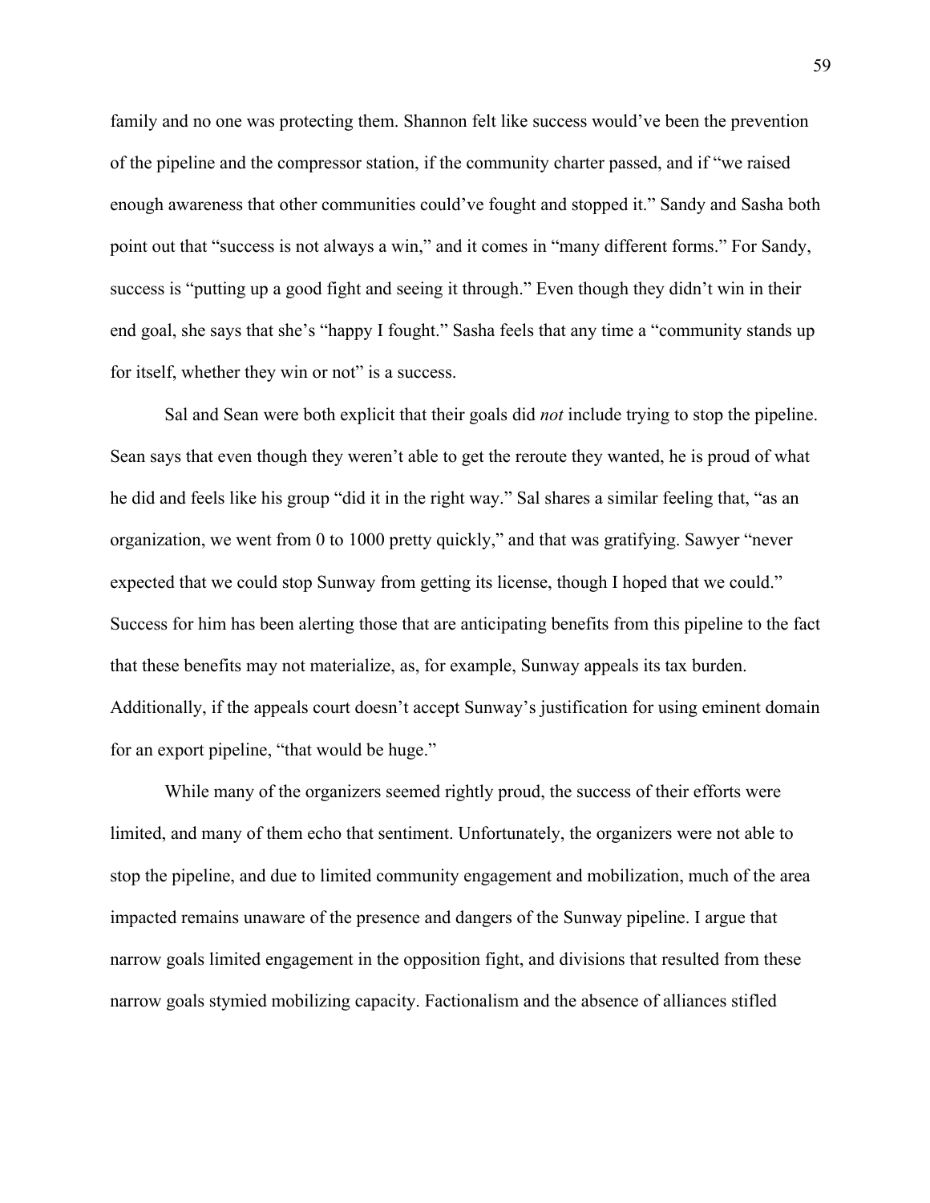family and no one was protecting them. Shannon felt like success would've been the prevention of the pipeline and the compressor station, if the community charter passed, and if "we raised enough awareness that other communities could've fought and stopped it." Sandy and Sasha both point out that "success is not always a win," and it comes in "many different forms." For Sandy, success is "putting up a good fight and seeing it through." Even though they didn't win in their end goal, she says that she's "happy I fought." Sasha feels that any time a "community stands up for itself, whether they win or not" is a success.

Sal and Sean were both explicit that their goals did *not* include trying to stop the pipeline. Sean says that even though they weren't able to get the reroute they wanted, he is proud of what he did and feels like his group "did it in the right way." Sal shares a similar feeling that, "as an organization, we went from 0 to 1000 pretty quickly," and that was gratifying. Sawyer "never expected that we could stop Sunway from getting its license, though I hoped that we could." Success for him has been alerting those that are anticipating benefits from this pipeline to the fact that these benefits may not materialize, as, for example, Sunway appeals its tax burden. Additionally, if the appeals court doesn't accept Sunway's justification for using eminent domain for an export pipeline, "that would be huge."

While many of the organizers seemed rightly proud, the success of their efforts were limited, and many of them echo that sentiment. Unfortunately, the organizers were not able to stop the pipeline, and due to limited community engagement and mobilization, much of the area impacted remains unaware of the presence and dangers of the Sunway pipeline. I argue that narrow goals limited engagement in the opposition fight, and divisions that resulted from these narrow goals stymied mobilizing capacity. Factionalism and the absence of alliances stifled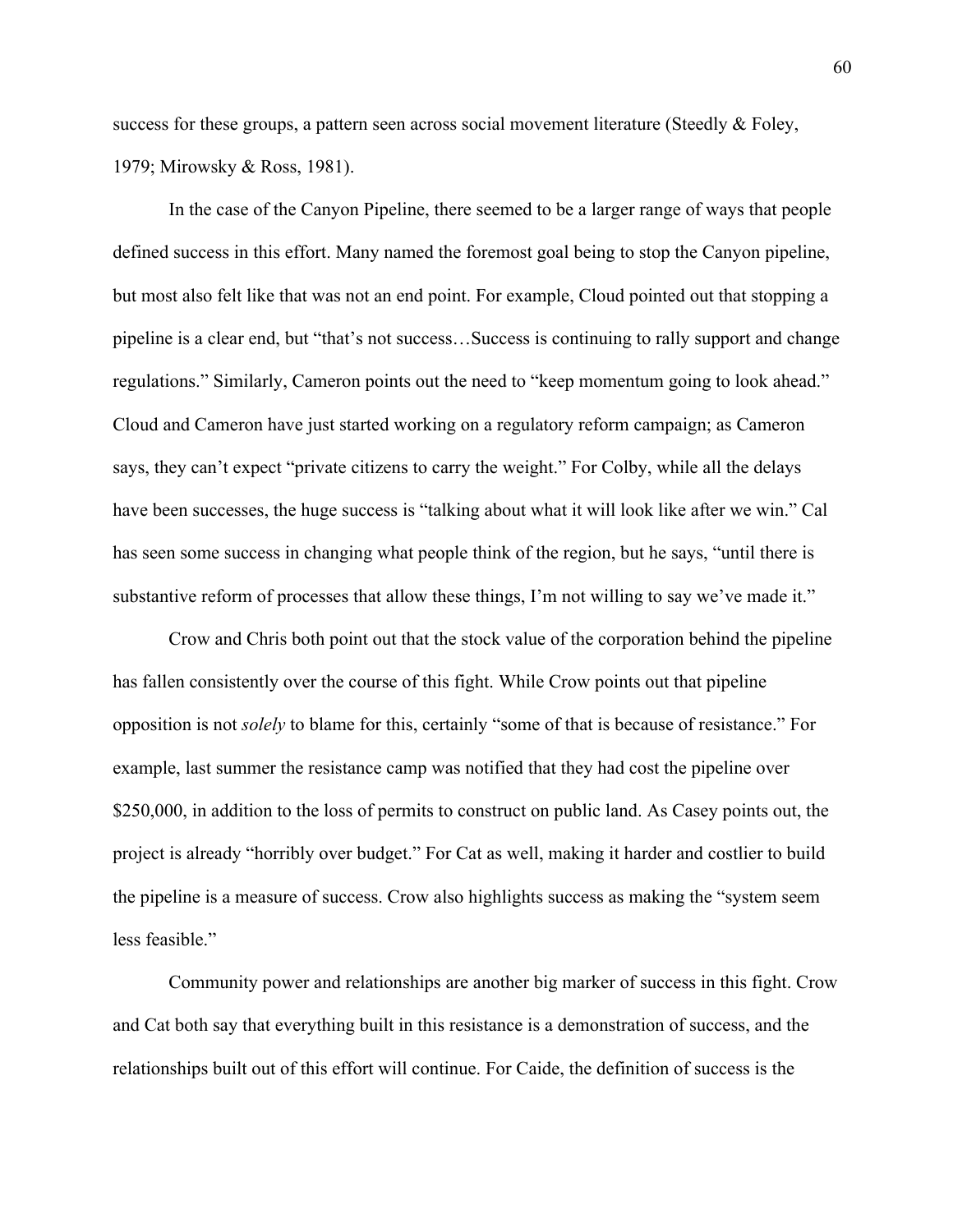success for these groups, a pattern seen across social movement literature (Steedly & Foley, 1979; Mirowsky & Ross, 1981).

In the case of the Canyon Pipeline, there seemed to be a larger range of ways that people defined success in this effort. Many named the foremost goal being to stop the Canyon pipeline, but most also felt like that was not an end point. For example, Cloud pointed out that stopping a pipeline is a clear end, but "that's not success…Success is continuing to rally support and change regulations." Similarly, Cameron points out the need to "keep momentum going to look ahead." Cloud and Cameron have just started working on a regulatory reform campaign; as Cameron says, they can't expect "private citizens to carry the weight." For Colby, while all the delays have been successes, the huge success is "talking about what it will look like after we win." Cal has seen some success in changing what people think of the region, but he says, "until there is substantive reform of processes that allow these things, I'm not willing to say we've made it."

Crow and Chris both point out that the stock value of the corporation behind the pipeline has fallen consistently over the course of this fight. While Crow points out that pipeline opposition is not *solely* to blame for this, certainly "some of that is because of resistance." For example, last summer the resistance camp was notified that they had cost the pipeline over $250,000, in addition to the loss of permits to construct on public land. As Casey points out, the project is already "horribly over budget." For Cat as well, making it harder and costlier to build the pipeline is a measure of success. Crow also highlights success as making the "system seem less feasible."

Community power and relationships are another big marker of success in this fight. Crow and Cat both say that everything built in this resistance is a demonstration of success, and the relationships built out of this effort will continue. For Caide, the definition of success is the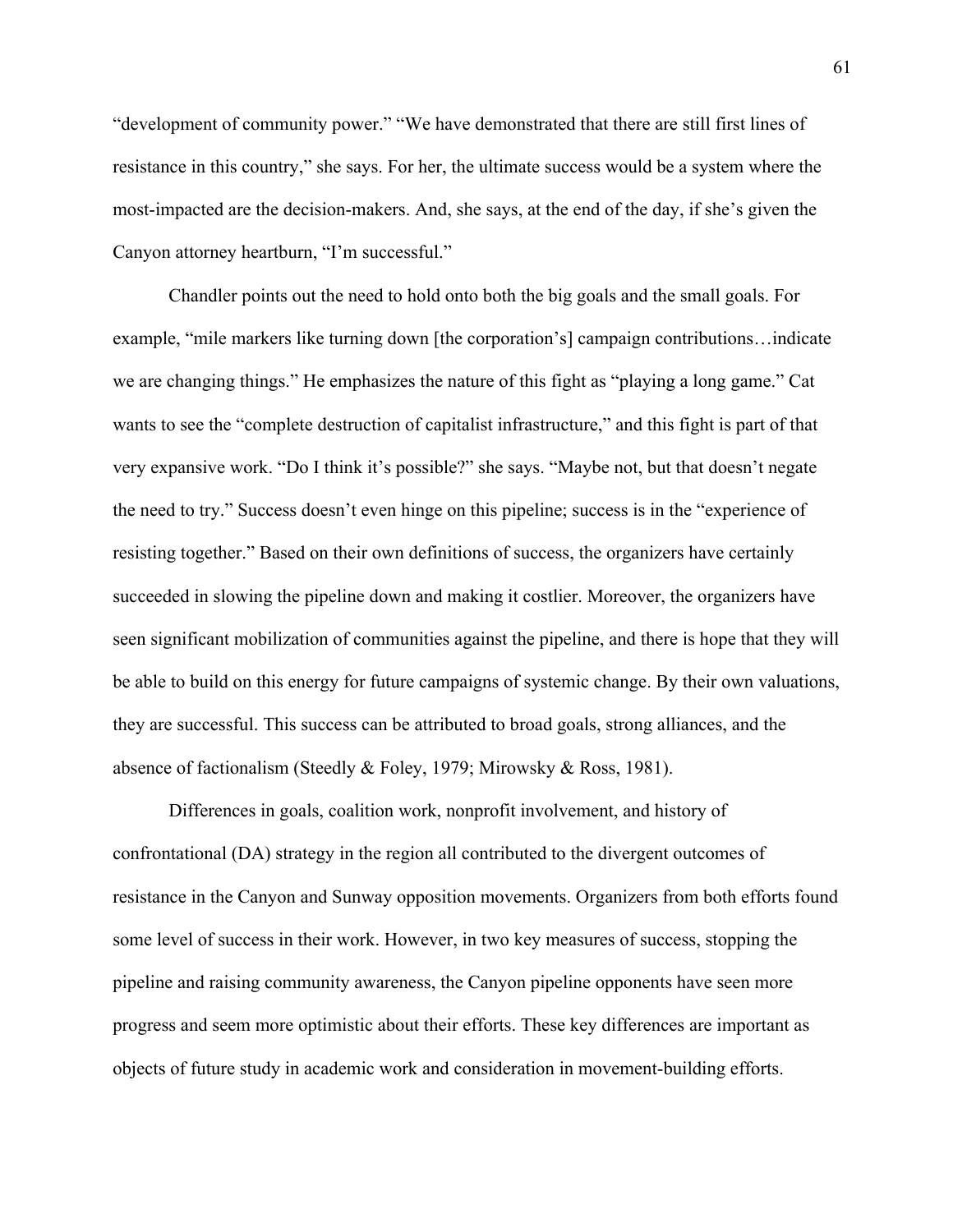"development of community power." "We have demonstrated that there are still first lines of resistance in this country," she says. For her, the ultimate success would be a system where the most-impacted are the decision-makers. And, she says, at the end of the day, if she's given the Canyon attorney heartburn, "I'm successful."

Chandler points out the need to hold onto both the big goals and the small goals. For example, "mile markers like turning down [the corporation's] campaign contributions…indicate we are changing things." He emphasizes the nature of this fight as "playing a long game." Cat wants to see the "complete destruction of capitalist infrastructure," and this fight is part of that very expansive work. "Do I think it's possible?" she says. "Maybe not, but that doesn't negate the need to try." Success doesn't even hinge on this pipeline; success is in the "experience of resisting together." Based on their own definitions of success, the organizers have certainly succeeded in slowing the pipeline down and making it costlier. Moreover, the organizers have seen significant mobilization of communities against the pipeline, and there is hope that they will be able to build on this energy for future campaigns of systemic change. By their own valuations, they are successful. This success can be attributed to broad goals, strong alliances, and the absence of factionalism (Steedly & Foley, 1979; Mirowsky & Ross, 1981).

Differences in goals, coalition work, nonprofit involvement, and history of confrontational (DA) strategy in the region all contributed to the divergent outcomes of resistance in the Canyon and Sunway opposition movements. Organizers from both efforts found some level of success in their work. However, in two key measures of success, stopping the pipeline and raising community awareness, the Canyon pipeline opponents have seen more progress and seem more optimistic about their efforts. These key differences are important as objects of future study in academic work and consideration in movement-building efforts.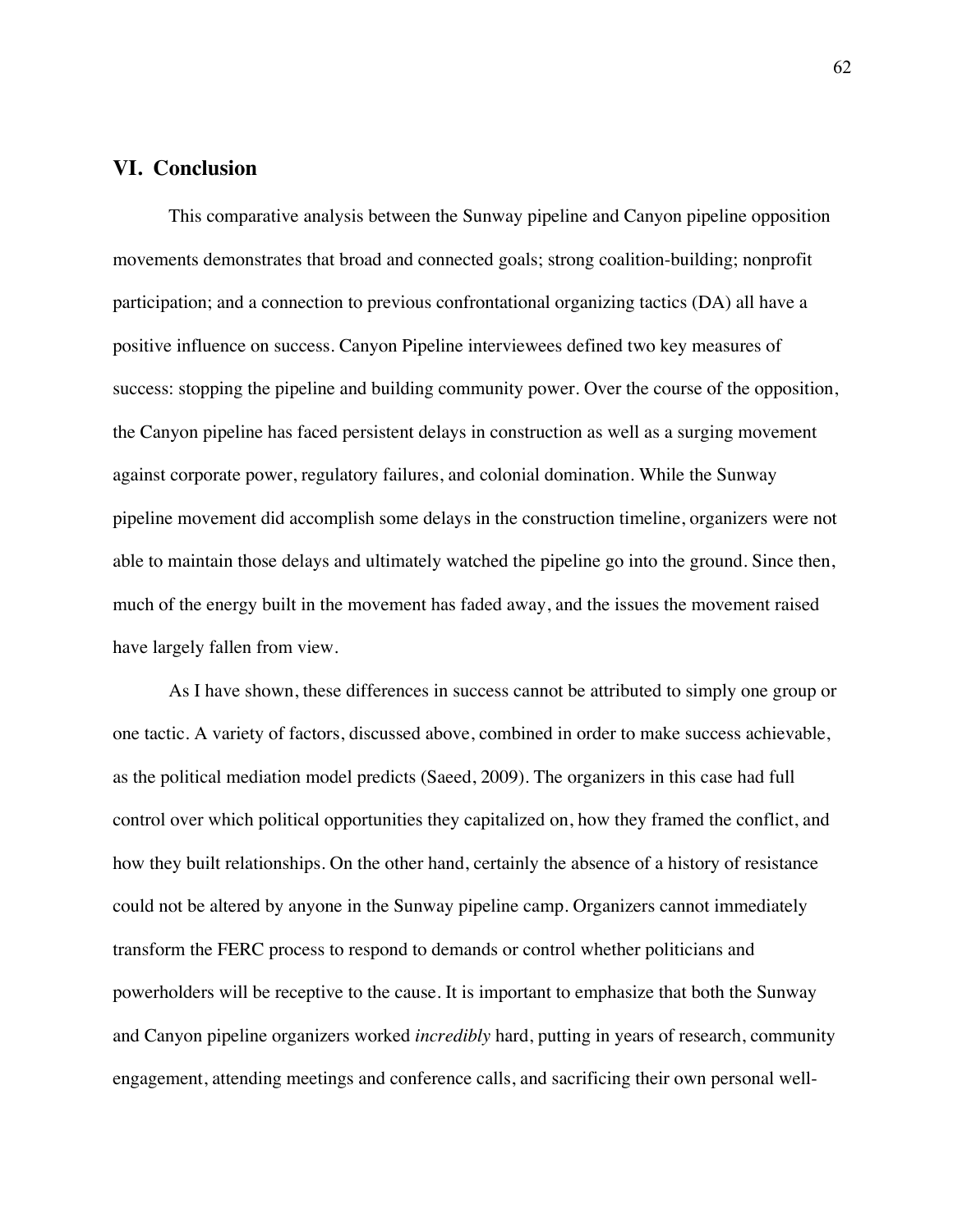## VI. Conclusion

This comparative analysis between the Sunway pipeline and Canyon pipeline opposition movements demonstrates that broad and connected goals; strong coalition-building; nonprofit participation; and a connection to previous confrontational organizing tactics (DA) all have a positive influence on success. Canyon Pipeline interviewees defined two key measures of success: stopping the pipeline and building community power. Over the course of the opposition, the Canyon pipeline has faced persistent delays in construction as well as a surging movement against corporate power, regulatory failures, and colonial domination. While the Sunway pipeline movement did accomplish some delays in the construction timeline, organizers were not able to maintain those delays and ultimately watched the pipeline go into the ground. Since then, much of the energy built in the movement has faded away, and the issues the movement raised have largely fallen from view.

As I have shown, these differences in success cannot be attributed to simply one group or one tactic. A variety of factors, discussed above, combined in order to make success achievable, as the political mediation model predicts (Saeed, 2009). The organizers in this case had full control over which political opportunities they capitalized on, how they framed the conflict, and how they built relationships. On the other hand, certainly the absence of a history of resistance could not be altered by anyone in the Sunway pipeline camp. Organizers cannot immediately transform the FERC process to respond to demands or control whether politicians and powerholders will be receptive to the cause. It is important to emphasize that both the Sunway and Canyon pipeline organizers worked *incredibly* hard, putting in years of research, community engagement, attending meetings and conference calls, and sacrificing their own personal well-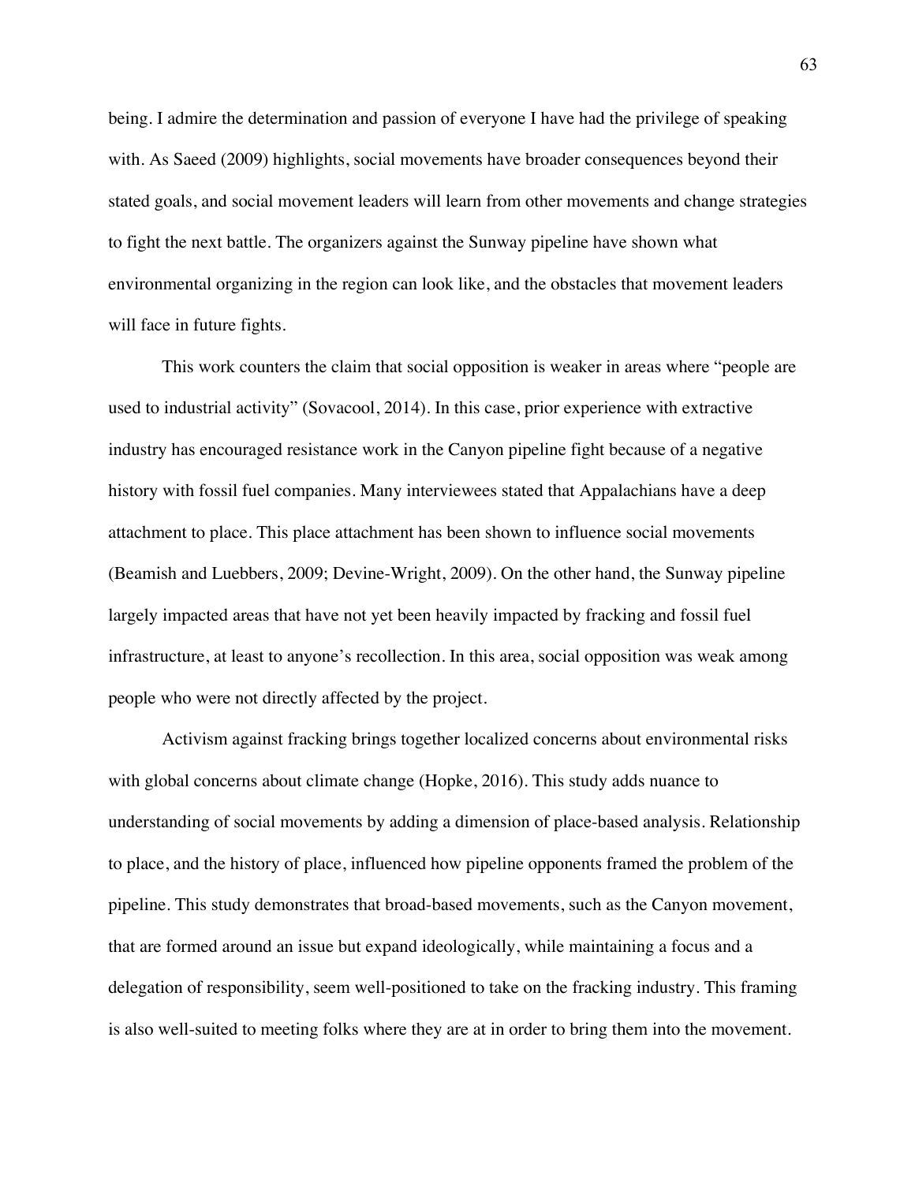being. I admire the determination and passion of everyone I have had the privilege of speaking with. As Saeed (2009) highlights, social movements have broader consequences beyond their stated goals, and social movement leaders will learn from other movements and change strategies to fight the next battle. The organizers against the Sunway pipeline have shown what environmental organizing in the region can look like, and the obstacles that movement leaders will face in future fights.

This work counters the claim that social opposition is weaker in areas where "people are used to industrial activity" (Sovacool, 2014). In this case, prior experience with extractive industry has encouraged resistance work in the Canyon pipeline fight because of a negative history with fossil fuel companies. Many interviewees stated that Appalachians have a deep attachment to place. This place attachment has been shown to influence social movements (Beamish and Luebbers, 2009; Devine-Wright, 2009). On the other hand, the Sunway pipeline largely impacted areas that have not yet been heavily impacted by fracking and fossil fuel infrastructure, at least to anyone's recollection. In this area, social opposition was weak among people who were not directly affected by the project.

Activism against fracking brings together localized concerns about environmental risks with global concerns about climate change (Hopke, 2016). This study adds nuance to understanding of social movements by adding a dimension of place-based analysis. Relationship to place, and the history of place, influenced how pipeline opponents framed the problem of the pipeline. This study demonstrates that broad-based movements, such as the Canyon movement, that are formed around an issue but expand ideologically, while maintaining a focus and a delegation of responsibility, seem well-positioned to take on the fracking industry. This framing is also well-suited to meeting folks where they are at in order to bring them into the movement.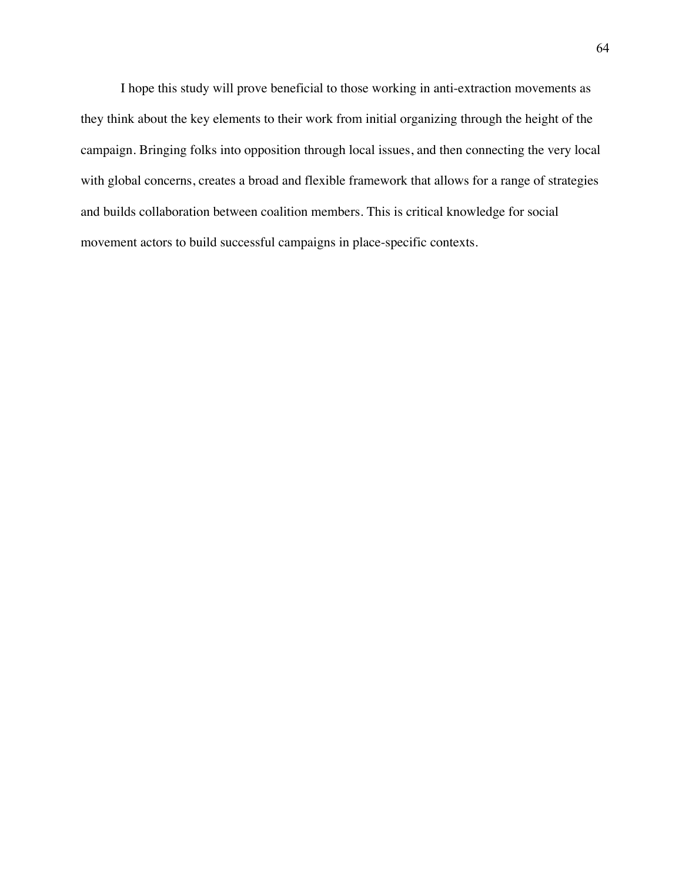I hope this study will prove beneficial to those working in anti-extraction movements as they think about the key elements to their work from initial organizing through the height of the campaign. Bringing folks into opposition through local issues, and then connecting the very local with global concerns, creates a broad and flexible framework that allows for a range of strategies and builds collaboration between coalition members. This is critical knowledge for social movement actors to build successful campaigns in place-specific contexts.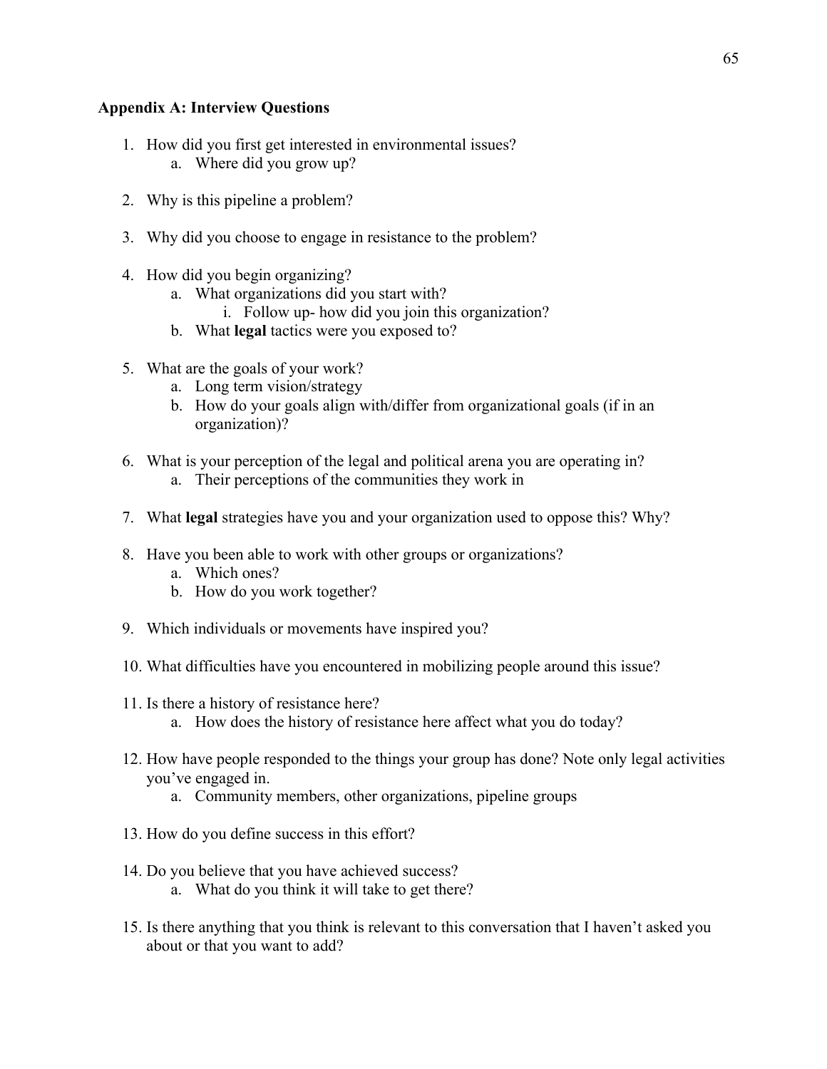## Appendix A: Interview Questions

1. How did you first get interested in environmental issues?
    a. Where did you grow up?

2. Why is this pipeline a problem?

3. Why did you choose to engage in resistance to the problem?

4. How did you begin organizing?
    a. What organizations did you start with?
        i. Follow up- how did you join this organization?
    b. What **legal** tactics were you exposed to?

5. What are the goals of your work?
    a. Long term vision/strategy
    b. How do your goals align with/differ from organizational goals (if in an organization)?

6. What is your perception of the legal and political arena you are operating in?
    a. Their perceptions of the communities they work in

7. What **legal** strategies have you and your organization used to oppose this? Why?

8. Have you been able to work with other groups or organizations?
    a. Which ones?
    b. How do you work together?

9. Which individuals or movements have inspired you?

10. What difficulties have you encountered in mobilizing people around this issue?

11. Is there a history of resistance here?
    a. How does the history of resistance here affect what you do today?

12. How have people responded to the things your group has done? Note only legal activities you've engaged in.
    a. Community members, other organizations, pipeline groups

13. How do you define success in this effort?

14. Do you believe that you have achieved success?
    a. What do you think it will take to get there?

15. Is there anything that you think is relevant to this conversation that I haven't asked you about or that you want to add?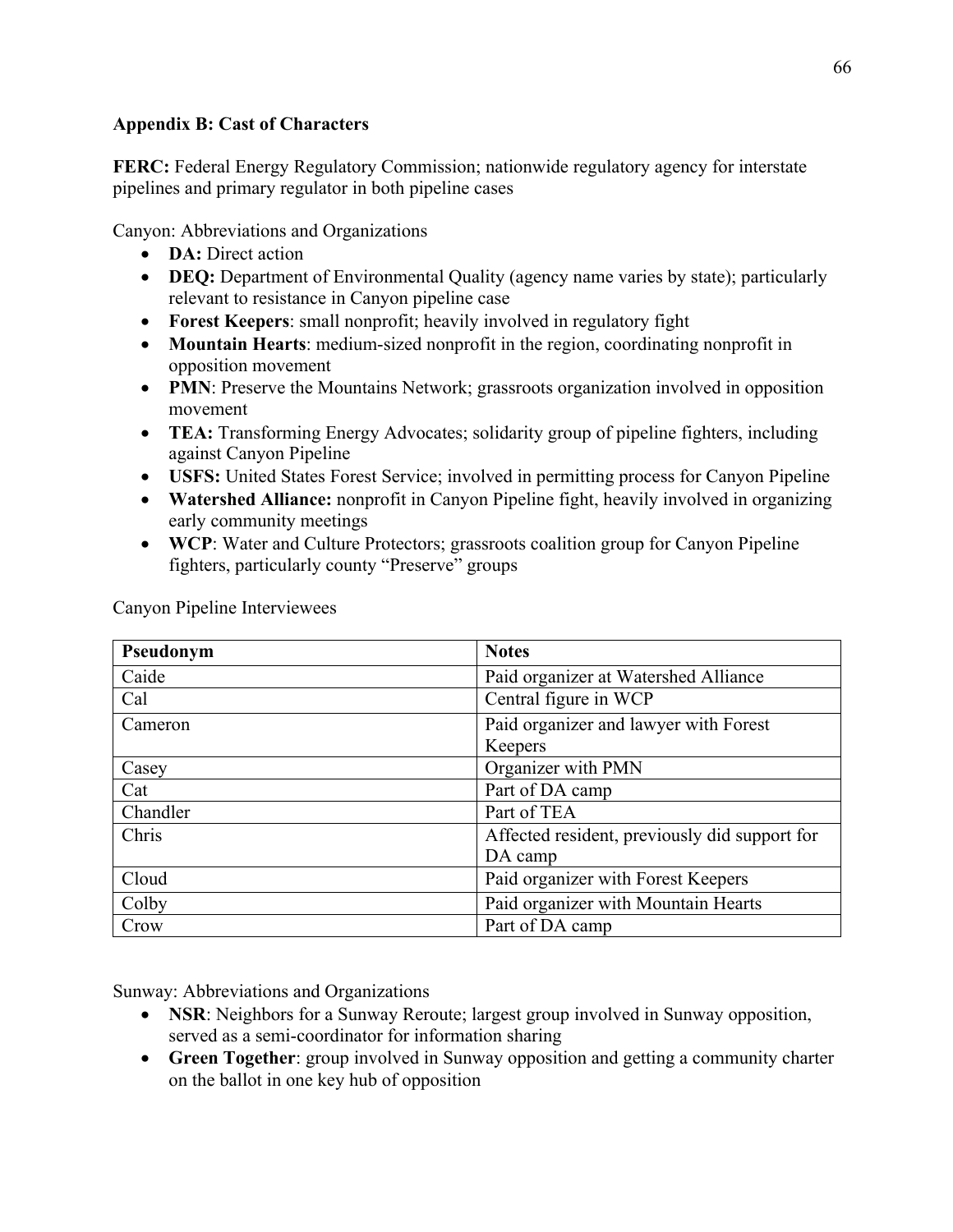**Appendix B: Cast of Characters**

**FERC:** Federal Energy Regulatory Commission; nationwide regulatory agency for interstate pipelines and primary regulator in both pipeline cases

Canyon: Abbreviations and Organizations

- **DA:** Direct action
- **DEQ:** Department of Environmental Quality (agency name varies by state); particularly relevant to resistance in Canyon pipeline case
- **Forest Keepers**: small nonprofit; heavily involved in regulatory fight
- **Mountain Hearts**: medium-sized nonprofit in the region, coordinating nonprofit in opposition movement
- **PMN**: Preserve the Mountains Network; grassroots organization involved in opposition movement
- **TEA:** Transforming Energy Advocates; solidarity group of pipeline fighters, including against Canyon Pipeline
- **USFS:** United States Forest Service; involved in permitting process for Canyon Pipeline
- **Watershed Alliance:** nonprofit in Canyon Pipeline fight, heavily involved in organizing early community meetings
- **WCP**: Water and Culture Protectors; grassroots coalition group for Canyon Pipeline fighters, particularly county "Preserve" groups

Canyon Pipeline Interviewees

| Pseudonym | Notes |
|---|---|
| Caide | Paid organizer at Watershed Alliance |
| Cal | Central figure in WCP |
| Cameron | Paid organizer and lawyer with Forest Keepers |
| Casey | Organizer with PMN |
| Cat | Part of DA camp |
| Chandler | Part of TEA |
| Chris | Affected resident, previously did support for DA camp |
| Cloud | Paid organizer with Forest Keepers |
| Colby | Paid organizer with Mountain Hearts |
| Crow | Part of DA camp |

Sunway: Abbreviations and Organizations

- **NSR**: Neighbors for a Sunway Reroute; largest group involved in Sunway opposition, served as a semi-coordinator for information sharing
- **Green Together**: group involved in Sunway opposition and getting a community charter on the ballot in one key hub of opposition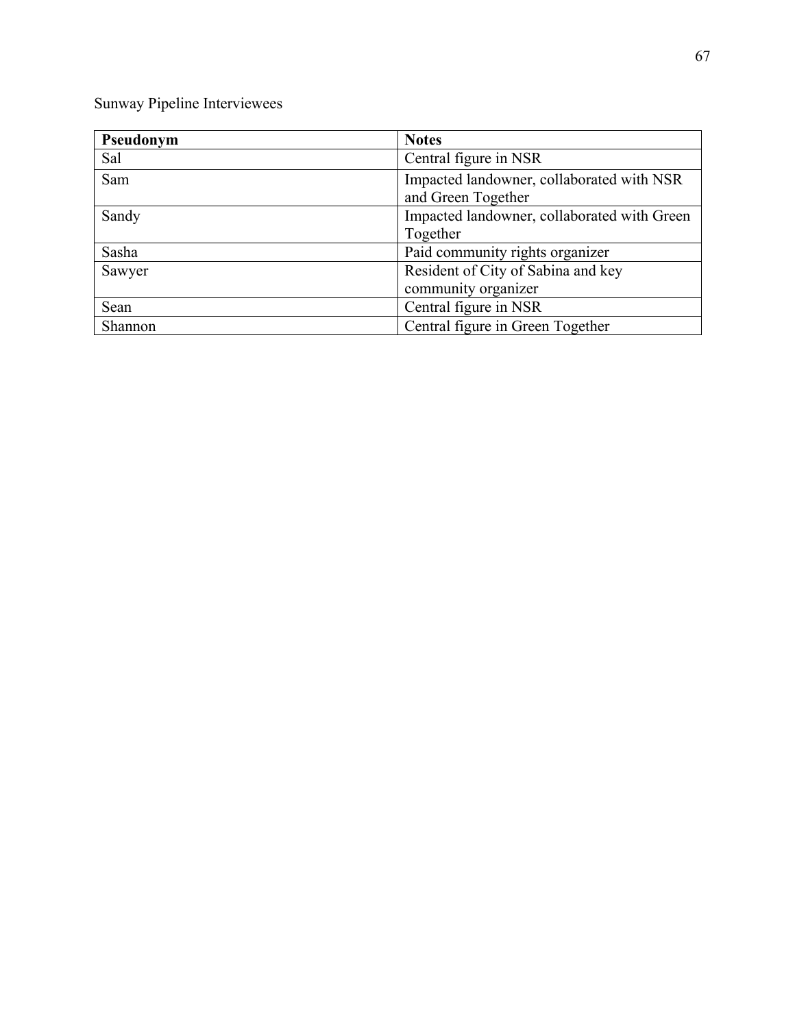Sunway Pipeline Interviewees

| Pseudonym | Notes |
| --- | --- |
| Sal | Central figure in NSR |
| Sam | Impacted landowner, collaborated with NSR and Green Together |
| Sandy | Impacted landowner, collaborated with Green Together |
| Sasha | Paid community rights organizer |
| Sawyer | Resident of City of Sabina and key community organizer |
| Sean | Central figure in NSR |
| Shannon | Central figure in Green Together |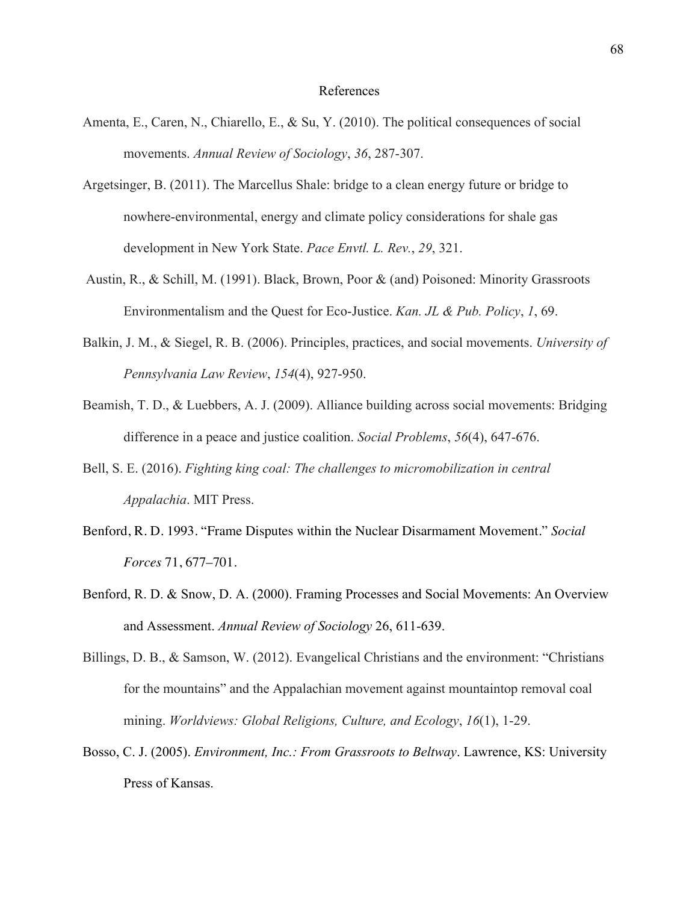# References

Amenta, E., Caren, N., Chiarello, E., & Su, Y. (2010). The political consequences of social movements. *Annual Review of Sociology*, *36*, 287-307.

Argetsinger, B. (2011). The Marcellus Shale: bridge to a clean energy future or bridge to nowhere-environmental, energy and climate policy considerations for shale gas development in New York State. *Pace Envtl. L. Rev.*, *29*, 321.

Austin, R., & Schill, M. (1991). Black, Brown, Poor & (and) Poisoned: Minority Grassroots Environmentalism and the Quest for Eco-Justice. *Kan. JL & Pub. Policy*, *1*, 69.

Balkin, J. M., & Siegel, R. B. (2006). Principles, practices, and social movements. *University of Pennsylvania Law Review*, *154*(4), 927-950.

Beamish, T. D., & Luebbers, A. J. (2009). Alliance building across social movements: Bridging difference in a peace and justice coalition. *Social Problems*, *56*(4), 647-676.

Bell, S. E. (2016). *Fighting king coal: The challenges to micromobilization in central Appalachia*. MIT Press.

Benford, R. D. 1993. "Frame Disputes within the Nuclear Disarmament Movement." *Social Forces* 71, 677–701.

Benford, R. D. & Snow, D. A. (2000). Framing Processes and Social Movements: An Overview and Assessment. *Annual Review of Sociology* 26, 611-639.

Billings, D. B., & Samson, W. (2012). Evangelical Christians and the environment: "Christians for the mountains" and the Appalachian movement against mountaintop removal coal mining. *Worldviews: Global Religions, Culture, and Ecology*, *16*(1), 1-29.

Bosso, C. J. (2005). *Environment, Inc.: From Grassroots to Beltway*. Lawrence, KS: University Press of Kansas.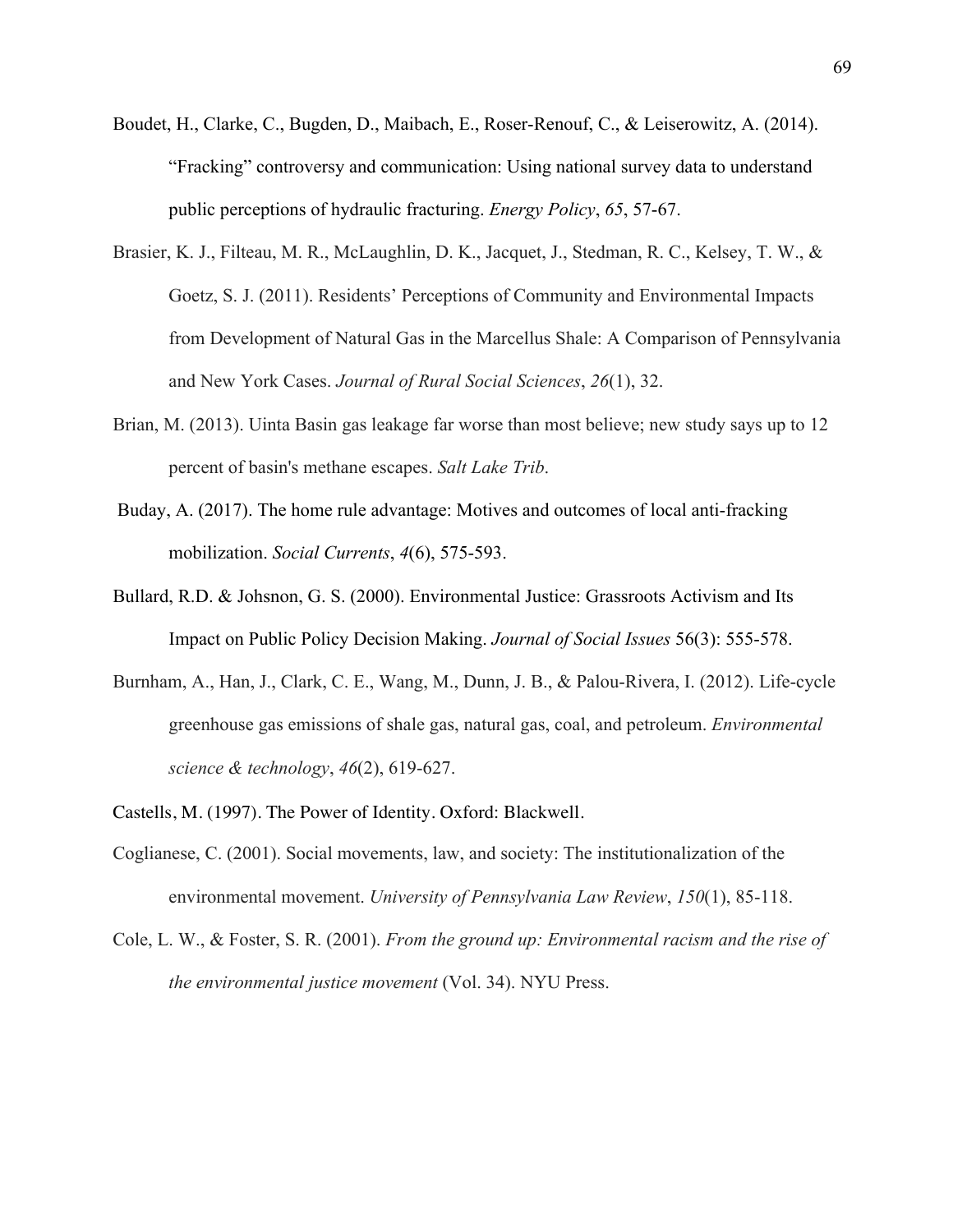Boudet, H., Clarke, C., Bugden, D., Maibach, E., Roser-Renouf, C., & Leiserowitz, A. (2014). "Fracking" controversy and communication: Using national survey data to understand public perceptions of hydraulic fracturing. *Energy Policy*, *65*, 57-67.

Brasier, K. J., Filteau, M. R., McLaughlin, D. K., Jacquet, J., Stedman, R. C., Kelsey, T. W., & Goetz, S. J. (2011). Residents' Perceptions of Community and Environmental Impacts from Development of Natural Gas in the Marcellus Shale: A Comparison of Pennsylvania and New York Cases. *Journal of Rural Social Sciences*, *26*(1), 32.

Brian, M. (2013). Uinta Basin gas leakage far worse than most believe; new study says up to 12 percent of basin's methane escapes. *Salt Lake Trib*.

Buday, A. (2017). The home rule advantage: Motives and outcomes of local anti-fracking mobilization. *Social Currents*, *4*(6), 575-593.

Bullard, R.D. & Johsnon, G. S. (2000). Environmental Justice: Grassroots Activism and Its Impact on Public Policy Decision Making. *Journal of Social Issues* 56(3): 555-578.

Burnham, A., Han, J., Clark, C. E., Wang, M., Dunn, J. B., & Palou-Rivera, I. (2012). Life-cycle greenhouse gas emissions of shale gas, natural gas, coal, and petroleum. *Environmental science & technology*, *46*(2), 619-627.

Castells, M. (1997). The Power of Identity. Oxford: Blackwell.

Coglianese, C. (2001). Social movements, law, and society: The institutionalization of the environmental movement. *University of Pennsylvania Law Review*, *150*(1), 85-118.

Cole, L. W., & Foster, S. R. (2001). *From the ground up: Environmental racism and the rise of the environmental justice movement* (Vol. 34). NYU Press.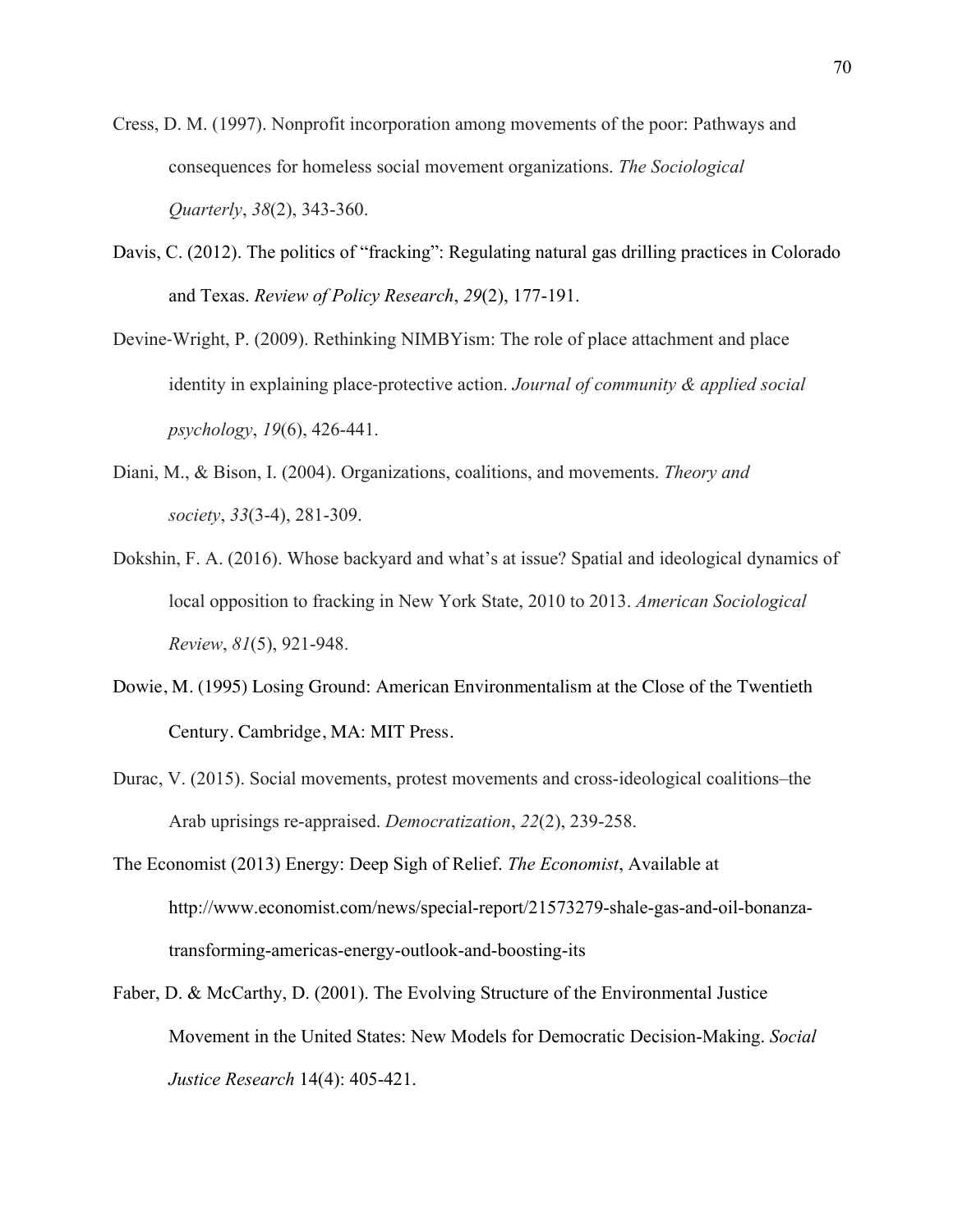Cress, D. M. (1997). Nonprofit incorporation among movements of the poor: Pathways and consequences for homeless social movement organizations. *The Sociological Quarterly*, *38*(2), 343-360.

Davis, C. (2012). The politics of "fracking": Regulating natural gas drilling practices in Colorado and Texas. *Review of Policy Research*, *29*(2), 177-191.

Devine-Wright, P. (2009). Rethinking NIMBYism: The role of place attachment and place identity in explaining place-protective action. *Journal of community & applied social psychology*, *19*(6), 426-441.

Diani, M., & Bison, I. (2004). Organizations, coalitions, and movements. *Theory and society*, *33*(3-4), 281-309.

Dokshin, F. A. (2016). Whose backyard and what's at issue? Spatial and ideological dynamics of local opposition to fracking in New York State, 2010 to 2013. *American Sociological Review*, *81*(5), 921-948.

Dowie, M. (1995) Losing Ground: American Environmentalism at the Close of the Twentieth Century. Cambridge, MA: MIT Press.

Durac, V. (2015). Social movements, protest movements and cross-ideological coalitions–the Arab uprisings re-appraised. *Democratization*, *22*(2), 239-258.

The Economist (2013) Energy: Deep Sigh of Relief. *The Economist*, Available at http://www.economist.com/news/special-report/21573279-shale-gas-and-oil-bonanza-transforming-americas-energy-outlook-and-boosting-its

Faber, D. & McCarthy, D. (2001). The Evolving Structure of the Environmental Justice Movement in the United States: New Models for Democratic Decision-Making. *Social Justice Research* 14(4): 405-421.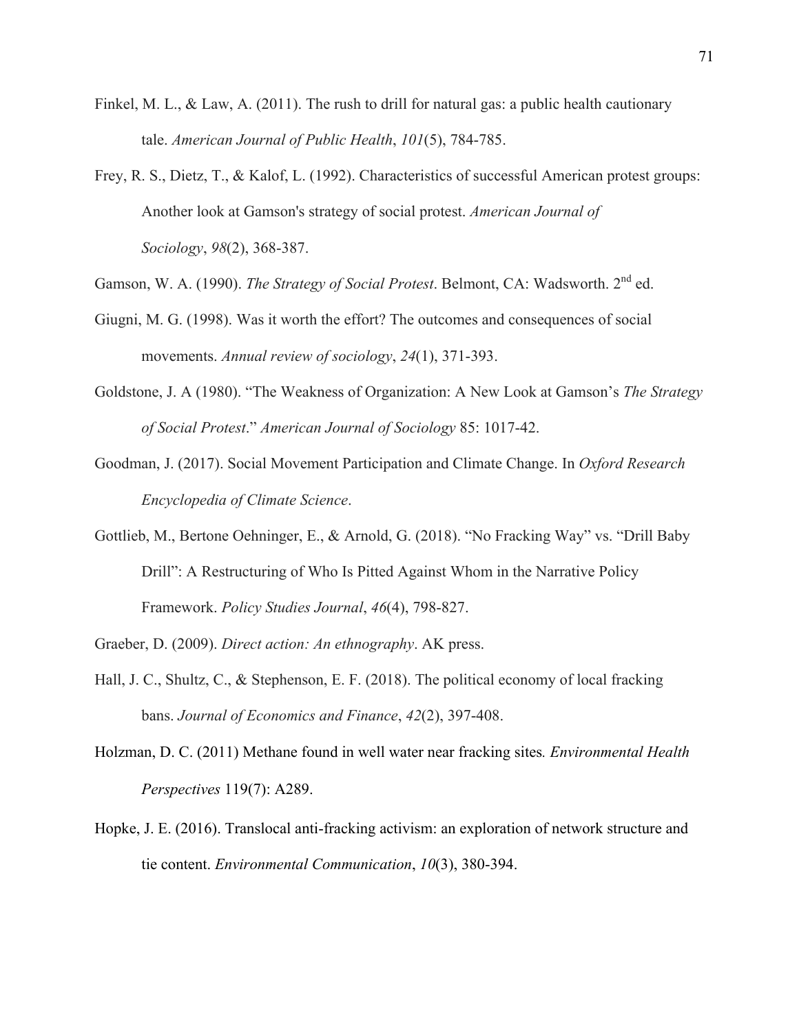Finkel, M. L., & Law, A. (2011). The rush to drill for natural gas: a public health cautionary tale. *American Journal of Public Health*, *101*(5), 784-785.

Frey, R. S., Dietz, T., & Kalof, L. (1992). Characteristics of successful American protest groups: Another look at Gamson's strategy of social protest. *American Journal of Sociology*, *98*(2), 368-387.

Gamson, W. A. (1990). *The Strategy of Social Protest*. Belmont, CA: Wadsworth. 2nd ed.

Giugni, M. G. (1998). Was it worth the effort? The outcomes and consequences of social movements. *Annual review of sociology*, *24*(1), 371-393.

Goldstone, J. A (1980). "The Weakness of Organization: A New Look at Gamson's *The Strategy of Social Protest*." *American Journal of Sociology* 85: 1017-42.

Goodman, J. (2017). Social Movement Participation and Climate Change. In *Oxford Research Encyclopedia of Climate Science*.

Gottlieb, M., Bertone Oehninger, E., & Arnold, G. (2018). "No Fracking Way" vs. "Drill Baby Drill": A Restructuring of Who Is Pitted Against Whom in the Narrative Policy Framework. *Policy Studies Journal*, *46*(4), 798-827.

Graeber, D. (2009). *Direct action: An ethnography*. AK press.

Hall, J. C., Shultz, C., & Stephenson, E. F. (2018). The political economy of local fracking bans. *Journal of Economics and Finance*, *42*(2), 397-408.

Holzman, D. C. (2011) Methane found in well water near fracking sites*. Environmental Health Perspectives* 119(7): A289.

Hopke, J. E. (2016). Translocal anti-fracking activism: an exploration of network structure and tie content. *Environmental Communication*, *10*(3), 380-394.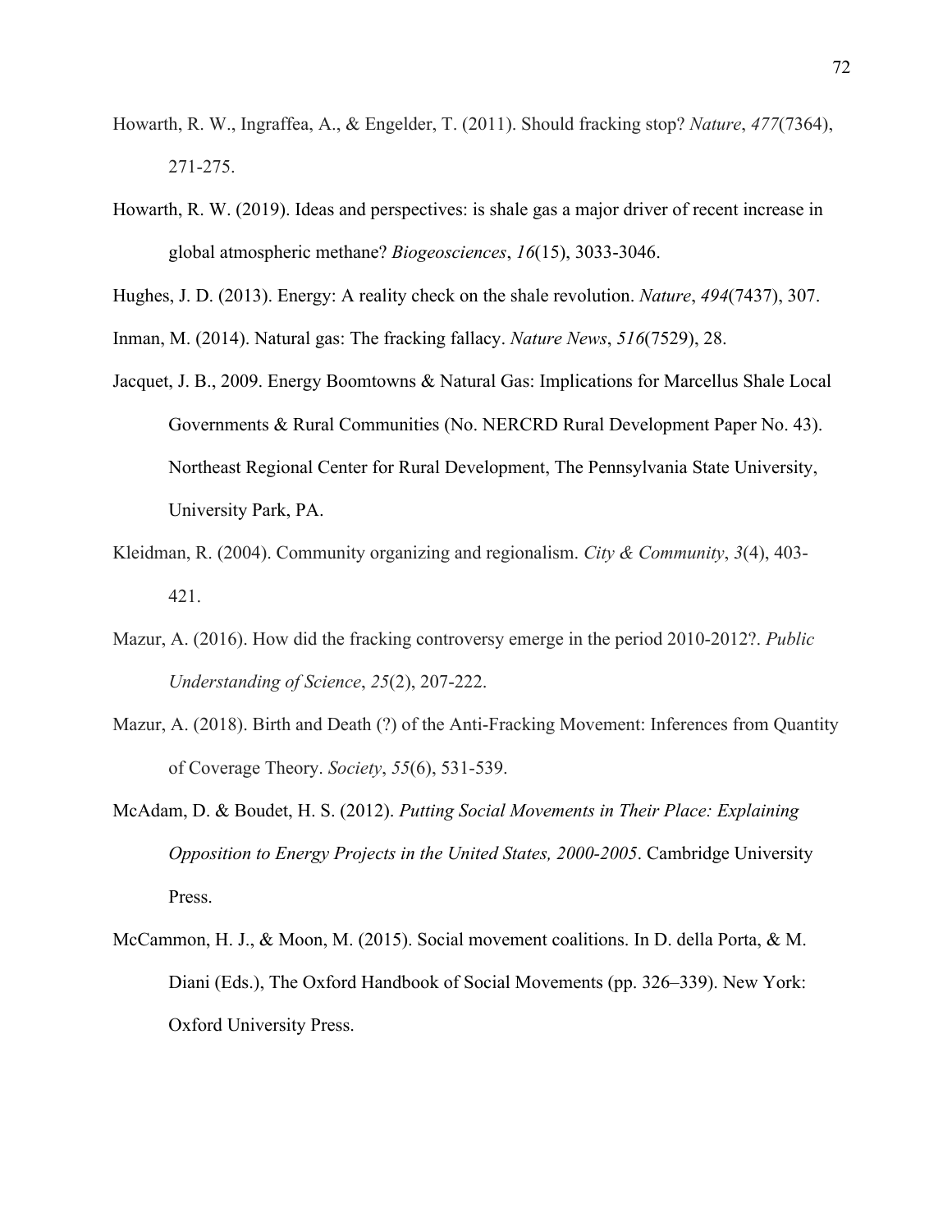Howarth, R. W., Ingraffea, A., & Engelder, T. (2011). Should fracking stop? *Nature*, *477*(7364), 271-275.

Howarth, R. W. (2019). Ideas and perspectives: is shale gas a major driver of recent increase in global atmospheric methane? *Biogeosciences*, *16*(15), 3033-3046.

Hughes, J. D. (2013). Energy: A reality check on the shale revolution. *Nature*, *494*(7437), 307.

Inman, M. (2014). Natural gas: The fracking fallacy. *Nature News*, *516*(7529), 28.

Jacquet, J. B., 2009. Energy Boomtowns & Natural Gas: Implications for Marcellus Shale Local Governments & Rural Communities (No. NERCRD Rural Development Paper No. 43). Northeast Regional Center for Rural Development, The Pennsylvania State University, University Park, PA.

Kleidman, R. (2004). Community organizing and regionalism. *City & Community*, *3*(4), 403-421.

Mazur, A. (2016). How did the fracking controversy emerge in the period 2010-2012?. *Public Understanding of Science*, *25*(2), 207-222.

Mazur, A. (2018). Birth and Death (?) of the Anti-Fracking Movement: Inferences from Quantity of Coverage Theory. *Society*, *55*(6), 531-539.

McAdam, D. & Boudet, H. S. (2012). *Putting Social Movements in Their Place: Explaining Opposition to Energy Projects in the United States, 2000-2005*. Cambridge University Press.

McCammon, H. J., & Moon, M. (2015). Social movement coalitions. In D. della Porta, & M. Diani (Eds.), The Oxford Handbook of Social Movements (pp. 326–339). New York: Oxford University Press.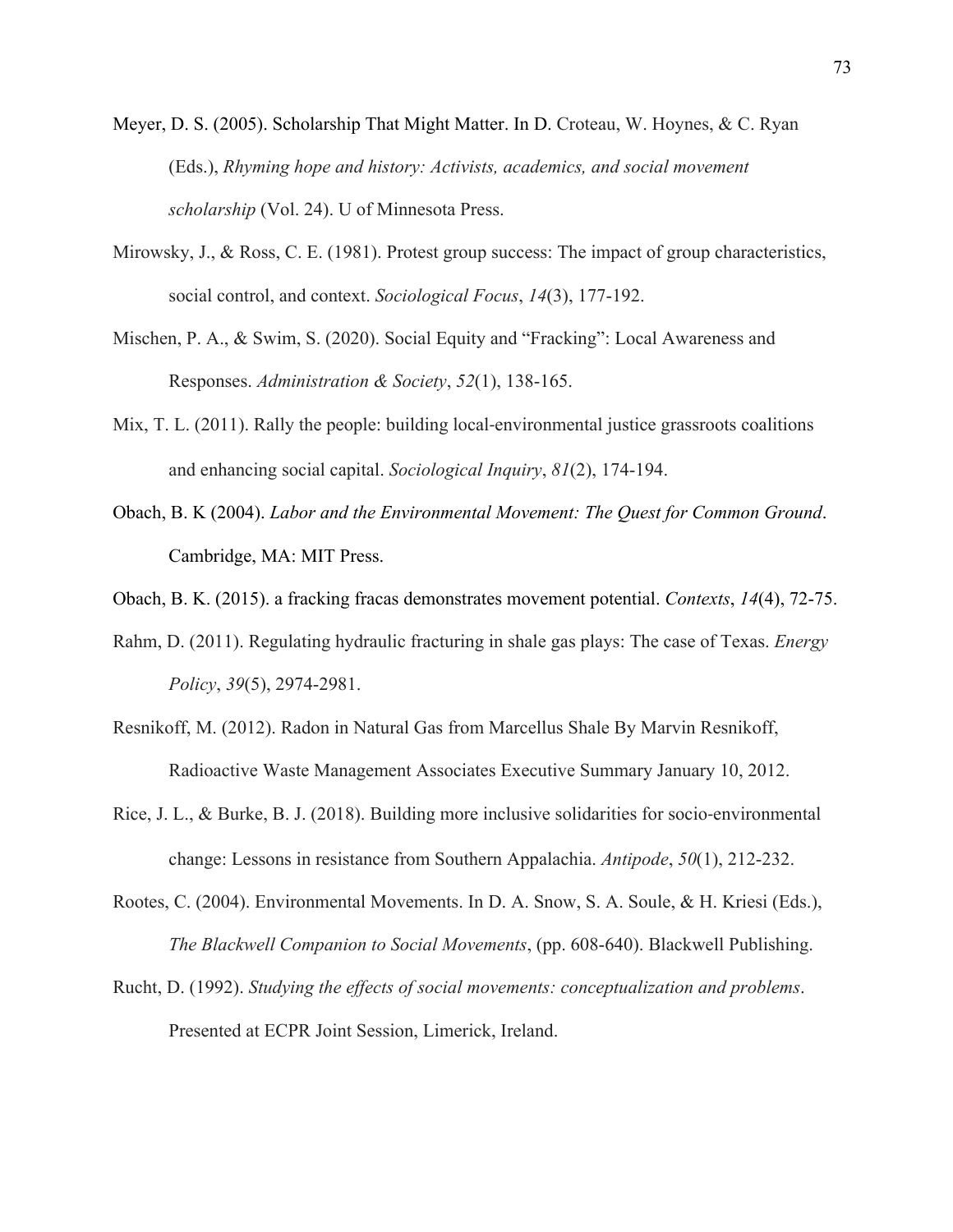Meyer, D. S. (2005). Scholarship That Might Matter. In D. Croteau, W. Hoynes, & C. Ryan (Eds.), *Rhyming hope and history: Activists, academics, and social movement scholarship* (Vol. 24). U of Minnesota Press.

Mirowsky, J., & Ross, C. E. (1981). Protest group success: The impact of group characteristics, social control, and context. *Sociological Focus*, *14*(3), 177-192.

Mischen, P. A., & Swim, S. (2020). Social Equity and "Fracking": Local Awareness and Responses. *Administration & Society*, *52*(1), 138-165.

Mix, T. L. (2011). Rally the people: building local-environmental justice grassroots coalitions and enhancing social capital. *Sociological Inquiry*, *81*(2), 174-194.

Obach, B. K (2004). *Labor and the Environmental Movement: The Quest for Common Ground*. Cambridge, MA: MIT Press.

Obach, B. K. (2015). a fracking fracas demonstrates movement potential. *Contexts*, *14*(4), 72-75.

Rahm, D. (2011). Regulating hydraulic fracturing in shale gas plays: The case of Texas. *Energy Policy*, *39*(5), 2974-2981.

Resnikoff, M. (2012). Radon in Natural Gas from Marcellus Shale By Marvin Resnikoff, Radioactive Waste Management Associates Executive Summary January 10, 2012.

Rice, J. L., & Burke, B. J. (2018). Building more inclusive solidarities for socio-environmental change: Lessons in resistance from Southern Appalachia. *Antipode*, *50*(1), 212-232.

Rootes, C. (2004). Environmental Movements. In D. A. Snow, S. A. Soule, & H. Kriesi (Eds.), *The Blackwell Companion to Social Movements*, (pp. 608-640). Blackwell Publishing.

Rucht, D. (1992). *Studying the effects of social movements: conceptualization and problems*. Presented at ECPR Joint Session, Limerick, Ireland.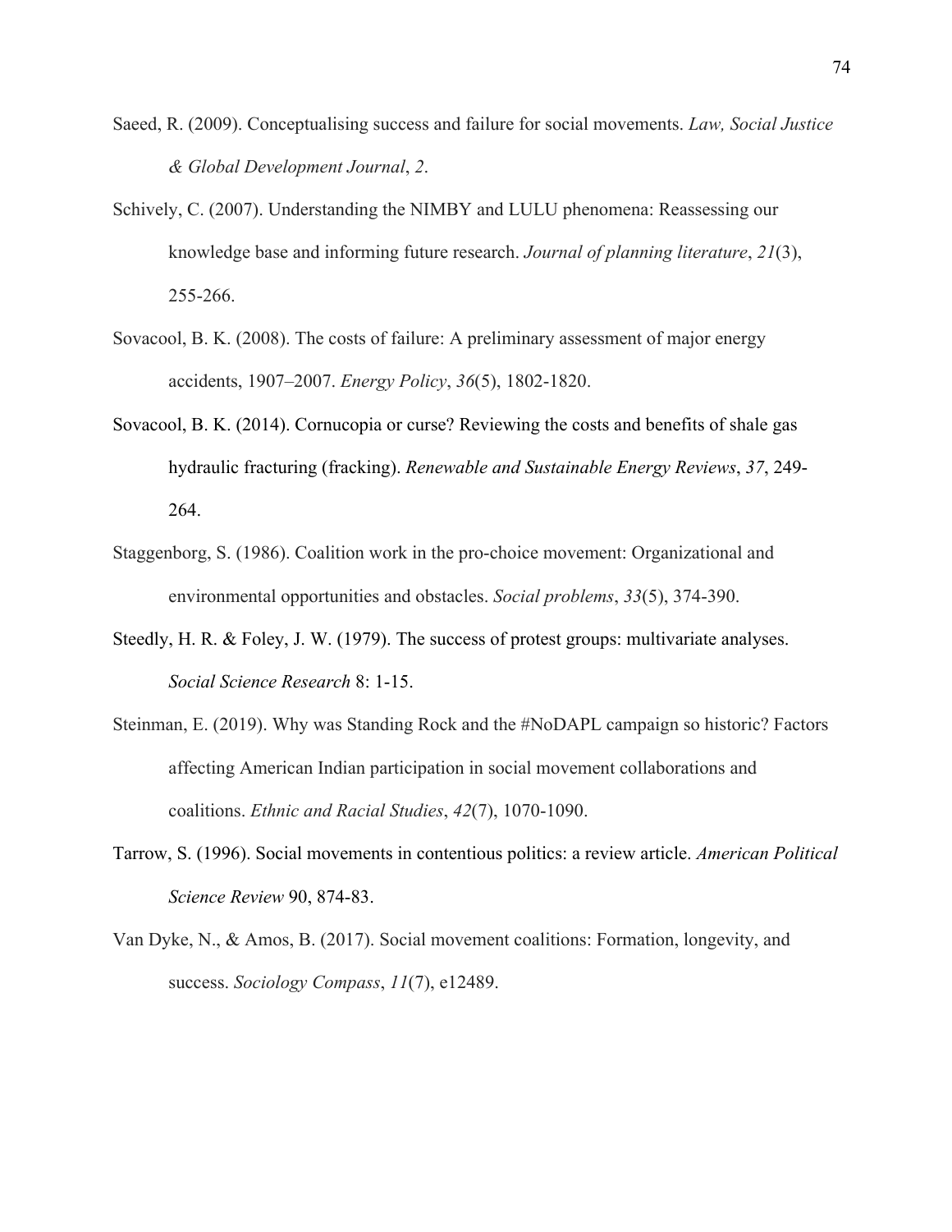Saeed, R. (2009). Conceptualising success and failure for social movements. *Law, Social Justice & Global Development Journal*, *2*.

Schively, C. (2007). Understanding the NIMBY and LULU phenomena: Reassessing our knowledge base and informing future research. *Journal of planning literature*, *21*(3), 255-266.

Sovacool, B. K. (2008). The costs of failure: A preliminary assessment of major energy accidents, 1907–2007. *Energy Policy*, *36*(5), 1802-1820.

Sovacool, B. K. (2014). Cornucopia or curse? Reviewing the costs and benefits of shale gas hydraulic fracturing (fracking). *Renewable and Sustainable Energy Reviews*, *37*, 249-264.

Staggenborg, S. (1986). Coalition work in the pro-choice movement: Organizational and environmental opportunities and obstacles. *Social problems*, *33*(5), 374-390.

Steedly, H. R. & Foley, J. W. (1979). The success of protest groups: multivariate analyses. *Social Science Research* 8: 1-15.

Steinman, E. (2019). Why was Standing Rock and the #NoDAPL campaign so historic? Factors affecting American Indian participation in social movement collaborations and coalitions. *Ethnic and Racial Studies*, *42*(7), 1070-1090.

Tarrow, S. (1996). Social movements in contentious politics: a review article. *American Political Science Review* 90, 874-83.

Van Dyke, N., & Amos, B. (2017). Social movement coalitions: Formation, longevity, and success. *Sociology Compass*, *11*(7), e12489.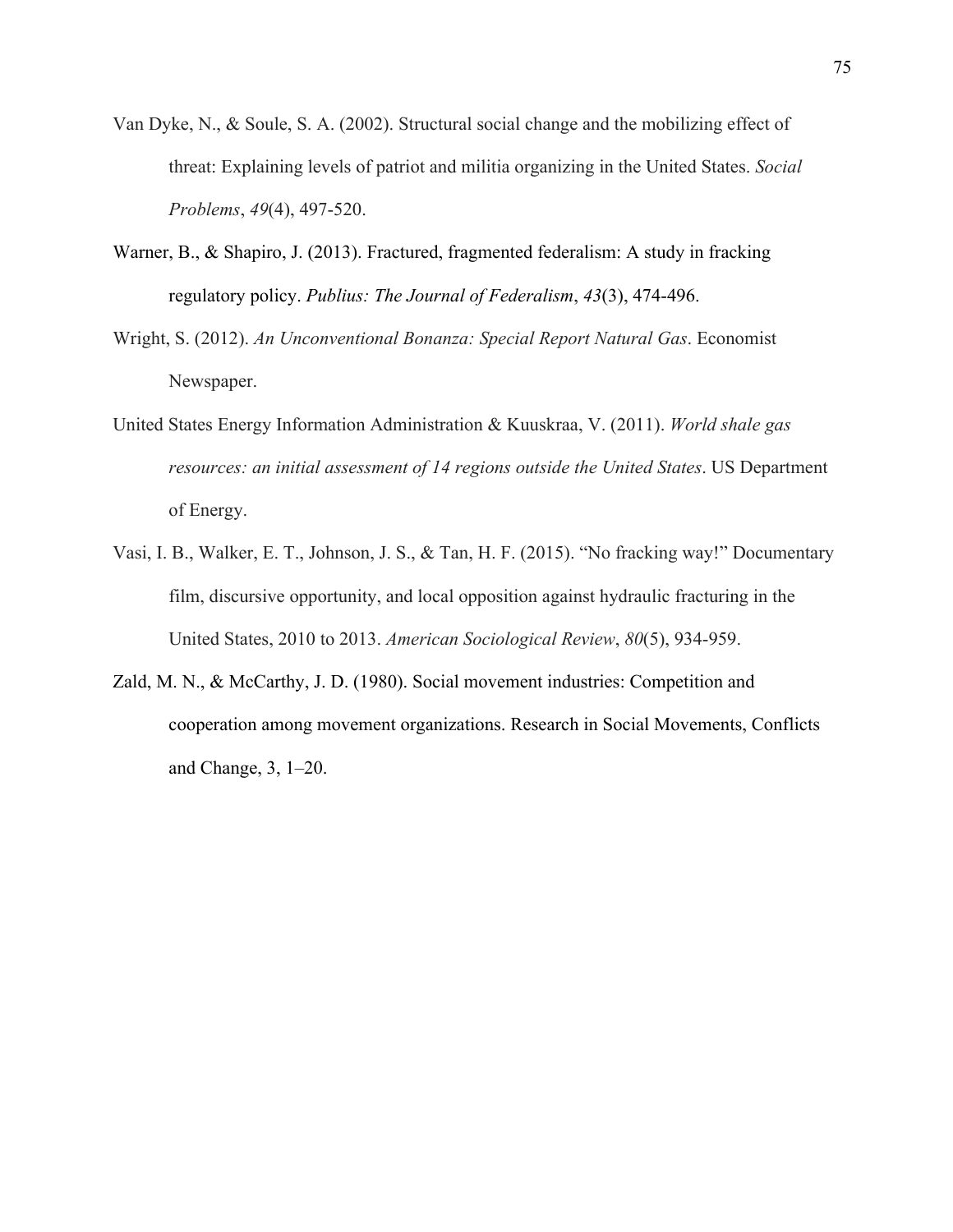Van Dyke, N., & Soule, S. A. (2002). Structural social change and the mobilizing effect of threat: Explaining levels of patriot and militia organizing in the United States. *Social Problems*, *49*(4), 497-520.

Warner, B., & Shapiro, J. (2013). Fractured, fragmented federalism: A study in fracking regulatory policy. *Publius: The Journal of Federalism*, *43*(3), 474-496.

Wright, S. (2012). *An Unconventional Bonanza: Special Report Natural Gas*. Economist Newspaper.

United States Energy Information Administration & Kuuskraa, V. (2011). *World shale gas resources: an initial assessment of 14 regions outside the United States*. US Department of Energy.

Vasi, I. B., Walker, E. T., Johnson, J. S., & Tan, H. F. (2015). "No fracking way!" Documentary film, discursive opportunity, and local opposition against hydraulic fracturing in the United States, 2010 to 2013. *American Sociological Review*, *80*(5), 934-959.

Zald, M. N., & McCarthy, J. D. (1980). Social movement industries: Competition and cooperation among movement organizations. Research in Social Movements, Conflicts and Change, 3, 1–20.